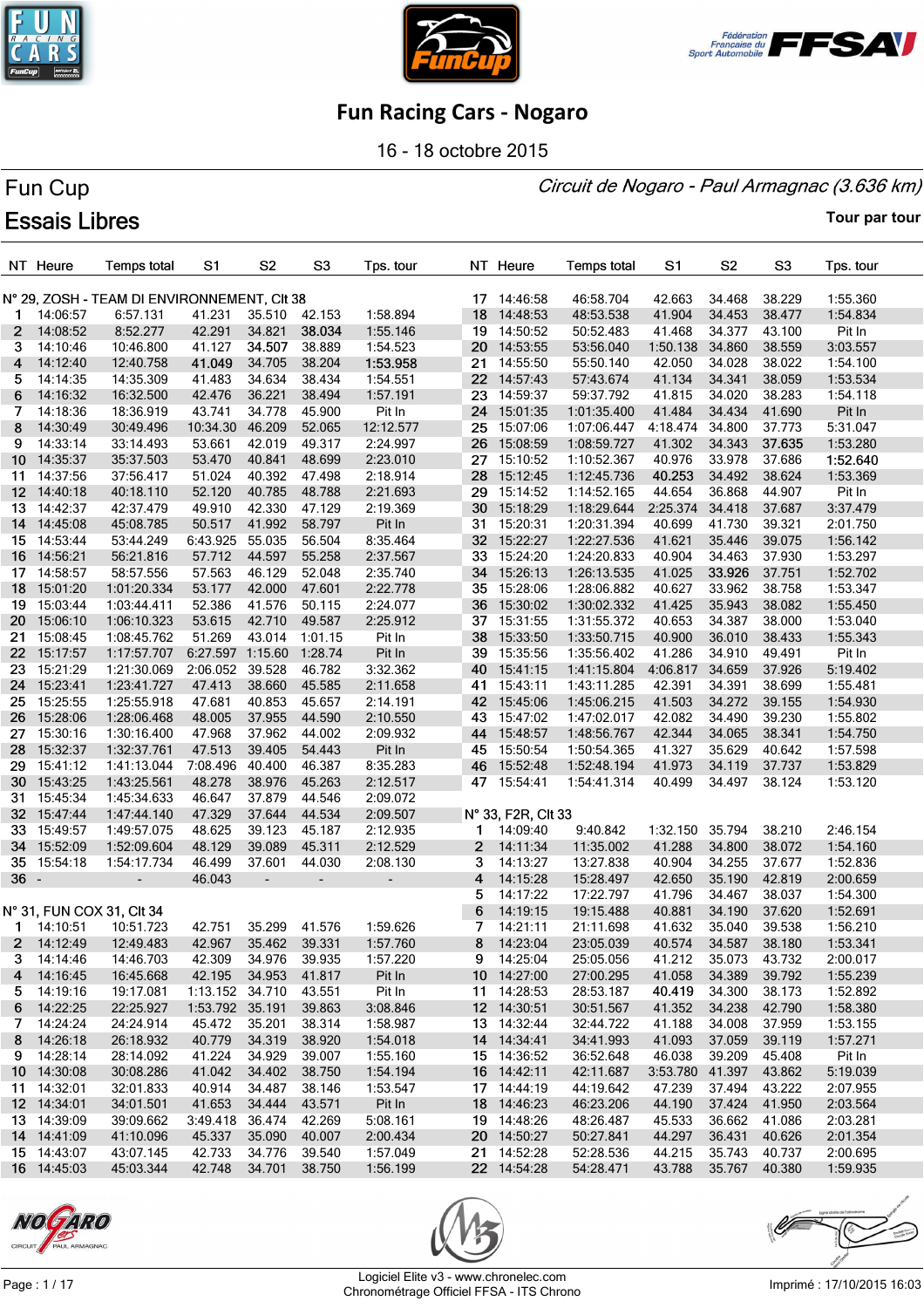# Fun Racing Cars - Nogaro

16 - 18 octobre 2015

## Fun Cup

*Circuit de Nogaro - Paul Armagnac (3.636 km)*

## Essais Libres

**Tour par tour**

### N° 29, ZOSH - TEAM DI ENVIRONNEMENT, Clt 38

| NT | Heure | Temps total | S1 | S2 | S3 | Tps. tour |
|---|---|---|---|---|---|---|
| 1 | 14:06:57 | 6:57.131 | 41.231 | 35.510 | 42.153 | 1:58.894 |
| 2 | 14:08:52 | 8:52.277 | 42.291 | 34.821 | 38.034 | 1:55.146 |
| 3 | 14:10:46 | 10:46.800 | 41.127 | 34.507 | 38.889 | 1:54.523 |
| 4 | 14:12:40 | 12:40.758 | 41.049 | 34.705 | 38.204 | 1:53.958 |
| 5 | 14:14:35 | 14:35.309 | 41.483 | 34.634 | 38.434 | 1:54.551 |
| 6 | 14:16:32 | 16:32.500 | 42.476 | 36.221 | 38.494 | 1:57.191 |
| 7 | 14:18:36 | 18:36.919 | 43.741 | 34.778 | 45.900 | Pit In |
| 8 | 14:30:49 | 30:49.496 | 10:34.30 | 46.209 | 52.065 | 12:12.577 |
| 9 | 14:33:14 | 33:14.493 | 53.661 | 42.019 | 49.317 | 2:24.997 |
| 10 | 14:35:37 | 35:37.503 | 53.470 | 40.841 | 48.699 | 2:23.010 |
| 11 | 14:37:56 | 37:56.417 | 51.024 | 40.392 | 47.498 | 2:18.914 |
| 12 | 14:40:18 | 40:18.110 | 52.120 | 40.785 | 48.788 | 2:21.693 |
| 13 | 14:42:37 | 42:37.479 | 49.910 | 42.330 | 47.129 | 2:19.369 |
| 14 | 14:45:08 | 45:08.785 | 50.517 | 41.992 | 58.797 | Pit In |
| 15 | 14:53:44 | 53:44.249 | 6:43.925 | 55.035 | 56.504 | 8:35.464 |
| 16 | 14:56:21 | 56:21.816 | 57.712 | 44.597 | 55.258 | 2:37.567 |
| 17 | 14:58:57 | 58:57.556 | 57.563 | 46.129 | 52.048 | 2:35.740 |
| 18 | 15:01:20 | 1:01:20.334 | 53.177 | 42.000 | 47.601 | 2:22.778 |
| 19 | 15:03:44 | 1:03:44.411 | 52.386 | 41.576 | 50.115 | 2:24.077 |
| 20 | 15:06:10 | 1:06:10.323 | 53.615 | 42.710 | 49.587 | 2:25.912 |
| 21 | 15:08:45 | 1:08:45.762 | 51.269 | 43.014 | 1:01.15 | Pit In |
| 22 | 15:17:57 | 1:17:57.707 | 6:27.597 | 1:15.60 | 1:28.74 | Pit In |
| 23 | 15:21:29 | 1:21:30.069 | 2:06.052 | 39.528 | 46.782 | 3:32.362 |
| 24 | 15:23:41 | 1:23:41.727 | 47.413 | 38.660 | 45.585 | 2:11.658 |
| 25 | 15:25:55 | 1:25:55.918 | 47.681 | 40.853 | 45.657 | 2:14.191 |
| 26 | 15:28:06 | 1:28:06.468 | 48.005 | 37.955 | 44.590 | 2:10.550 |
| 27 | 15:30:16 | 1:30:16.400 | 47.968 | 37.962 | 44.002 | 2:09.932 |
| 28 | 15:32:37 | 1:32:37.761 | 47.513 | 39.405 | 54.443 | Pit In |
| 29 | 15:41:12 | 1:41:13.044 | 7:08.496 | 40.400 | 46.387 | 8:35.283 |
| 30 | 15:43:25 | 1:43:25.561 | 48.278 | 38.976 | 45.263 | 2:12.517 |
| 31 | 15:45:34 | 1:45:34.633 | 46.647 | 37.879 | 44.546 | 2:09.072 |
| 32 | 15:47:44 | 1:47:44.140 | 47.329 | 37.644 | 44.534 | 2:09.507 |
| 33 | 15:49:57 | 1:49:57.075 | 48.625 | 39.123 | 45.187 | 2:12.935 |
| 34 | 15:52:09 | 1:52:09.604 | 48.129 | 39.089 | 45.311 | 2:12.529 |
| 35 | 15:54:18 | 1:54:17.734 | 46.499 | 37.601 | 44.030 | 2:08.130 |
| 36 | - | - | 46.043 | - | - | - |

### N° 31, FUN COX 31, Clt 34

| NT | Heure | Temps total | S1 | S2 | S3 | Tps. tour |
|---|---|---|---|---|---|---|
| 1 | 14:10:51 | 10:51.723 | 42.751 | 35.299 | 41.576 | 1:59.626 |
| 2 | 14:12:49 | 12:49.483 | 42.967 | 35.462 | 39.331 | 1:57.760 |
| 3 | 14:14:46 | 14:46.703 | 42.309 | 34.976 | 39.935 | 1:57.220 |
| 4 | 14:16:45 | 16:45.668 | 42.195 | 34.953 | 41.817 | Pit In |
| 5 | 14:19:16 | 19:17.081 | 1:13.152 | 34.710 | 43.551 | Pit In |
| 6 | 14:22:25 | 22:25.927 | 1:53.792 | 35.191 | 39.863 | 3:08.846 |
| 7 | 14:24:24 | 24:24.914 | 45.472 | 35.201 | 38.314 | 1:58.987 |
| 8 | 14:26:18 | 26:18.932 | 40.779 | 34.319 | 38.920 | 1:54.018 |
| 9 | 14:28:14 | 28:14.092 | 41.224 | 34.929 | 39.007 | 1:55.160 |
| 10 | 14:30:08 | 30:08.286 | 41.042 | 34.402 | 38.750 | 1:54.194 |
| 11 | 14:32:01 | 32:01.833 | 40.914 | 34.487 | 38.146 | 1:53.547 |
| 12 | 14:34:01 | 34:01.501 | 41.653 | 34.444 | 43.571 | Pit In |
| 13 | 14:39:09 | 39:09.662 | 3:49.418 | 36.474 | 42.269 | 5:08.161 |
| 14 | 14:41:09 | 41:10.096 | 45.337 | 35.090 | 40.007 | 2:00.434 |
| 15 | 14:43:07 | 43:07.145 | 42.733 | 34.776 | 39.540 | 1:57.049 |
| 16 | 14:45:03 | 45:03.344 | 42.748 | 34.701 | 38.750 | 1:56.199 |
| 17 | 14:46:58 | 46:58.704 | 42.663 | 34.468 | 38.229 | 1:55.360 |
| 18 | 14:48:53 | 48:53.538 | 41.904 | 34.453 | 38.477 | 1:54.834 |
| 19 | 14:50:52 | 50:52.483 | 41.468 | 34.377 | 43.100 | Pit In |
| 20 | 14:53:55 | 53:56.040 | 1:50.138 | 34.860 | 38.559 | 3:03.557 |
| 21 | 14:55:50 | 55:50.140 | 42.050 | 34.028 | 38.022 | 1:54.100 |
| 22 | 14:57:43 | 57:43.674 | 41.134 | 34.341 | 38.059 | 1:53.534 |
| 23 | 14:59:37 | 59:37.792 | 41.815 | 34.020 | 38.283 | 1:54.118 |
| 24 | 15:01:35 | 1:01:35.400 | 41.484 | 34.434 | 41.690 | Pit In |
| 25 | 15:07:06 | 1:07:06.447 | 4:18.474 | 34.800 | 37.773 | 5:31.047 |
| 26 | 15:08:59 | 1:08:59.727 | 41.302 | 34.343 | 37.635 | 1:53.280 |
| 27 | 15:10:52 | 1:10:52.367 | 40.976 | 33.978 | 37.686 | 1:52.640 |
| 28 | 15:12:45 | 1:12:45.736 | 40.253 | 34.492 | 38.624 | 1:53.369 |
| 29 | 15:14:52 | 1:14:52.165 | 44.654 | 36.868 | 44.907 | Pit In |
| 30 | 15:18:29 | 1:18:29.644 | 2:25.374 | 34.418 | 37.687 | 3:37.479 |
| 31 | 15:20:31 | 1:20:31.394 | 40.699 | 41.730 | 39.321 | 2:01.750 |
| 32 | 15:22:27 | 1:22:27.536 | 41.621 | 35.446 | 39.075 | 1:56.142 |
| 33 | 15:24:20 | 1:24:20.833 | 40.904 | 34.463 | 37.930 | 1:53.297 |
| 34 | 15:26:13 | 1:26:13.535 | 41.025 | 33.926 | 37.751 | 1:52.702 |
| 35 | 15:28:06 | 1:28:06.882 | 40.627 | 33.962 | 38.758 | 1:53.347 |
| 36 | 15:30:02 | 1:30:02.332 | 41.425 | 35.943 | 38.082 | 1:55.450 |
| 37 | 15:31:55 | 1:31:55.372 | 40.653 | 34.387 | 38.000 | 1:53.040 |
| 38 | 15:33:50 | 1:33:50.715 | 40.900 | 36.010 | 38.433 | 1:55.343 |
| 39 | 15:35:56 | 1:35:56.402 | 41.286 | 34.910 | 49.491 | Pit In |
| 40 | 15:41:15 | 1:41:15.804 | 4:06.817 | 34.659 | 37.926 | 5:19.402 |
| 41 | 15:43:11 | 1:43:11.285 | 42.391 | 34.391 | 38.699 | 1:55.481 |
| 42 | 15:45:06 | 1:45:06.215 | 41.503 | 34.272 | 39.155 | 1:54.930 |
| 43 | 15:47:02 | 1:47:02.017 | 42.082 | 34.490 | 39.230 | 1:55.802 |
| 44 | 15:48:57 | 1:48:56.767 | 42.344 | 34.065 | 38.341 | 1:54.750 |
| 45 | 15:50:54 | 1:50:54.365 | 41.327 | 35.629 | 40.642 | 1:57.598 |
| 46 | 15:52:48 | 1:52:48.194 | 41.973 | 34.119 | 37.737 | 1:53.829 |
| 47 | 15:54:41 | 1:54:41.314 | 40.499 | 34.497 | 38.124 | 1:53.120 |

### N° 33, F2R, Clt 33

| NT | Heure | Temps total | S1 | S2 | S3 | Tps. tour |
|---|---|---|---|---|---|---|
| 1 | 14:09:40 | 9:40.842 | 1:32.150 | 35.794 | 38.210 | 2:46.154 |
| 2 | 14:11:34 | 11:35.002 | 41.288 | 34.800 | 38.072 | 1:54.160 |
| 3 | 14:13:27 | 13:27.838 | 40.904 | 34.255 | 37.677 | 1:52.836 |
| 4 | 14:15:28 | 15:28.497 | 42.650 | 35.190 | 42.819 | 2:00.659 |
| 5 | 14:17:22 | 17:22.797 | 41.796 | 34.467 | 38.037 | 1:54.300 |
| 6 | 14:19:15 | 19:15.488 | 40.881 | 34.190 | 37.620 | 1:52.691 |
| 7 | 14:21:11 | 21:11.698 | 41.632 | 35.040 | 39.538 | 1:56.210 |
| 8 | 14:23:04 | 23:05.039 | 40.574 | 34.587 | 38.180 | 1:53.341 |
| 9 | 14:25:04 | 25:05.056 | 41.212 | 35.073 | 43.732 | 2:00.017 |
| 10 | 14:27:00 | 27:00.295 | 41.058 | 34.389 | 39.792 | 1:55.239 |
| 11 | 14:28:53 | 28:53.187 | 40.419 | 34.300 | 38.173 | 1:52.892 |
| 12 | 14:30:51 | 30:51.567 | 41.352 | 34.238 | 42.790 | 1:58.380 |
| 13 | 14:32:44 | 32:44.722 | 41.188 | 34.008 | 37.959 | 1:53.155 |
| 14 | 14:34:41 | 34:41.993 | 41.093 | 37.059 | 39.119 | 1:57.271 |
| 15 | 14:36:52 | 36:52.648 | 46.038 | 39.209 | 45.408 | Pit In |
| 16 | 14:42:11 | 42:11.687 | 3:53.780 | 41.397 | 43.862 | 5:19.039 |
| 17 | 14:44:19 | 44:19.642 | 47.239 | 37.494 | 43.222 | 2:07.955 |
| 18 | 14:46:23 | 46:23.206 | 44.190 | 37.424 | 41.950 | 2:03.564 |
| 19 | 14:48:26 | 48:26.487 | 45.533 | 36.662 | 41.086 | 2:03.281 |
| 20 | 14:50:27 | 50:27.841 | 44.297 | 36.431 | 40.626 | 2:01.354 |
| 21 | 14:52:28 | 52:28.536 | 44.215 | 35.743 | 40.737 | 2:00.695 |
| 22 | 14:54:28 | 54:28.471 | 43.788 | 35.767 | 40.380 | 1:59.935 |

Logiciel Elite v3 - www.chronelec.com
Chronométrage Officiel FFSA - ITS Chrono

Imprimé : 17/10/2015 16:03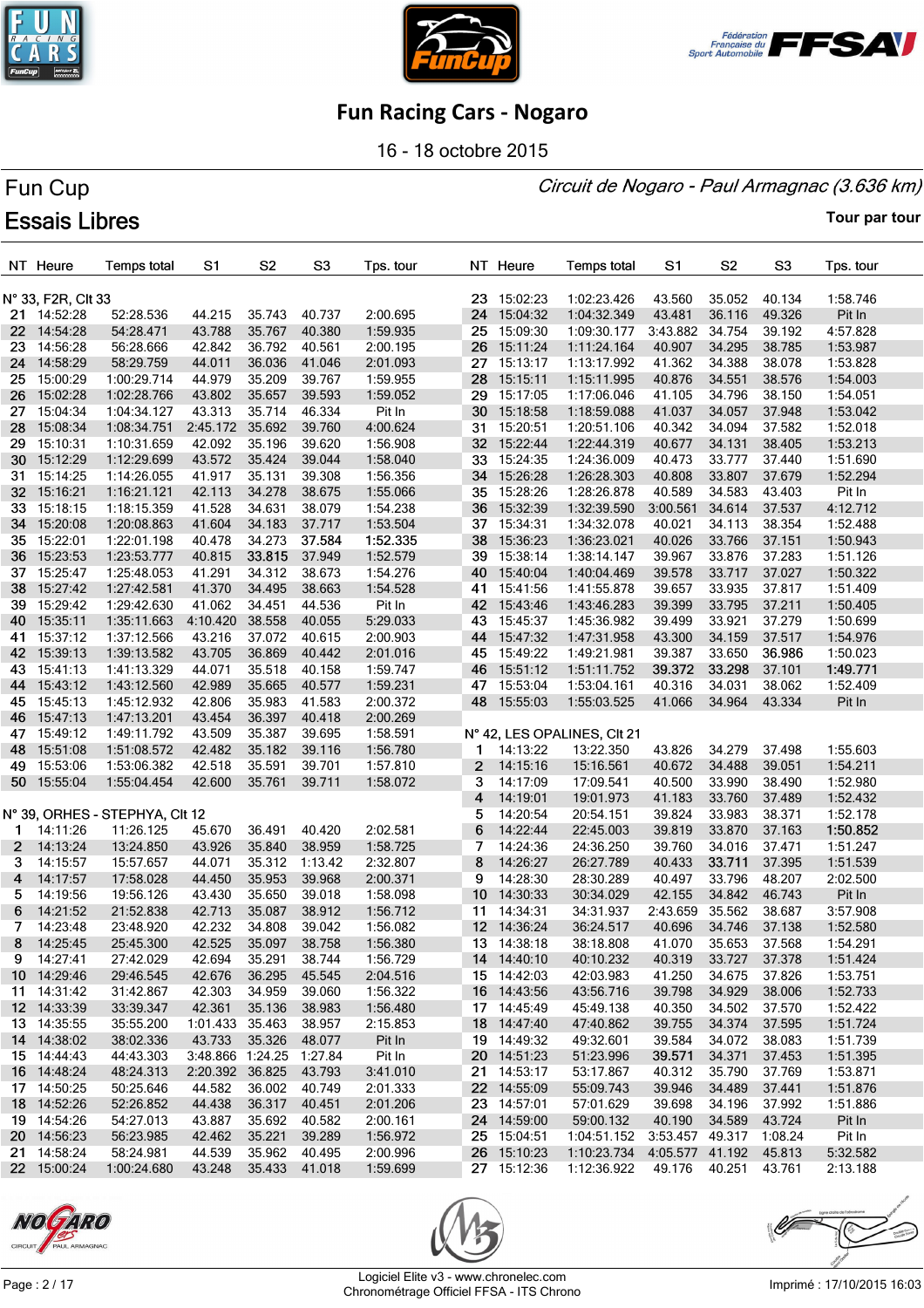# Fun Racing Cars - Nogaro

16 - 18 octobre 2015

## Fun Cup

*Circuit de Nogaro - Paul Armagnac (3.636 km)*

## Essais Libres

**Tour par tour**

**N° 33, F2R, Clt 33**

| NT | Heure | Temps total | S1 | S2 | S3 | Tps. tour |
|---|---|---|---|---|---|---|
| 21 | 14:52:28 | 52:28.536 | 44.215 | 35.743 | 40.737 | 2:00.695 |
| 22 | 14:54:28 | 54:28.471 | 43.788 | 35.767 | 40.380 | 1:59.935 |
| 23 | 14:56:28 | 56:28.666 | 42.842 | 36.792 | 40.561 | 2:00.195 |
| 24 | 14:58:29 | 58:29.759 | 44.011 | 36.036 | 41.046 | 2:01.093 |
| 25 | 15:00:29 | 1:00:29.714 | 44.979 | 35.209 | 39.767 | 1:59.955 |
| 26 | 15:02:28 | 1:02:28.766 | 43.802 | 35.657 | 39.593 | 1:59.052 |
| 27 | 15:04:34 | 1:04:34.127 | 43.313 | 35.714 | 46.334 | Pit In |
| 28 | 15:08:34 | 1:08:34.751 | 2:45.172 | 35.692 | 39.760 | 4:00.624 |
| 29 | 15:10:31 | 1:10:31.659 | 42.092 | 35.196 | 39.620 | 1:56.908 |
| 30 | 15:12:29 | 1:12:29.699 | 43.572 | 35.424 | 39.044 | 1:58.040 |
| 31 | 15:14:25 | 1:14:26.055 | 41.917 | 35.131 | 39.308 | 1:56.356 |
| 32 | 15:16:21 | 1:16:21.121 | 42.113 | 34.278 | 38.675 | 1:55.066 |
| 33 | 15:18:15 | 1:18:15.359 | 41.528 | 34.631 | 38.079 | 1:54.238 |
| 34 | 15:20:08 | 1:20:08.863 | 41.604 | 34.183 | 37.717 | 1:53.504 |
| 35 | 15:22:01 | 1:22:01.198 | 40.478 | 34.273 | **37.584** | **1:52.335** |
| 36 | 15:23:53 | 1:23:53.777 | 40.815 | **33.815** | 37.949 | 1:52.579 |
| 37 | 15:25:47 | 1:25:48.053 | 41.291 | 34.312 | 38.673 | 1:54.276 |
| 38 | 15:27:42 | 1:27:42.581 | 41.370 | 34.495 | 38.663 | 1:54.528 |
| 39 | 15:29:42 | 1:29:42.630 | 41.062 | 34.451 | 44.536 | Pit In |
| 40 | 15:35:11 | 1:35:11.663 | 4:10.420 | 38.558 | 40.055 | 5:29.033 |
| 41 | 15:37:12 | 1:37:12.566 | 43.216 | 37.072 | 40.615 | 2:00.903 |
| 42 | 15:39:13 | 1:39:13.582 | 43.705 | 36.869 | 40.442 | 2:01.016 |
| 43 | 15:41:13 | 1:41:13.329 | 44.071 | 35.518 | 40.158 | 1:59.747 |
| 44 | 15:43:12 | 1:43:12.560 | 42.989 | 35.665 | 40.577 | 1:59.231 |
| 45 | 15:45:13 | 1:45:12.932 | 42.806 | 35.983 | 41.583 | 2:00.372 |
| 46 | 15:47:13 | 1:47:13.201 | 43.454 | 36.397 | 40.418 | 2:00.269 |
| 47 | 15:49:12 | 1:49:11.792 | 43.509 | 35.387 | 39.695 | 1:58.591 |
| 48 | 15:51:08 | 1:51:08.572 | 42.482 | 35.182 | 39.116 | 1:56.780 |
| 49 | 15:53:06 | 1:53:06.382 | 42.518 | 35.591 | 39.701 | 1:57.810 |
| 50 | 15:55:04 | 1:55:04.454 | 42.600 | 35.761 | 39.711 | 1:58.072 |

**N° 39, ORHES - STEPHYA, Clt 12**

| NT | Heure | Temps total | S1 | S2 | S3 | Tps. tour |
|---|---|---|---|---|---|---|
| 1 | 14:11:26 | 11:26.125 | 45.670 | 36.491 | 40.420 | 2:02.581 |
| 2 | 14:13:24 | 13:24.850 | 43.926 | 35.840 | 38.959 | 1:58.725 |
| 3 | 14:15:57 | 15:57.657 | 44.071 | 35.312 | 1:13.42 | 2:32.807 |
| 4 | 14:17:57 | 17:58.028 | 44.450 | 35.953 | 39.968 | 2:00.371 |
| 5 | 14:19:56 | 19:56.126 | 43.430 | 35.650 | 39.018 | 1:58.098 |
| 6 | 14:21:52 | 21:52.838 | 42.713 | 35.087 | 38.912 | 1:56.712 |
| 7 | 14:23:48 | 23:48.920 | 42.232 | 34.808 | 39.042 | 1:56.082 |
| 8 | 14:25:45 | 25:45.300 | 42.525 | 35.097 | 38.758 | 1:56.380 |
| 9 | 14:27:41 | 27:42.029 | 42.694 | 35.291 | 38.744 | 1:56.729 |
| 10 | 14:29:46 | 29:46.545 | 42.676 | 36.295 | 45.545 | 2:04.516 |
| 11 | 14:31:42 | 31:42.867 | 42.303 | 34.959 | 39.060 | 1:56.322 |
| 12 | 14:33:39 | 33:39.347 | 42.361 | 35.136 | 38.983 | 1:56.480 |
| 13 | 14:35:55 | 35:55.200 | 1:01.433 | 35.463 | 38.957 | 2:15.853 |
| 14 | 14:38:02 | 38:02.336 | 43.733 | 35.326 | 48.077 | Pit In |
| 15 | 14:44:43 | 44:43.303 | 3:48.866 | 1:24.25 | 1:27.84 | Pit In |
| 16 | 14:48:24 | 48:24.313 | 2:20.392 | 36.825 | 43.793 | 3:41.010 |
| 17 | 14:50:25 | 50:25.646 | 44.582 | 36.002 | 40.749 | 2:01.333 |
| 18 | 14:52:26 | 52:26.852 | 44.438 | 36.317 | 40.451 | 2:01.206 |
| 19 | 14:54:26 | 54:27.013 | 43.887 | 35.692 | 40.582 | 2:00.161 |
| 20 | 14:56:23 | 56:23.985 | 42.462 | 35.221 | 39.289 | 1:56.972 |
| 21 | 14:58:24 | 58:24.981 | 44.539 | 35.962 | 40.495 | 2:00.996 |
| 22 | 15:00:24 | 1:00:24.680 | 43.248 | 35.433 | 41.018 | 1:59.699 |
| 23 | 15:02:23 | 1:02:23.426 | 43.560 | 35.052 | 40.134 | 1:58.746 |
| 24 | 15:04:32 | 1:04:32.349 | 43.481 | 36.116 | 49.326 | Pit In |
| 25 | 15:09:30 | 1:09:30.177 | 3:43.882 | 34.754 | 39.192 | 4:57.828 |
| 26 | 15:11:24 | 1:11:24.164 | 40.907 | 34.295 | 38.785 | 1:53.987 |
| 27 | 15:13:17 | 1:13:17.992 | 41.362 | 34.388 | 38.078 | 1:53.828 |
| 28 | 15:15:11 | 1:15:11.995 | 40.876 | 34.551 | 38.576 | 1:54.003 |
| 29 | 15:17:05 | 1:17:06.046 | 41.105 | 34.796 | 38.150 | 1:54.051 |
| 30 | 15:18:58 | 1:18:59.088 | 41.037 | 34.057 | 37.948 | 1:53.042 |
| 31 | 15:20:51 | 1:20:51.106 | 40.342 | 34.094 | 37.582 | 1:52.018 |
| 32 | 15:22:44 | 1:22:44.319 | 40.677 | 34.131 | 38.405 | 1:53.213 |
| 33 | 15:24:35 | 1:24:36.009 | 40.473 | 33.777 | 37.440 | 1:51.690 |
| 34 | 15:26:28 | 1:26:28.303 | 40.808 | 33.807 | 37.679 | 1:52.294 |
| 35 | 15:28:26 | 1:28:26.878 | 40.589 | 34.583 | 43.403 | Pit In |
| 36 | 15:32:39 | 1:32:39.590 | 3:00.561 | 34.614 | 37.537 | 4:12.712 |
| 37 | 15:34:31 | 1:34:32.078 | 40.021 | 34.113 | 38.354 | 1:52.488 |
| 38 | 15:36:23 | 1:36:23.021 | 40.026 | 33.766 | 37.151 | 1:50.943 |
| 39 | 15:38:14 | 1:38:14.147 | 39.967 | 33.876 | 37.283 | 1:51.126 |
| 40 | 15:40:04 | 1:40:04.469 | 39.578 | 33.717 | 37.027 | 1:50.322 |
| 41 | 15:41:56 | 1:41:55.878 | 39.657 | 33.935 | 37.817 | 1:51.409 |
| 42 | 15:43:46 | 1:43:46.283 | 39.399 | 33.795 | 37.211 | 1:50.405 |
| 43 | 15:45:37 | 1:45:36.982 | 39.499 | 33.921 | 37.279 | 1:50.699 |
| 44 | 15:47:32 | 1:47:31.958 | 43.300 | 34.159 | 37.517 | 1:54.976 |
| 45 | 15:49:22 | 1:49:21.981 | 39.387 | 33.650 | **36.986** | 1:50.023 |
| 46 | 15:51:12 | 1:51:11.752 | **39.372** | **33.298** | 37.101 | **1:49.771** |
| 47 | 15:53:04 | 1:53:04.161 | 40.316 | 34.031 | 38.062 | 1:52.409 |
| 48 | 15:55:03 | 1:55:03.525 | 41.066 | 34.964 | 43.334 | Pit In |

**N° 42, LES OPALINES, Clt 21**

| NT | Heure | Temps total | S1 | S2 | S3 | Tps. tour |
|---|---|---|---|---|---|---|
| 1 | 14:13:22 | 13:22.350 | 43.826 | 34.279 | 37.498 | 1:55.603 |
| 2 | 14:15:16 | 15:16.561 | 40.672 | 34.488 | 39.051 | 1:54.211 |
| 3 | 14:17:09 | 17:09.541 | 40.500 | 33.990 | 38.490 | 1:52.980 |
| 4 | 14:19:01 | 19:01.973 | 41.183 | 33.760 | 37.489 | 1:52.432 |
| 5 | 14:20:54 | 20:54.151 | 39.824 | 33.983 | 38.371 | 1:52.178 |
| 6 | 14:22:44 | 22:45.003 | 39.819 | 33.870 | 37.163 | **1:50.852** |
| 7 | 14:24:36 | 24:36.250 | 39.760 | 34.016 | 37.471 | 1:51.247 |
| 8 | 14:26:27 | 26:27.789 | 40.433 | **33.711** | 37.395 | 1:51.539 |
| 9 | 14:28:30 | 28:30.289 | 40.497 | 33.796 | 48.207 | 2:02.500 |
| 10 | 14:30:33 | 30:34.029 | 42.155 | 34.842 | 46.743 | Pit In |
| 11 | 14:34:31 | 34:31.937 | 2:43.659 | 35.562 | 38.687 | 3:57.908 |
| 12 | 14:36:24 | 36:24.517 | 40.696 | 34.746 | 37.138 | 1:52.580 |
| 13 | 14:38:18 | 38:18.808 | 41.070 | 35.653 | 37.568 | 1:54.291 |
| 14 | 14:40:10 | 40:10.232 | 40.319 | 33.727 | 37.378 | 1:51.424 |
| 15 | 14:42:03 | 42:03.983 | 41.250 | 34.675 | 37.826 | 1:53.751 |
| 16 | 14:43:56 | 43:56.716 | 39.798 | 34.929 | 38.006 | 1:52.733 |
| 17 | 14:45:49 | 45:49.138 | 40.350 | 34.502 | 37.570 | 1:52.422 |
| 18 | 14:47:40 | 47:40.862 | 39.755 | 34.374 | 37.595 | 1:51.724 |
| 19 | 14:49:32 | 49:32.601 | 39.584 | 34.072 | 38.083 | 1:51.739 |
| 20 | 14:51:23 | 51:23.996 | **39.571** | 34.371 | 37.453 | 1:51.395 |
| 21 | 14:53:17 | 53:17.867 | 40.312 | 35.790 | 37.769 | 1:53.871 |
| 22 | 14:55:09 | 55:09.743 | 39.946 | 34.489 | 37.441 | 1:51.876 |
| 23 | 14:57:01 | 57:01.629 | 39.698 | 34.196 | 37.992 | 1:51.886 |
| 24 | 14:59:00 | 59:00.132 | 40.190 | 34.589 | 43.724 | Pit In |
| 25 | 15:04:51 | 1:04:51.152 | 3:53.457 | 49.317 | 1:08.24 | Pit In |
| 26 | 15:10:23 | 1:10:23.734 | 4:05.577 | 41.192 | 45.813 | 5:32.582 |
| 27 | 15:12:36 | 1:12:36.922 | 49.176 | 40.251 | 43.761 | 2:13.188 |

Logiciel Elite v3 - www.chronelec.com
Chronométrage Officiel FFSA - ITS Chrono

Imprimé : 17/10/2015 16:03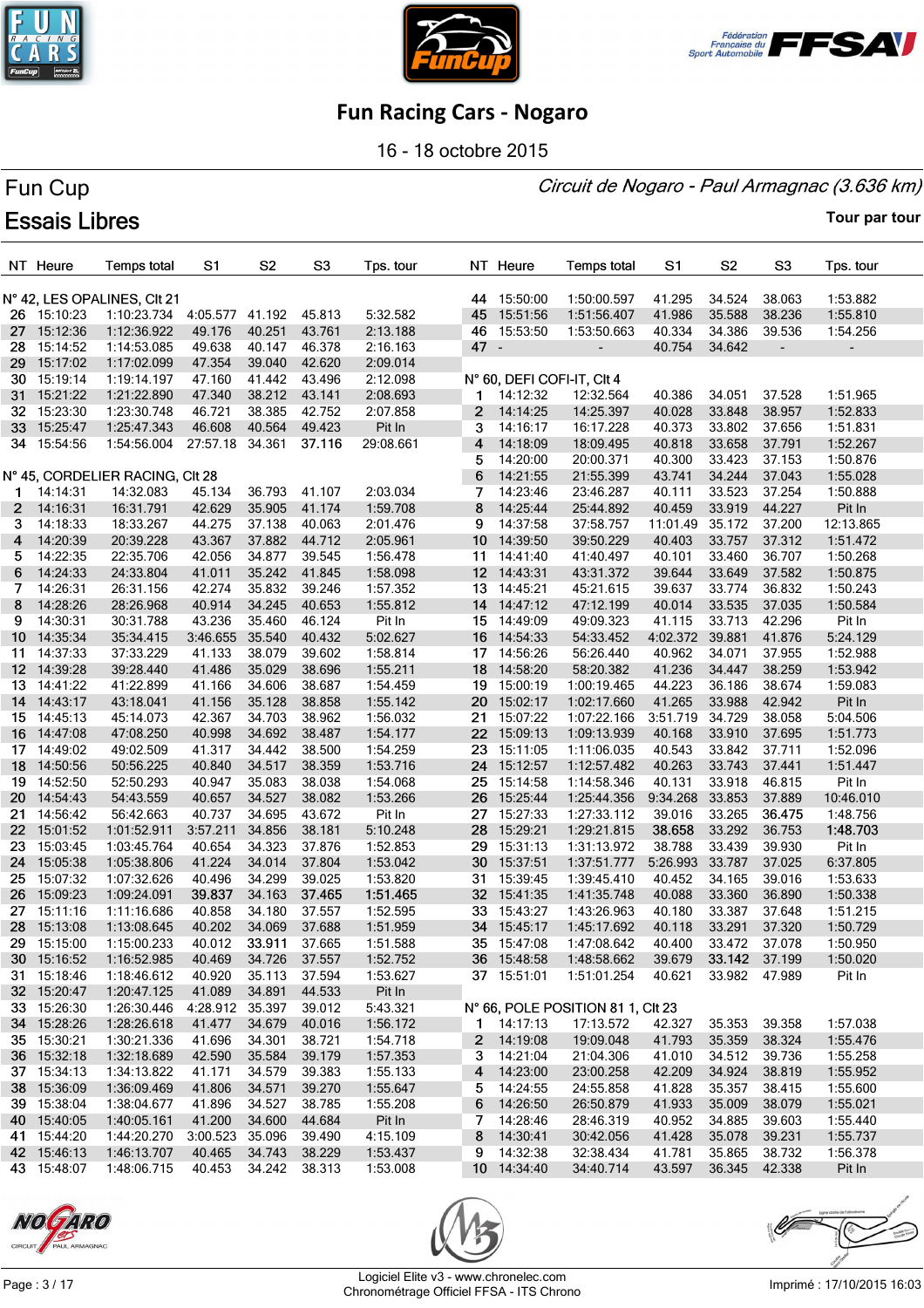# Fun Racing Cars - Nogaro

16 - 18 octobre 2015

## Fun Cup

*Circuit de Nogaro - Paul Armagnac (3.636 km)*

## Essais Libres

**Tour par tour**

| NT | Heure | Temps total | S1 | S2 | S3 | Tps. tour |
|---|---|---|---|---|---|---|
| **N° 42, LES OPALINES, Clt 21** | | | | | | |
| 26 | 15:10:23 | 1:10:23.734 | 4:05.577 | 41.192 | 45.813 | 5:32.582 |
| 27 | 15:12:36 | 1:12:36.922 | 49.176 | 40.251 | 43.761 | 2:13.188 |
| 28 | 15:14:52 | 1:14:53.085 | 49.638 | 40.147 | 46.378 | 2:16.163 |
| 29 | 15:17:02 | 1:17:02.099 | 47.354 | 39.040 | 42.620 | 2:09.014 |
| 30 | 15:19:14 | 1:19:14.197 | 47.160 | 41.442 | 43.496 | 2:12.098 |
| 31 | 15:21:22 | 1:21:22.890 | 47.340 | 38.212 | 43.141 | 2:08.693 |
| 32 | 15:23:30 | 1:23:30.748 | 46.721 | 38.385 | 42.752 | 2:07.858 |
| 33 | 15:25:47 | 1:25:47.343 | 46.608 | 40.564 | 49.423 | Pit In |
| 34 | 15:54:56 | 1:54:56.004 | 27:57.18 | 34.361 | **37.116** | 29:08.661 |
| **N° 45, CORDELIER RACING, Clt 28** | | | | | | |
| 1 | 14:14:31 | 14:32.083 | 45.134 | 36.793 | 41.107 | 2:03.034 |
| 2 | 14:16:31 | 16:31.791 | 42.629 | 35.905 | 41.174 | 1:59.708 |
| 3 | 14:18:33 | 18:33.267 | 44.275 | 37.138 | 40.063 | 2:01.476 |
| 4 | 14:20:39 | 20:39.228 | 43.367 | 37.882 | 44.712 | 2:05.961 |
| 5 | 14:22:35 | 22:35.706 | 42.056 | 34.877 | 39.545 | 1:56.478 |
| 6 | 14:24:33 | 24:33.804 | 41.011 | 35.242 | 41.845 | 1:58.098 |
| 7 | 14:26:31 | 26:31.156 | 42.274 | 35.832 | 39.246 | 1:57.352 |
| 8 | 14:28:26 | 28:26.968 | 40.914 | 34.245 | 40.653 | 1:55.812 |
| 9 | 14:30:31 | 30:31.788 | 43.236 | 35.460 | 46.124 | Pit In |
| 10 | 14:35:34 | 35:34.415 | 3:46.655 | 35.540 | 40.432 | 5:02.627 |
| 11 | 14:37:33 | 37:33.229 | 41.133 | 38.079 | 39.602 | 1:58.814 |
| 12 | 14:39:28 | 39:28.440 | 41.486 | 35.029 | 38.696 | 1:55.211 |
| 13 | 14:41:22 | 41:22.899 | 41.166 | 34.606 | 38.687 | 1:54.459 |
| 14 | 14:43:17 | 43:18.041 | 41.156 | 35.128 | 38.858 | 1:55.142 |
| 15 | 14:45:13 | 45:14.073 | 42.367 | 34.703 | 38.962 | 1:56.032 |
| 16 | 14:47:08 | 47:08.250 | 40.998 | 34.692 | 38.487 | 1:54.177 |
| 17 | 14:49:02 | 49:02.509 | 41.317 | 34.442 | 38.500 | 1:54.259 |
| 18 | 14:50:56 | 50:56.225 | 40.840 | 34.517 | 38.359 | 1:53.716 |
| 19 | 14:52:50 | 52:50.293 | 40.947 | 35.083 | 38.038 | 1:54.068 |
| 20 | 14:54:43 | 54:43.559 | 40.657 | 34.527 | 38.082 | 1:53.266 |
| 21 | 14:56:42 | 56:42.663 | 40.737 | 34.695 | 43.672 | Pit In |
| 22 | 15:01:52 | 1:01:52.911 | 3:57.211 | 34.856 | 38.181 | 5:10.248 |
| 23 | 15:03:45 | 1:03:45.764 | 40.654 | 34.323 | 37.876 | 1:52.853 |
| 24 | 15:05:38 | 1:05:38.806 | 41.224 | 34.014 | 37.804 | 1:53.042 |
| 25 | 15:07:32 | 1:07:32.626 | 40.496 | 34.299 | 39.025 | 1:53.820 |
| 26 | 15:09:23 | 1:09:24.091 | **39.837** | 34.163 | **37.465** | **1:51.465** |
| 27 | 15:11:16 | 1:11:16.686 | 40.858 | 34.180 | 37.557 | 1:52.595 |
| 28 | 15:13:08 | 1:13:08.645 | 40.202 | 34.069 | 37.688 | 1:51.959 |
| 29 | 15:15:00 | 1:15:00.233 | 40.012 | **33.911** | 37.665 | 1:51.588 |
| 30 | 15:16:52 | 1:16:52.985 | 40.469 | 34.726 | 37.557 | 1:52.752 |
| 31 | 15:18:46 | 1:18:46.612 | 40.920 | 35.113 | 37.594 | 1:53.627 |
| 32 | 15:20:47 | 1:20:47.125 | 41.089 | 34.891 | 44.533 | Pit In |
| 33 | 15:26:30 | 1:26:30.446 | 4:28.912 | 35.397 | 39.012 | 5:43.321 |
| 34 | 15:28:26 | 1:28:26.618 | 41.477 | 34.679 | 40.016 | 1:56.172 |
| 35 | 15:30:21 | 1:30:21.336 | 41.696 | 34.301 | 38.721 | 1:54.718 |
| 36 | 15:32:18 | 1:32:18.689 | 42.590 | 35.584 | 39.179 | 1:57.353 |
| 37 | 15:34:13 | 1:34:13.822 | 41.171 | 34.579 | 39.383 | 1:55.133 |
| 38 | 15:36:09 | 1:36:09.469 | 41.806 | 34.571 | 39.270 | 1:55.647 |
| 39 | 15:38:04 | 1:38:04.677 | 41.896 | 34.527 | 38.785 | 1:55.208 |
| 40 | 15:40:05 | 1:40:05.161 | 41.200 | 34.600 | 44.684 | Pit In |
| 41 | 15:44:20 | 1:44:20.270 | 3:00.523 | 35.096 | 39.490 | 4:15.109 |
| 42 | 15:46:13 | 1:46:13.707 | 40.465 | 34.743 | 38.229 | 1:53.437 |
| 43 | 15:48:07 | 1:48:06.715 | 40.453 | 34.242 | 38.313 | 1:53.008 |
| 44 | 15:50:00 | 1:50:00.597 | 41.295 | 34.524 | 38.063 | 1:53.882 |
| 45 | 15:51:56 | 1:51:56.407 | 41.986 | 35.588 | 38.236 | 1:55.810 |
| 46 | 15:53:50 | 1:53:50.663 | 40.334 | 34.386 | 39.536 | 1:54.256 |
| 47 | - | - | 40.754 | 34.642 | - | - |
| **N° 60, DEFI COFI-IT, Clt 4** | | | | | | |
| 1 | 14:12:32 | 12:32.564 | 40.386 | 34.051 | 37.528 | 1:51.965 |
| 2 | 14:14:25 | 14:25.397 | 40.028 | 33.848 | 38.957 | 1:52.833 |
| 3 | 14:16:17 | 16:17.228 | 40.373 | 33.802 | 37.656 | 1:51.831 |
| 4 | 14:18:09 | 18:09.495 | 40.818 | 33.658 | 37.791 | 1:52.267 |
| 5 | 14:20:00 | 20:00.371 | 40.300 | 33.423 | 37.153 | 1:50.876 |
| 6 | 14:21:55 | 21:55.399 | 43.741 | 34.244 | 37.043 | 1:55.028 |
| 7 | 14:23:46 | 23:46.287 | 40.111 | 33.523 | 37.254 | 1:50.888 |
| 8 | 14:25:44 | 25:44.892 | 40.459 | 33.919 | 44.227 | Pit In |
| 9 | 14:37:58 | 37:58.757 | 11:01.49 | 35.172 | 37.200 | 12:13.865 |
| 10 | 14:39:50 | 39:50.229 | 40.403 | 33.750 | 37.312 | 1:51.472 |
| 11 | 14:41:40 | 41:40.497 | 40.101 | 33.460 | 36.707 | 1:50.268 |
| 12 | 14:43:31 | 43:31.372 | 39.644 | 33.649 | 37.582 | 1:50.875 |
| 13 | 14:45:21 | 45:21.615 | 39.637 | 33.774 | 36.832 | 1:50.243 |
| 14 | 14:47:12 | 47:12.199 | 40.014 | 33.535 | 37.035 | 1:50.584 |
| 15 | 14:49:09 | 49:09.323 | 41.115 | 33.713 | 42.296 | Pit In |
| 16 | 14:54:33 | 54:33.452 | 4:02.372 | 39.881 | 41.876 | 5:24.129 |
| 17 | 14:56:26 | 56:26.440 | 40.962 | 34.071 | 37.955 | 1:52.988 |
| 18 | 14:58:20 | 58:20.382 | 41.236 | 34.447 | 38.259 | 1:53.942 |
| 19 | 15:00:19 | 1:00:19.465 | 44.223 | 36.186 | 38.674 | 1:59.083 |
| 20 | 15:02:17 | 1:02:17.660 | 41.265 | 33.988 | 42.942 | Pit In |
| 21 | 15:07:22 | 1:07:22.166 | 3:51.719 | 34.729 | 38.058 | 5:04.506 |
| 22 | 15:09:13 | 1:09:13.939 | 40.168 | 33.910 | 37.695 | 1:51.773 |
| 23 | 15:11:05 | 1:11:06.035 | 40.543 | 33.842 | 37.711 | 1:52.096 |
| 24 | 15:12:57 | 1:12:57.482 | 40.263 | 33.743 | 37.441 | 1:51.447 |
| 25 | 15:14:58 | 1:14:58.346 | 40.131 | 33.918 | 46.815 | Pit In |
| 26 | 15:25:44 | 1:25:44.356 | 9:34.268 | 33.853 | 37.889 | 10:46.010 |
| 27 | 15:27:33 | 1:27:33.112 | 39.016 | 33.265 | **36.475** | 1:48.756 |
| 28 | 15:29:21 | 1:29:21.815 | **38.658** | 33.292 | 36.753 | **1:48.703** |
| 29 | 15:31:13 | 1:31:13.972 | 38.788 | 33.439 | 39.930 | Pit In |
| 30 | 15:37:51 | 1:37:51.777 | 5:26.993 | 33.787 | 37.025 | 6:37.805 |
| 31 | 15:39:45 | 1:39:45.410 | 40.452 | 34.165 | 39.016 | 1:53.633 |
| 32 | 15:41:35 | 1:41:35.748 | 40.088 | 33.360 | 36.890 | 1:50.338 |
| 33 | 15:43:27 | 1:43:26.963 | 40.180 | 33.387 | 37.648 | 1:51.215 |
| 34 | 15:45:17 | 1:45:17.692 | 40.118 | 33.291 | 37.320 | 1:50.729 |
| 35 | 15:47:08 | 1:47:08.642 | 40.400 | 33.472 | 37.078 | 1:50.950 |
| 36 | 15:48:58 | 1:48:58.662 | 39.679 | **33.142** | 37.199 | 1:50.020 |
| 37 | 15:51:01 | 1:51:01.254 | 40.621 | 33.982 | 47.989 | Pit In |
| **N° 66, POLE POSITION 81 1, Clt 23** | | | | | | |
| 1 | 14:17:13 | 17:13.572 | 42.327 | 35.353 | 39.358 | 1:57.038 |
| 2 | 14:19:08 | 19:09.048 | 41.793 | 35.359 | 38.324 | 1:55.476 |
| 3 | 14:21:04 | 21:04.306 | 41.010 | 34.512 | 39.736 | 1:55.258 |
| 4 | 14:23:00 | 23:00.258 | 42.209 | 34.924 | 38.819 | 1:55.952 |
| 5 | 14:24:55 | 24:55.858 | 41.828 | 35.357 | 38.415 | 1:55.600 |
| 6 | 14:26:50 | 26:50.879 | 41.933 | 35.009 | 38.079 | 1:55.021 |
| 7 | 14:28:46 | 28:46.319 | 40.952 | 34.885 | 39.603 | 1:55.440 |
| 8 | 14:30:41 | 30:42.056 | 41.428 | 35.078 | 39.231 | 1:55.737 |
| 9 | 14:32:38 | 32:38.434 | 41.781 | 35.865 | 38.732 | 1:56.378 |
| 10 | 14:34:40 | 34:40.714 | 43.597 | 36.345 | 42.338 | Pit In |

Logiciel Elite v3 - www.chronelec.com
Chronométrage Officiel FFSA - ITS Chrono

Imprimé : 17/10/2015 16:03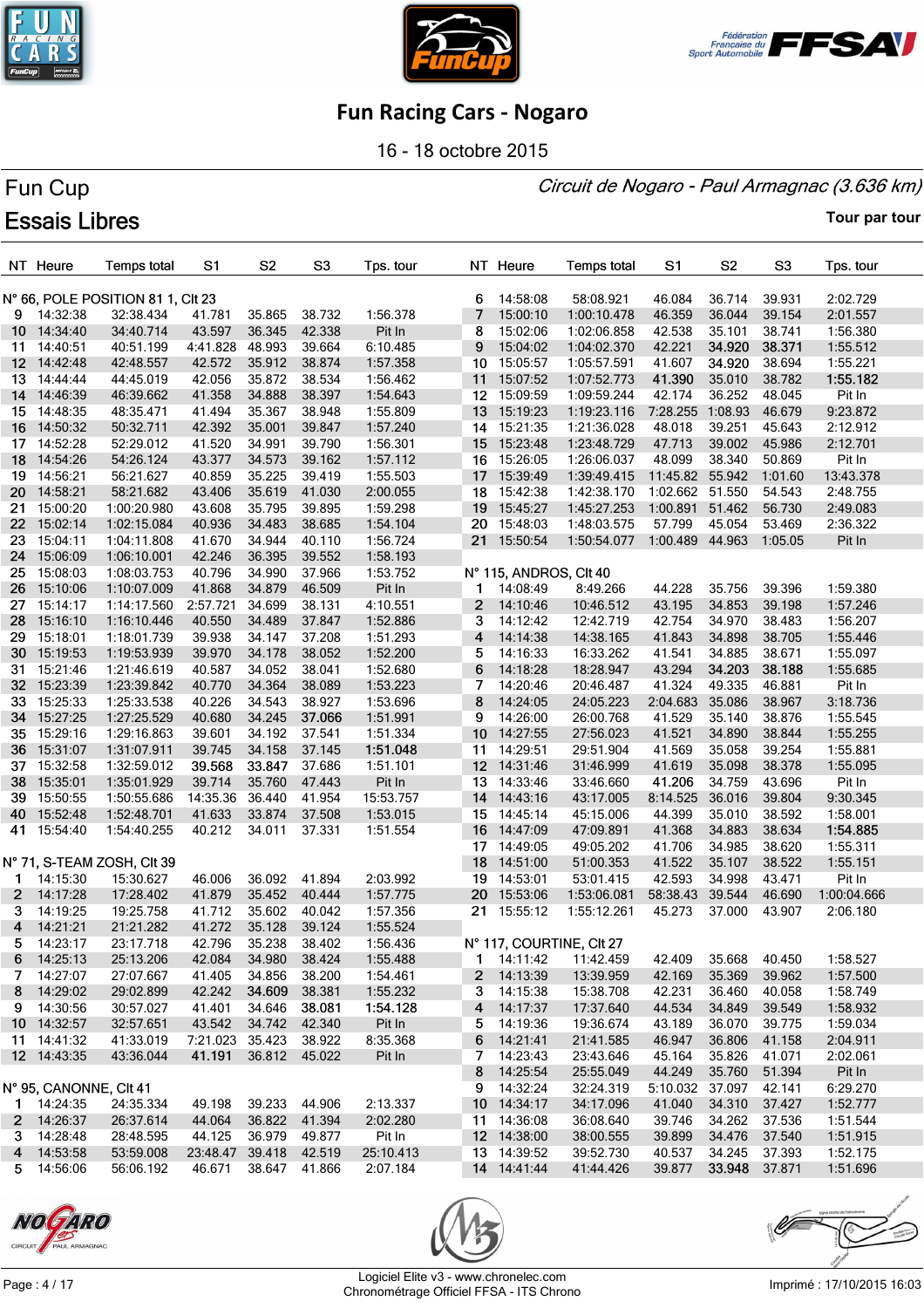# Fun Racing Cars - Nogaro

16 - 18 octobre 2015

## Fun Cup

*Circuit de Nogaro - Paul Armagnac (3.636 km)*

## Essais Libres

**Tour par tour**

| NT | Heure | Temps total | S1 | S2 | S3 | Tps. tour |
|---|---|---|---|---|---|---|
| **N° 66, POLE POSITION 81 1, Clt 23** | | | | | | |
| 9 | 14:32:38 | 32:38.434 | 41.781 | 35.865 | 38.732 | 1:56.378 |
| 10 | 14:34:40 | 34:40.714 | 43.597 | 36.345 | 42.338 | Pit In |
| 11 | 14:40:51 | 40:51.199 | 4:41.828 | 48.993 | 39.664 | 6:10.485 |
| 12 | 14:42:48 | 42:48.557 | 42.572 | 35.912 | 38.874 | 1:57.358 |
| 13 | 14:44:44 | 44:45.019 | 42.056 | 35.872 | 38.534 | 1:56.462 |
| 14 | 14:46:39 | 46:39.662 | 41.358 | 34.888 | 38.397 | 1:54.643 |
| 15 | 14:48:35 | 48:35.471 | 41.494 | 35.367 | 38.948 | 1:55.809 |
| 16 | 14:50:32 | 50:32.711 | 42.392 | 35.001 | 39.847 | 1:57.240 |
| 17 | 14:52:28 | 52:29.012 | 41.520 | 34.991 | 39.790 | 1:56.301 |
| 18 | 14:54:26 | 54:26.124 | 43.377 | 34.573 | 39.162 | 1:57.112 |
| 19 | 14:56:21 | 56:21.627 | 40.859 | 35.225 | 39.419 | 1:55.503 |
| 20 | 14:58:21 | 58:21.682 | 43.406 | 35.619 | 41.030 | 2:00.055 |
| 21 | 15:00:20 | 1:00:20.980 | 43.608 | 35.795 | 39.895 | 1:59.298 |
| 22 | 15:02:14 | 1:02:15.084 | 40.936 | 34.483 | 38.685 | 1:54.104 |
| 23 | 15:04:11 | 1:04:11.808 | 41.670 | 34.944 | 40.110 | 1:56.724 |
| 24 | 15:06:09 | 1:06:10.001 | 42.246 | 36.395 | 39.552 | 1:58.193 |
| 25 | 15:08:03 | 1:08:03.753 | 40.796 | 34.990 | 37.966 | 1:53.752 |
| 26 | 15:10:06 | 1:10:07.009 | 41.868 | 34.879 | 46.509 | Pit In |
| 27 | 15:14:17 | 1:14:17.560 | 2:57.721 | 34.699 | 38.131 | 4:10.551 |
| 28 | 15:16:10 | 1:16:10.446 | 40.550 | 34.489 | 37.847 | 1:52.886 |
| 29 | 15:18:01 | 1:18:01.739 | 39.938 | 34.147 | 37.208 | 1:51.293 |
| 30 | 15:19:53 | 1:19:53.939 | 39.970 | 34.178 | 38.052 | 1:52.200 |
| 31 | 15:21:46 | 1:21:46.619 | 40.587 | 34.052 | 38.041 | 1:52.680 |
| 32 | 15:23:39 | 1:23:39.842 | 40.770 | 34.364 | 38.089 | 1:53.223 |
| 33 | 15:25:33 | 1:25:33.538 | 40.226 | 34.543 | 38.927 | 1:53.696 |
| 34 | 15:27:25 | 1:27:25.529 | 40.680 | 34.245 | **37.066** | 1:51.991 |
| 35 | 15:29:16 | 1:29:16.863 | 39.601 | 34.192 | 37.541 | 1:51.334 |
| 36 | 15:31:07 | 1:31:07.911 | 39.745 | 34.158 | 37.145 | **1:51.048** |
| 37 | 15:32:58 | 1:32:59.012 | **39.568** | **33.847** | 37.686 | 1:51.101 |
| 38 | 15:35:01 | 1:35:01.929 | 39.714 | 35.760 | 47.443 | Pit In |
| 39 | 15:50:55 | 1:50:55.686 | 14:35.36 | 36.440 | 41.954 | 15:53.757 |
| 40 | 15:52:48 | 1:52:48.701 | 41.633 | 33.874 | 37.508 | 1:53.015 |
| 41 | 15:54:40 | 1:54:40.255 | 40.212 | 34.011 | 37.331 | 1:51.554 |
| **N° 71, S-TEAM ZOSH, Clt 39** | | | | | | |
| 1 | 14:15:30 | 15:30.627 | 46.006 | 36.092 | 41.894 | 2:03.992 |
| 2 | 14:17:28 | 17:28.402 | 41.879 | 35.452 | 40.444 | 1:57.775 |
| 3 | 14:19:25 | 19:25.758 | 41.712 | 35.602 | 40.042 | 1:57.356 |
| 4 | 14:21:21 | 21:21.282 | 41.272 | 35.128 | 39.124 | 1:55.524 |
| 5 | 14:23:17 | 23:17.718 | 42.796 | 35.238 | 38.402 | 1:56.436 |
| 6 | 14:25:13 | 25:13.206 | 42.084 | 34.980 | 38.424 | 1:55.488 |
| 7 | 14:27:07 | 27:07.667 | 41.405 | 34.856 | 38.200 | 1:54.461 |
| 8 | 14:29:02 | 29:02.899 | 42.242 | **34.609** | 38.381 | 1:55.232 |
| 9 | 14:30:56 | 30:57.027 | 41.401 | 34.646 | **38.081** | **1:54.128** |
| 10 | 14:32:57 | 32:57.651 | 43.542 | 34.742 | 42.340 | Pit In |
| 11 | 14:41:32 | 41:33.019 | 7:21.023 | 35.423 | 38.922 | 8:35.368 |
| 12 | 14:43:35 | 43:36.044 | **41.191** | 36.812 | 45.022 | Pit In |
| **N° 95, CANONNE, Clt 41** | | | | | | |
| 1 | 14:24:35 | 24:35.334 | 49.198 | 39.233 | 44.906 | 2:13.337 |
| 2 | 14:26:37 | 26:37.614 | 44.064 | 36.822 | 41.394 | 2:02.280 |
| 3 | 14:28:48 | 28:48.595 | 44.125 | 36.979 | 49.877 | Pit In |
| 4 | 14:53:58 | 53:59.008 | 23:48.47 | 39.418 | 42.519 | 25:10.413 |
| 5 | 14:56:06 | 56:06.192 | 46.671 | 38.647 | 41.866 | 2:07.184 |
| 6 | 14:58:08 | 58:08.921 | 46.084 | 36.714 | 39.931 | 2:02.729 |
| 7 | 15:00:10 | 1:00:10.478 | 46.359 | 36.044 | 39.154 | 2:01.557 |
| 8 | 15:02:06 | 1:02:06.858 | 42.538 | 35.101 | 38.741 | 1:56.380 |
| 9 | 15:04:02 | 1:04:02.370 | 42.221 | **34.920** | **38.371** | 1:55.512 |
| 10 | 15:05:57 | 1:05:57.591 | 41.607 | **34.920** | 38.694 | 1:55.221 |
| 11 | 15:07:52 | 1:07:52.773 | **41.390** | 35.010 | 38.782 | **1:55.182** |
| 12 | 15:09:59 | 1:09:59.244 | 42.174 | 36.252 | 48.045 | Pit In |
| 13 | 15:19:23 | 1:19:23.116 | 7:28.255 | 1:08.93 | 46.679 | 9:23.872 |
| 14 | 15:21:35 | 1:21:36.028 | 48.018 | 39.251 | 45.643 | 2:12.912 |
| 15 | 15:23:48 | 1:23:48.729 | 47.713 | 39.002 | 45.986 | 2:12.701 |
| 16 | 15:26:05 | 1:26:06.037 | 48.099 | 38.340 | 50.869 | Pit In |
| 17 | 15:39:49 | 1:39:49.415 | 11:45.82 | 55.942 | 1:01.60 | 13:43.378 |
| 18 | 15:42:38 | 1:42:38.170 | 1:02.662 | 51.550 | 54.543 | 2:48.755 |
| 19 | 15:45:27 | 1:45:27.253 | 1:00.891 | 51.462 | 56.730 | 2:49.083 |
| 20 | 15:48:03 | 1:48:03.575 | 57.799 | 45.054 | 53.469 | 2:36.322 |
| 21 | 15:50:54 | 1:50:54.077 | 1:00.489 | 44.963 | 1:05.05 | Pit In |
| **N° 115, ANDROS, Clt 40** | | | | | | |
| 1 | 14:08:49 | 8:49.266 | 44.228 | 35.756 | 39.396 | 1:59.380 |
| 2 | 14:10:46 | 10:46.512 | 43.195 | 34.853 | 39.198 | 1:57.246 |
| 3 | 14:12:42 | 12:42.719 | 42.754 | 34.970 | 38.483 | 1:56.207 |
| 4 | 14:14:38 | 14:38.165 | 41.843 | 34.898 | 38.705 | 1:55.446 |
| 5 | 14:16:33 | 16:33.262 | 41.541 | 34.885 | 38.671 | 1:55.097 |
| 6 | 14:18:28 | 18:28.947 | 43.294 | **34.203** | **38.188** | 1:55.685 |
| 7 | 14:20:46 | 20:46.487 | 41.324 | 49.335 | 46.881 | Pit In |
| 8 | 14:24:05 | 24:05.223 | 2:04.683 | 35.086 | 38.967 | 3:18.736 |
| 9 | 14:26:00 | 26:00.768 | 41.529 | 35.140 | 38.876 | 1:55.545 |
| 10 | 14:27:55 | 27:56.023 | 41.521 | 34.890 | 38.844 | 1:55.255 |
| 11 | 14:29:51 | 29:51.904 | 41.569 | 35.058 | 39.254 | 1:55.881 |
| 12 | 14:31:46 | 31:46.999 | 41.619 | 35.098 | 38.378 | 1:55.095 |
| 13 | 14:33:46 | 33:46.660 | **41.206** | 34.759 | 43.696 | Pit In |
| 14 | 14:43:16 | 43:17.005 | 8:14.525 | 36.016 | 39.804 | 9:30.345 |
| 15 | 14:45:14 | 45:15.006 | 44.399 | 35.010 | 38.592 | 1:58.001 |
| 16 | 14:47:09 | 47:09.891 | 41.368 | 34.883 | 38.634 | **1:54.885** |
| 17 | 14:49:05 | 49:05.202 | 41.706 | 34.985 | 38.620 | 1:55.311 |
| 18 | 14:51:00 | 51:00.353 | 41.522 | 35.107 | 38.522 | 1:55.151 |
| 19 | 14:53:01 | 53:01.415 | 42.593 | 34.998 | 43.471 | Pit In |
| 20 | 15:53:06 | 1:53:06.081 | 58:38.43 | 39.544 | 46.690 | 1:00:04.666 |
| 21 | 15:55:12 | 1:55:12.261 | 45.273 | 37.000 | 43.907 | 2:06.180 |
| **N° 117, COURTINE, Clt 27** | | | | | | |
| 1 | 14:11:42 | 11:42.459 | 42.409 | 35.668 | 40.450 | 1:58.527 |
| 2 | 14:13:39 | 13:39.959 | 42.169 | 35.369 | 39.962 | 1:57.500 |
| 3 | 14:15:38 | 15:38.708 | 42.231 | 36.460 | 40.058 | 1:58.749 |
| 4 | 14:17:37 | 17:37.640 | 44.534 | 34.849 | 39.549 | 1:58.932 |
| 5 | 14:19:36 | 19:36.674 | 43.189 | 36.070 | 39.775 | 1:59.034 |
| 6 | 14:21:41 | 21:41.585 | 46.947 | 36.806 | 41.158 | 2:04.911 |
| 7 | 14:23:43 | 23:43.646 | 45.164 | 35.826 | 41.071 | 2:02.061 |
| 8 | 14:25:54 | 25:55.049 | 44.249 | 35.760 | 51.394 | Pit In |
| 9 | 14:32:24 | 32:24.319 | 5:10.032 | 37.097 | 42.141 | 6:29.270 |
| 10 | 14:34:17 | 34:17.096 | 41.040 | 34.310 | 37.427 | 1:52.777 |
| 11 | 14:36:08 | 36:08.640 | 39.746 | 34.262 | 37.536 | 1:51.544 |
| 12 | 14:38:00 | 38:00.555 | 39.899 | 34.476 | 37.540 | 1:51.915 |
| 13 | 14:39:52 | 39:52.730 | 40.537 | 34.245 | 37.393 | 1:52.175 |
| 14 | 14:41:44 | 41:44.426 | 39.877 | **33.948** | 37.871 | 1:51.696 |

Logiciel Elite v3 - www.chronelec.com
Chronométrage Officiel FFSA - ITS Chrono

Imprimé : 17/10/2015 16:03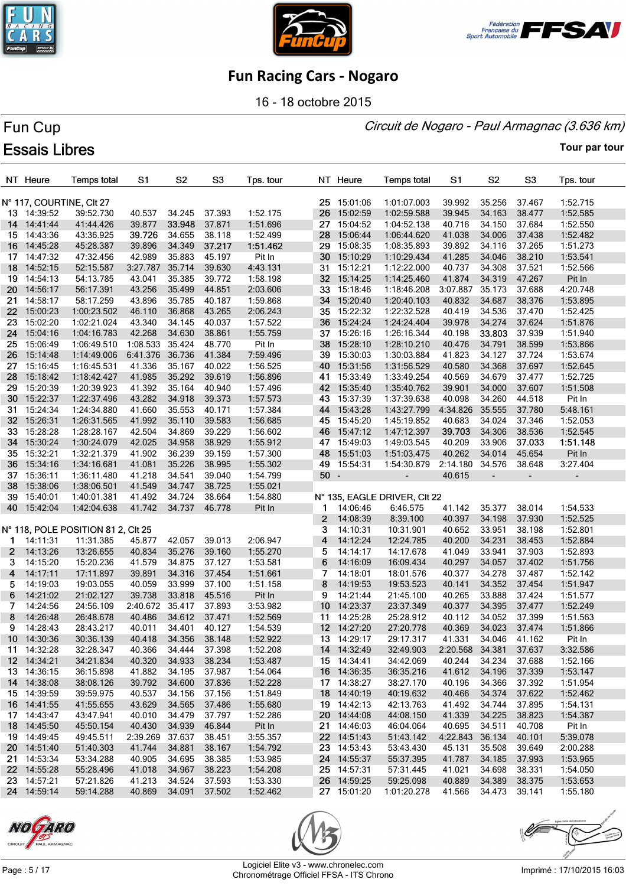# Fun Racing Cars - Nogaro

16 - 18 octobre 2015

## Fun Cup

*Circuit de Nogaro - Paul Armagnac (3.636 km)*

## Essais Libres

**Tour par tour**

### N° 117, COURTINE, Clt 27

| NT | Heure | Temps total | S1 | S2 | S3 | Tps. tour |
|---|---|---|---|---|---|---|
| 13 | 14:39:52 | 39:52.730 | 40.537 | 34.245 | 37.393 | 1:52.175 |
| 14 | 14:41:44 | 41:44.426 | 39.877 | **33.948** | 37.871 | 1:51.696 |
| 15 | 14:43:36 | 43:36.925 | **39.726** | 34.655 | 38.118 | 1:52.499 |
| 16 | 14:45:28 | 45:28.387 | 39.896 | 34.349 | **37.217** | **1:51.462** |
| 17 | 14:47:32 | 47:32.456 | 42.989 | 35.883 | 45.197 | Pit In |
| 18 | 14:52:15 | 52:15.587 | 3:27.787 | 35.714 | 39.630 | 4:43.131 |
| 19 | 14:54:13 | 54:13.785 | 43.041 | 35.385 | 39.772 | 1:58.198 |
| 20 | 14:56:17 | 56:17.391 | 43.256 | 35.499 | 44.851 | 2:03.606 |
| 21 | 14:58:17 | 58:17.259 | 43.896 | 35.785 | 40.187 | 1:59.868 |
| 22 | 15:00:23 | 1:00:23.502 | 46.110 | 36.868 | 43.265 | 2:06.243 |
| 23 | 15:02:20 | 1:02:21.024 | 43.340 | 34.145 | 40.037 | 1:57.522 |
| 24 | 15:04:16 | 1:04:16.783 | 42.268 | 34.630 | 38.861 | 1:55.759 |
| 25 | 15:06:49 | 1:06:49.510 | 1:08.533 | 35.424 | 48.770 | Pit In |
| 26 | 15:14:48 | 1:14:49.006 | 6:41.376 | 36.736 | 41.384 | 7:59.496 |
| 27 | 15:16:45 | 1:16:45.531 | 41.336 | 35.167 | 40.022 | 1:56.525 |
| 28 | 15:18:42 | 1:18:42.427 | 41.985 | 35.292 | 39.619 | 1:56.896 |
| 29 | 15:20:39 | 1:20:39.923 | 41.392 | 35.164 | 40.940 | 1:57.496 |
| 30 | 15:22:37 | 1:22:37.496 | 43.282 | 34.918 | 39.373 | 1:57.573 |
| 31 | 15:24:34 | 1:24:34.880 | 41.660 | 35.553 | 40.171 | 1:57.384 |
| 32 | 15:26:31 | 1:26:31.565 | 41.992 | 35.110 | 39.583 | 1:56.685 |
| 33 | 15:28:28 | 1:28:28.167 | 42.504 | 34.869 | 39.229 | 1:56.602 |
| 34 | 15:30:24 | 1:30:24.079 | 42.025 | 34.958 | 38.929 | 1:55.912 |
| 35 | 15:32:21 | 1:32:21.379 | 41.902 | 36.239 | 39.159 | 1:57.300 |
| 36 | 15:34:16 | 1:34:16.681 | 41.081 | 35.226 | 38.995 | 1:55.302 |
| 37 | 15:36:11 | 1:36:11.480 | 41.218 | 34.541 | 39.040 | 1:54.799 |
| 38 | 15:38:06 | 1:38:06.501 | 41.549 | 34.747 | 38.725 | 1:55.021 |
| 39 | 15:40:01 | 1:40:01.381 | 41.492 | 34.724 | 38.664 | 1:54.880 |
| 40 | 15:42:04 | 1:42:04.638 | 41.742 | 34.737 | 46.778 | Pit In |

### N° 118, POLE POSITION 81 2, Clt 25

| NT | Heure | Temps total | S1 | S2 | S3 | Tps. tour |
|---|---|---|---|---|---|---|
| 1 | 14:11:31 | 11:31.385 | 45.877 | 42.057 | 39.013 | 2:06.947 |
| 2 | 14:13:26 | 13:26.655 | 40.834 | 35.276 | 39.160 | 1:55.270 |
| 3 | 14:15:20 | 15:20.236 | 41.579 | 34.875 | 37.127 | 1:53.581 |
| 4 | 14:17:11 | 17:11.897 | 39.891 | 34.316 | 37.454 | 1:51.661 |
| 5 | 14:19:03 | 19:03.055 | 40.059 | 33.999 | 37.100 | 1:51.158 |
| 6 | 14:21:02 | 21:02.127 | 39.738 | 33.818 | 45.516 | Pit In |
| 7 | 14:24:56 | 24:56.109 | 2:40.672 | 35.417 | 37.893 | 3:53.982 |
| 8 | 14:26:48 | 26:48.678 | 40.486 | 34.612 | 37.471 | 1:52.569 |
| 9 | 14:28:43 | 28:43.217 | 40.011 | 34.401 | 40.127 | 1:54.539 |
| 10 | 14:30:36 | 30:36.139 | 40.418 | 34.356 | 38.148 | 1:52.922 |
| 11 | 14:32:28 | 32:28.347 | 40.366 | 34.444 | 37.398 | 1:52.208 |
| 12 | 14:34:21 | 34:21.834 | 40.320 | 34.933 | 38.234 | 1:53.487 |
| 13 | 14:36:15 | 36:15.898 | 41.882 | 34.195 | 37.987 | 1:54.064 |
| 14 | 14:38:08 | 38:08.126 | 39.792 | 34.600 | 37.836 | 1:52.228 |
| 15 | 14:39:59 | 39:59.975 | 40.537 | 34.156 | 37.156 | 1:51.849 |
| 16 | 14:41:55 | 41:55.655 | 43.629 | 34.565 | 37.486 | 1:55.680 |
| 17 | 14:43:47 | 43:47.941 | 40.010 | 34.479 | 37.797 | 1:52.286 |
| 18 | 14:45:50 | 45:50.154 | 40.430 | 34.939 | 46.844 | Pit In |
| 19 | 14:49:45 | 49:45.511 | 2:39.269 | 37.637 | 38.451 | 3:55.357 |
| 20 | 14:51:40 | 51:40.303 | 41.744 | 34.881 | 38.167 | 1:54.792 |
| 21 | 14:53:34 | 53:34.288 | 40.905 | 34.695 | 38.385 | 1:53.985 |
| 22 | 14:55:28 | 55:28.496 | 41.018 | 34.967 | 38.223 | 1:54.208 |
| 23 | 14:57:21 | 57:21.826 | 41.213 | 34.524 | 37.593 | 1:53.330 |
| 24 | 14:59:14 | 59:14.288 | 40.869 | 34.091 | 37.502 | 1:52.462 |
| 25 | 15:01:06 | 1:01:07.003 | 39.992 | 35.256 | 37.467 | 1:52.715 |
| 26 | 15:02:59 | 1:02:59.588 | 39.945 | 34.163 | 38.477 | 1:52.585 |
| 27 | 15:04:52 | 1:04:52.138 | 40.716 | 34.150 | 37.684 | 1:52.550 |
| 28 | 15:06:44 | 1:06:44.620 | 41.038 | 34.006 | 37.438 | 1:52.482 |
| 29 | 15:08:35 | 1:08:35.893 | 39.892 | 34.116 | 37.265 | 1:51.273 |
| 30 | 15:10:29 | 1:10:29.434 | 41.285 | 34.046 | 38.210 | 1:53.541 |
| 31 | 15:12:21 | 1:12:22.000 | 40.737 | 34.308 | 37.521 | 1:52.566 |
| 32 | 15:14:25 | 1:14:25.460 | 41.874 | 34.319 | 47.267 | Pit In |
| 33 | 15:18:46 | 1:18:46.208 | 3:07.887 | 35.173 | 37.688 | 4:20.748 |
| 34 | 15:20:40 | 1:20:40.103 | 40.832 | 34.687 | 38.376 | 1:53.895 |
| 35 | 15:22:32 | 1:22:32.528 | 40.419 | 34.536 | 37.470 | 1:52.425 |
| 36 | 15:24:24 | 1:24:24.404 | 39.978 | 34.274 | 37.624 | 1:51.876 |
| 37 | 15:26:16 | 1:26:16.344 | 40.198 | **33.803** | 37.939 | 1:51.940 |
| 38 | 15:28:10 | 1:28:10.210 | 40.476 | 34.791 | 38.599 | 1:53.866 |
| 39 | 15:30:03 | 1:30:03.884 | 41.823 | 34.127 | 37.724 | 1:53.674 |
| 40 | 15:31:56 | 1:31:56.529 | 40.580 | 34.368 | 37.697 | 1:52.645 |
| 41 | 15:33:49 | 1:33:49.254 | 40.569 | 34.679 | 37.477 | 1:52.725 |
| 42 | 15:35:40 | 1:35:40.762 | 39.901 | 34.000 | 37.607 | 1:51.508 |
| 43 | 15:37:39 | 1:37:39.638 | 40.098 | 34.260 | 44.518 | Pit In |
| 44 | 15:43:28 | 1:43:27.799 | 4:34.826 | 35.555 | 37.780 | 5:48.161 |
| 45 | 15:45:20 | 1:45:19.852 | 40.683 | 34.024 | 37.346 | 1:52.053 |
| 46 | 15:47:12 | 1:47:12.397 | **39.703** | 34.306 | 38.536 | 1:52.545 |
| 47 | 15:49:03 | 1:49:03.545 | 40.209 | 33.906 | **37.033** | **1:51.148** |
| 48 | 15:51:03 | 1:51:03.475 | 40.262 | 34.014 | 45.654 | Pit In |
| 49 | 15:54:31 | 1:54:30.879 | 2:14.180 | 34.576 | 38.648 | 3:27.404 |
| 50 | - | - | 40.615 | - | - | - |

### N° 135, EAGLE DRIVER, Clt 22

| NT | Heure | Temps total | S1 | S2 | S3 | Tps. tour |
|---|---|---|---|---|---|---|
| 1 | 14:06:46 | 6:46.575 | 41.142 | 35.377 | 38.014 | 1:54.533 |
| 2 | 14:08:39 | 8:39.100 | 40.397 | 34.198 | 37.930 | 1:52.525 |
| 3 | 14:10:31 | 10:31.901 | 40.652 | 33.951 | 38.198 | 1:52.801 |
| 4 | 14:12:24 | 12:24.785 | 40.200 | 34.231 | 38.453 | 1:52.884 |
| 5 | 14:14:17 | 14:17.678 | 41.049 | 33.941 | 37.903 | 1:52.893 |
| 6 | 14:16:09 | 16:09.434 | 40.297 | 34.057 | 37.402 | 1:51.756 |
| 7 | 14:18:01 | 18:01.576 | 40.377 | 34.278 | 37.487 | 1:52.142 |
| 8 | 14:19:53 | 19:53.523 | 40.141 | 34.352 | 37.454 | 1:51.947 |
| 9 | 14:21:44 | 21:45.100 | 40.265 | 33.888 | 37.424 | 1:51.577 |
| 10 | 14:23:37 | 23:37.349 | 40.377 | 34.395 | 37.477 | 1:52.249 |
| 11 | 14:25:28 | 25:28.912 | 40.112 | 34.052 | 37.399 | 1:51.563 |
| 12 | 14:27:20 | 27:20.778 | 40.369 | 34.023 | 37.474 | 1:51.866 |
| 13 | 14:29:17 | 29:17.317 | 41.331 | 34.046 | 41.162 | Pit In |
| 14 | 14:32:49 | 32:49.903 | 2:20.568 | 34.381 | 37.637 | 3:32.586 |
| 15 | 14:34:41 | 34:42.069 | 40.244 | 34.234 | 37.688 | 1:52.166 |
| 16 | 14:36:35 | 36:35.216 | 41.612 | 34.196 | 37.339 | 1:53.147 |
| 17 | 14:38:27 | 38:27.170 | 40.196 | 34.366 | 37.392 | 1:51.954 |
| 18 | 14:40:19 | 40:19.632 | 40.466 | 34.374 | 37.622 | 1:52.462 |
| 19 | 14:42:13 | 42:13.763 | 41.492 | 34.744 | 37.895 | 1:54.131 |
| 20 | 14:44:08 | 44:08.150 | 41.339 | 34.225 | 38.823 | 1:54.387 |
| 21 | 14:46:03 | 46:04.064 | 40.695 | 34.511 | 40.708 | Pit In |
| 22 | 14:51:43 | 51:43.142 | 4:22.843 | 36.134 | 40.101 | 5:39.078 |
| 23 | 14:53:43 | 53:43.430 | 45.131 | 35.508 | 39.649 | 2:00.288 |
| 24 | 14:55:37 | 55:37.395 | 41.787 | 34.185 | 37.993 | 1:53.965 |
| 25 | 14:57:31 | 57:31.445 | 41.021 | 34.698 | 38.331 | 1:54.050 |
| 26 | 14:59:25 | 59:25.098 | 40.889 | 34.389 | 38.375 | 1:53.653 |
| 27 | 15:01:20 | 1:01:20.278 | 41.566 | 34.473 | 39.141 | 1:55.180 |

Logiciel Elite v3 - www.chronelec.com
Chronométrage Officiel FFSA - ITS Chrono

Imprimé : 17/10/2015 16:03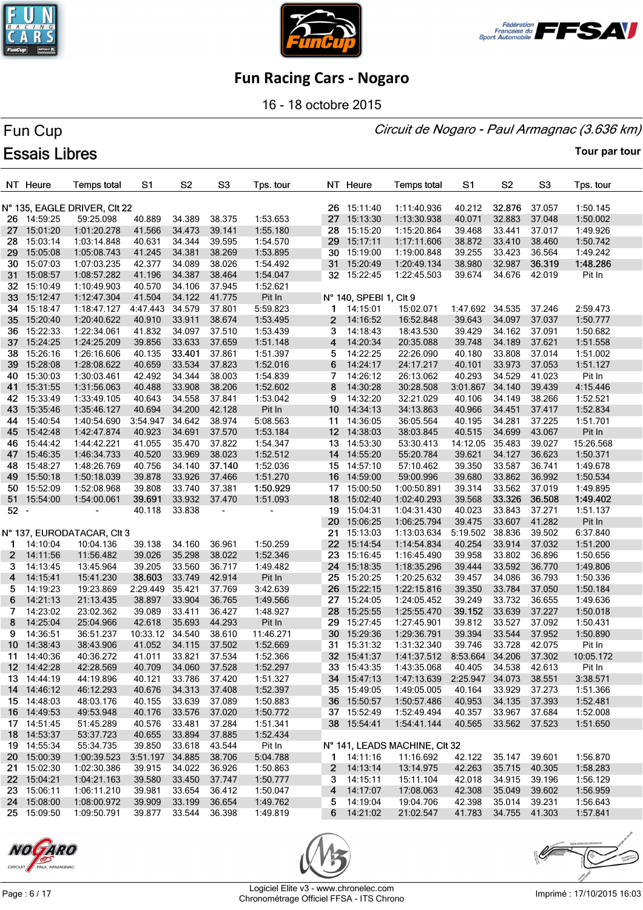# Fun Racing Cars - Nogaro

16 - 18 octobre 2015

## Fun Cup

*Circuit de Nogaro - Paul Armagnac (3.636 km)*

## Essais Libres

**Tour par tour**

**N° 135, EAGLE DRIVER, Clt 22**

| NT | Heure | Temps total | S1 | S2 | S3 | Tps. tour |
|---|---|---|---|---|---|---|
| 26 | 14:59:25 | 59:25.098 | 40.889 | 34.389 | 38.375 | 1:53.653 |
| 27 | 15:01:20 | 1:01:20.278 | 41.566 | 34.473 | 39.141 | 1:55.180 |
| 28 | 15:03:14 | 1:03:14.848 | 40.631 | 34.344 | 39.595 | 1:54.570 |
| 29 | 15:05:08 | 1:05:08.743 | 41.245 | 34.381 | 38.269 | 1:53.895 |
| 30 | 15:07:03 | 1:07:03.235 | 42.377 | 34.089 | 38.026 | 1:54.492 |
| 31 | 15:08:57 | 1:08:57.282 | 41.196 | 34.387 | 38.464 | 1:54.047 |
| 32 | 15:10:49 | 1:10:49.903 | 40.570 | 34.106 | 37.945 | 1:52.621 |
| 33 | 15:12:47 | 1:12:47.304 | 41.504 | 34.122 | 41.775 | Pit In |
| 34 | 15:18:47 | 1:18:47.127 | 4:47.443 | 34.579 | 37.801 | 5:59.823 |
| 35 | 15:20:40 | 1:20:40.622 | 40.910 | 33.911 | 38.674 | 1:53.495 |
| 36 | 15:22:33 | 1:22:34.061 | 41.832 | 34.097 | 37.510 | 1:53.439 |
| 37 | 15:24:25 | 1:24:25.209 | 39.856 | 33.633 | 37.659 | 1:51.148 |
| 38 | 15:26:16 | 1:26:16.606 | 40.135 | **33.401** | 37.861 | 1:51.397 |
| 39 | 15:28:08 | 1:28:08.622 | 40.659 | 33.534 | 37.823 | 1:52.016 |
| 40 | 15:30:03 | 1:30:03.461 | 42.492 | 34.344 | 38.003 | 1:54.839 |
| 41 | 15:31:55 | 1:31:56.063 | 40.488 | 33.908 | 38.206 | 1:52.602 |
| 42 | 15:33:49 | 1:33:49.105 | 40.643 | 34.558 | 37.841 | 1:53.042 |
| 43 | 15:35:46 | 1:35:46.127 | 40.694 | 34.200 | 42.128 | Pit In |
| 44 | 15:40:54 | 1:40:54.690 | 3:54.947 | 34.642 | 38.974 | 5:08.563 |
| 45 | 15:42:48 | 1:42:47.874 | 40.923 | 34.691 | 37.570 | 1:53.184 |
| 46 | 15:44:42 | 1:44:42.221 | 41.055 | 35.470 | 37.822 | 1:54.347 |
| 47 | 15:46:35 | 1:46:34.733 | 40.520 | 33.969 | 38.023 | 1:52.512 |
| 48 | 15:48:27 | 1:48:26.769 | 40.756 | 34.140 | **37.140** | 1:52.036 |
| 49 | 15:50:18 | 1:50:18.039 | 39.878 | 33.926 | 37.466 | 1:51.270 |
| 50 | 15:52:09 | 1:52:08.968 | 39.808 | 33.740 | 37.381 | **1:50.929** |
| 51 | 15:54:00 | 1:54:00.061 | **39.691** | 33.932 | 37.470 | 1:51.093 |
| 52 | - | - | 40.118 | 33.838 | - | - |

**N° 137, EURODATACAR, Clt 3**

| NT | Heure | Temps total | S1 | S2 | S3 | Tps. tour |
|---|---|---|---|---|---|---|
| 1 | 14:10:04 | 10:04.136 | 39.138 | 34.160 | 36.961 | 1:50.259 |
| 2 | 14:11:56 | 11:56.482 | 39.026 | 35.298 | 38.022 | 1:52.346 |
| 3 | 14:13:45 | 13:45.964 | 39.205 | 33.560 | 36.717 | 1:49.482 |
| 4 | 14:15:41 | 15:41.230 | **38.603** | 33.749 | 42.914 | Pit In |
| 5 | 14:19:23 | 19:23.869 | 2:29.449 | 35.421 | 37.769 | 3:42.639 |
| 6 | 14:21:13 | 21:13.435 | 38.897 | 33.904 | 36.765 | 1:49.566 |
| 7 | 14:23:02 | 23:02.362 | 39.089 | 33.411 | 36.427 | 1:48.927 |
| 8 | 14:25:04 | 25:04.966 | 42.618 | 35.693 | 44.293 | Pit In |
| 9 | 14:36:51 | 36:51.237 | 10:33.12 | 34.540 | 38.610 | 11:46.271 |
| 10 | 14:38:43 | 38:43.906 | 41.052 | 34.115 | 37.502 | 1:52.669 |
| 11 | 14:40:36 | 40:36.272 | 41.011 | 33.821 | 37.534 | 1:52.366 |
| 12 | 14:42:28 | 42:28.569 | 40.709 | 34.060 | 37.528 | 1:52.297 |
| 13 | 14:44:19 | 44:19.896 | 40.121 | 33.786 | 37.420 | 1:51.327 |
| 14 | 14:46:12 | 46:12.293 | 40.676 | 34.313 | 37.408 | 1:52.397 |
| 15 | 14:48:03 | 48:03.176 | 40.155 | 33.639 | 37.089 | 1:50.883 |
| 16 | 14:49:53 | 49:53.948 | 40.176 | 33.576 | 37.020 | 1:50.772 |
| 17 | 14:51:45 | 51:45.289 | 40.576 | 33.481 | 37.284 | 1:51.341 |
| 18 | 14:53:37 | 53:37.723 | 40.655 | 33.894 | 37.885 | 1:52.434 |
| 19 | 14:55:34 | 55:34.735 | 39.850 | 33.618 | 43.544 | Pit In |
| 20 | 15:00:39 | 1:00:39.523 | 3:51.197 | 34.885 | 38.706 | 5:04.788 |
| 21 | 15:02:30 | 1:02:30.386 | 39.915 | 34.022 | 36.926 | 1:50.863 |
| 22 | 15:04:21 | 1:04:21.163 | 39.580 | 33.450 | 37.747 | 1:50.777 |
| 23 | 15:06:11 | 1:06:11.210 | 39.981 | 33.654 | 36.412 | 1:50.047 |
| 24 | 15:08:00 | 1:08:00.972 | 39.909 | 33.199 | 36.654 | 1:49.762 |
| 25 | 15:09:50 | 1:09:50.791 | 39.877 | 33.544 | 36.398 | 1:49.819 |
| 26 | 15:11:40 | 1:11:40.936 | 40.212 | **32.876** | 37.057 | 1:50.145 |
| 27 | 15:13:30 | 1:13:30.938 | 40.071 | 32.883 | 37.048 | 1:50.002 |
| 28 | 15:15:20 | 1:15:20.864 | 39.468 | 33.441 | 37.017 | 1:49.926 |
| 29 | 15:17:11 | 1:17:11.606 | 38.872 | 33.410 | 38.460 | 1:50.742 |
| 30 | 15:19:00 | 1:19:00.848 | 39.255 | 33.423 | 36.564 | 1:49.242 |
| 31 | 15:20:49 | 1:20:49.134 | 38.980 | 32.987 | **36.319** | **1:48.286** |
| 32 | 15:22:45 | 1:22:45.503 | 39.674 | 34.676 | 42.019 | Pit In |

**N° 140, SPEBI 1, Clt 9**

| NT | Heure | Temps total | S1 | S2 | S3 | Tps. tour |
|---|---|---|---|---|---|---|
| 1 | 14:15:01 | 15:02.071 | 1:47.692 | 34.535 | 37.246 | 2:59.473 |
| 2 | 14:16:52 | 16:52.848 | 39.643 | 34.097 | 37.037 | 1:50.777 |
| 3 | 14:18:43 | 18:43.530 | 39.429 | 34.162 | 37.091 | 1:50.682 |
| 4 | 14:20:34 | 20:35.088 | 39.748 | 34.189 | 37.621 | 1:51.558 |
| 5 | 14:22:25 | 22:26.090 | 40.180 | 33.808 | 37.014 | 1:51.002 |
| 6 | 14:24:17 | 24:17.217 | 40.101 | 33.973 | 37.053 | 1:51.127 |
| 7 | 14:26:12 | 26:13.062 | 40.293 | 34.529 | 41.023 | Pit In |
| 8 | 14:30:28 | 30:28.508 | 3:01.867 | 34.140 | 39.439 | 4:15.446 |
| 9 | 14:32:20 | 32:21.029 | 40.106 | 34.149 | 38.266 | 1:52.521 |
| 10 | 14:34:13 | 34:13.863 | 40.966 | 34.451 | 37.417 | 1:52.834 |
| 11 | 14:36:05 | 36:05.564 | 40.195 | 34.281 | 37.225 | 1:51.701 |
| 12 | 14:38:03 | 38:03.845 | 40.515 | 34.699 | 43.067 | Pit In |
| 13 | 14:53:30 | 53:30.413 | 14:12.05 | 35.483 | 39.027 | 15:26.568 |
| 14 | 14:55:20 | 55:20.784 | 39.621 | 34.127 | 36.623 | 1:50.371 |
| 15 | 14:57:10 | 57:10.462 | 39.350 | 33.587 | 36.741 | 1:49.678 |
| 16 | 14:59:00 | 59:00.996 | 39.680 | 33.862 | 36.992 | 1:50.534 |
| 17 | 15:00:50 | 1:00:50.891 | 39.314 | 33.562 | 37.019 | 1:49.895 |
| 18 | 15:02:40 | 1:02:40.293 | 39.568 | **33.326** | **36.508** | **1:49.402** |
| 19 | 15:04:31 | 1:04:31.430 | 40.023 | 33.843 | 37.271 | 1:51.137 |
| 20 | 15:06:25 | 1:06:25.794 | 39.475 | 33.607 | 41.282 | Pit In |
| 21 | 15:13:03 | 1:13:03.634 | 5:19.502 | 38.836 | 39.502 | 6:37.840 |
| 22 | 15:14:54 | 1:14:54.834 | 40.254 | 33.914 | 37.032 | 1:51.200 |
| 23 | 15:16:45 | 1:16:45.490 | 39.958 | 33.802 | 36.896 | 1:50.656 |
| 24 | 15:18:35 | 1:18:35.296 | 39.444 | 33.592 | 36.770 | 1:49.806 |
| 25 | 15:20:25 | 1:20:25.632 | 39.457 | 34.086 | 36.793 | 1:50.336 |
| 26 | 15:22:15 | 1:22:15.816 | 39.350 | 33.784 | 37.050 | 1:50.184 |
| 27 | 15:24:05 | 1:24:05.452 | 39.249 | 33.732 | 36.655 | 1:49.636 |
| 28 | 15:25:55 | 1:25:55.470 | **39.152** | 33.639 | 37.227 | 1:50.018 |
| 29 | 15:27:45 | 1:27:45.901 | 39.812 | 33.527 | 37.092 | 1:50.431 |
| 30 | 15:29:36 | 1:29:36.791 | 39.394 | 33.544 | 37.952 | 1:50.890 |
| 31 | 15:31:32 | 1:31:32.340 | 39.746 | 33.728 | 42.075 | Pit In |
| 32 | 15:41:37 | 1:41:37.512 | 8:53.664 | 34.206 | 37.302 | 10:05.172 |
| 33 | 15:43:35 | 1:43:35.068 | 40.405 | 34.538 | 42.613 | Pit In |
| 34 | 15:47:13 | 1:47:13.639 | 2:25.947 | 34.073 | 38.551 | 3:38.571 |
| 35 | 15:49:05 | 1:49:05.005 | 40.164 | 33.929 | 37.273 | 1:51.366 |
| 36 | 15:50:57 | 1:50:57.486 | 40.953 | 34.135 | 37.393 | 1:52.481 |
| 37 | 15:52:49 | 1:52:49.494 | 40.357 | 33.967 | 37.684 | 1:52.008 |
| 38 | 15:54:41 | 1:54:41.144 | 40.565 | 33.562 | 37.523 | 1:51.650 |

**N° 141, LEADS MACHINE, Clt 32**

| NT | Heure | Temps total | S1 | S2 | S3 | Tps. tour |
|---|---|---|---|---|---|---|
| 1 | 14:11:16 | 11:16.692 | 42.122 | 35.147 | 39.601 | 1:56.870 |
| 2 | 14:13:14 | 13:14.975 | 42.263 | 35.715 | 40.305 | 1:58.283 |
| 3 | 14:15:11 | 15:11.104 | 42.018 | 34.915 | 39.196 | 1:56.129 |
| 4 | 14:17:07 | 17:08.063 | 42.308 | 35.049 | 39.602 | 1:56.959 |
| 5 | 14:19:04 | 19:04.706 | 42.398 | 35.014 | 39.231 | 1:56.643 |
| 6 | 14:21:02 | 21:02.547 | 41.783 | 34.755 | 41.303 | 1:57.841 |

Logiciel Elite v3 - www.chronelec.com
Chronométrage Officiel FFSA - ITS Chrono

Imprimé : 17/10/2015 16:03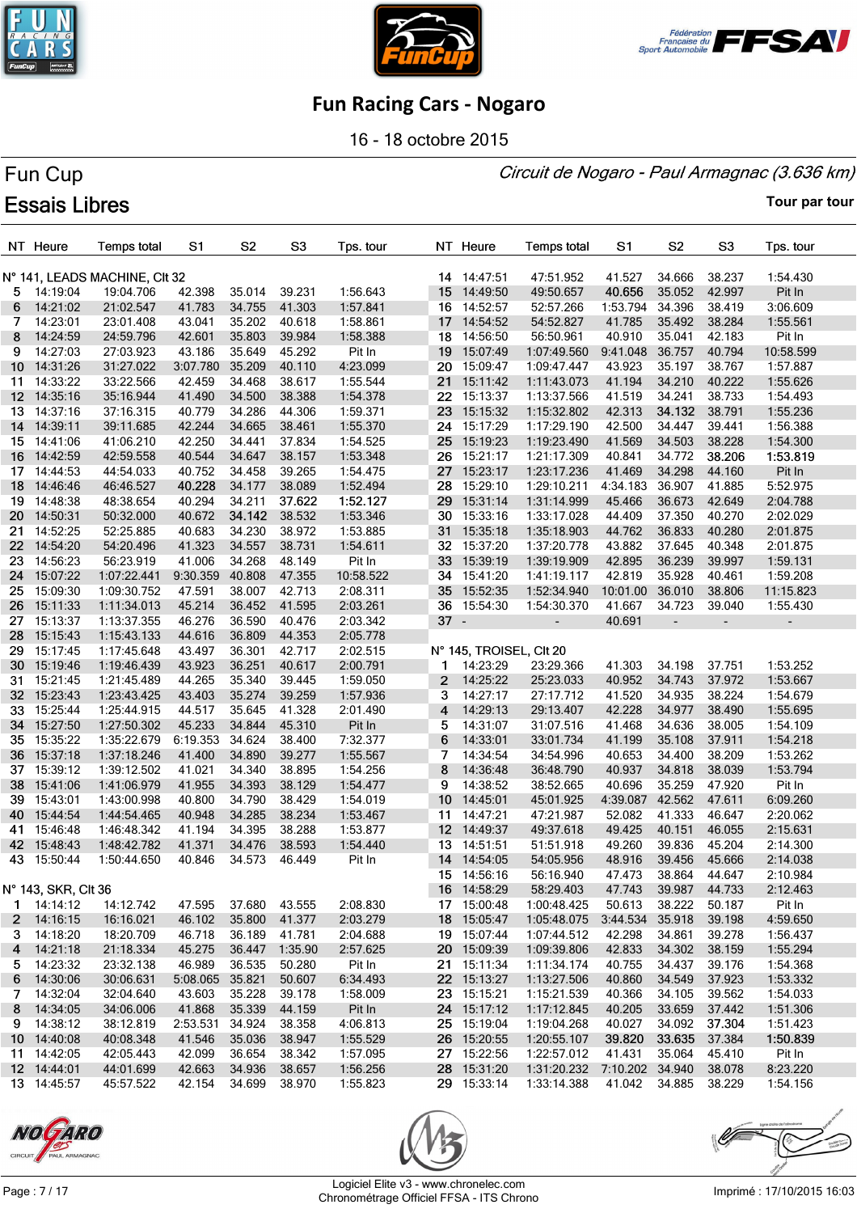# Fun Racing Cars - Nogaro

16 - 18 octobre 2015

## Fun Cup

*Circuit de Nogaro - Paul Armagnac (3.636 km)*

## Essais Libres

Tour par tour

**N° 141, LEADS MACHINE, Clt 32**

| NT | Heure | Temps total | S1 | S2 | S3 | Tps. tour |
|---|---|---|---|---|---|---|
| 5 | 14:19:04 | 19:04.706 | 42.398 | 35.014 | 39.231 | 1:56.643 |
| 6 | 14:21:02 | 21:02.547 | 41.783 | 34.755 | 41.303 | 1:57.841 |
| 7 | 14:23:01 | 23:01.408 | 43.041 | 35.202 | 40.618 | 1:58.861 |
| 8 | 14:24:59 | 24:59.796 | 42.601 | 35.803 | 39.984 | 1:58.388 |
| 9 | 14:27:03 | 27:03.923 | 43.186 | 35.649 | 45.292 | Pit In |
| 10 | 14:31:26 | 31:27.022 | 3:07.780 | 35.209 | 40.110 | 4:23.099 |
| 11 | 14:33:22 | 33:22.566 | 42.459 | 34.468 | 38.617 | 1:55.544 |
| 12 | 14:35:16 | 35:16.944 | 41.490 | 34.500 | 38.388 | 1:54.378 |
| 13 | 14:37:16 | 37:16.315 | 40.779 | 34.286 | 44.306 | 1:59.371 |
| 14 | 14:39:11 | 39:11.685 | 42.244 | 34.665 | 38.461 | 1:55.370 |
| 15 | 14:41:06 | 41:06.210 | 42.250 | 34.441 | 37.834 | 1:54.525 |
| 16 | 14:42:59 | 42:59.558 | 40.544 | 34.647 | 38.157 | 1:53.348 |
| 17 | 14:44:53 | 44:54.033 | 40.752 | 34.458 | 39.265 | 1:54.475 |
| 18 | 14:46:46 | 46:46.527 | **40.228** | 34.177 | 38.089 | 1:52.494 |
| 19 | 14:48:38 | 48:38.654 | 40.294 | 34.211 | **37.622** | **1:52.127** |
| 20 | 14:50:31 | 50:32.000 | 40.672 | **34.142** | 38.532 | 1:53.346 |
| 21 | 14:52:25 | 52:25.885 | 40.683 | 34.230 | 38.972 | 1:53.885 |
| 22 | 14:54:20 | 54:20.496 | 41.323 | 34.557 | 38.731 | 1:54.611 |
| 23 | 14:56:23 | 56:23.919 | 41.006 | 34.268 | 48.149 | Pit In |
| 24 | 15:07:22 | 1:07:22.441 | 9:30.359 | 40.808 | 47.355 | 10:58.522 |
| 25 | 15:09:30 | 1:09:30.752 | 47.591 | 38.007 | 42.713 | 2:08.311 |
| 26 | 15:11:33 | 1:11:34.013 | 45.214 | 36.452 | 41.595 | 2:03.261 |
| 27 | 15:13:37 | 1:13:37.355 | 46.276 | 36.590 | 40.476 | 2:03.342 |
| 28 | 15:15:43 | 1:15:43.133 | 44.616 | 36.809 | 44.353 | 2:05.778 |
| 29 | 15:17:45 | 1:17:45.648 | 43.497 | 36.301 | 42.717 | 2:02.515 |
| 30 | 15:19:46 | 1:19:46.439 | 43.923 | 36.251 | 40.617 | 2:00.791 |
| 31 | 15:21:45 | 1:21:45.489 | 44.265 | 35.340 | 39.445 | 1:59.050 |
| 32 | 15:23:43 | 1:23:43.425 | 43.403 | 35.274 | 39.259 | 1:57.936 |
| 33 | 15:25:44 | 1:25:44.915 | 44.517 | 35.645 | 41.328 | 2:01.490 |
| 34 | 15:27:50 | 1:27:50.302 | 45.233 | 34.844 | 45.310 | Pit In |
| 35 | 15:35:22 | 1:35:22.679 | 6:19.353 | 34.624 | 38.400 | 7:32.377 |
| 36 | 15:37:18 | 1:37:18.246 | 41.400 | 34.890 | 39.277 | 1:55.567 |
| 37 | 15:39:12 | 1:39:12.502 | 41.021 | 34.340 | 38.895 | 1:54.256 |
| 38 | 15:41:06 | 1:41:06.979 | 41.955 | 34.393 | 38.129 | 1:54.477 |
| 39 | 15:43:01 | 1:43:00.998 | 40.800 | 34.790 | 38.429 | 1:54.019 |
| 40 | 15:44:54 | 1:44:54.465 | 40.948 | 34.285 | 38.234 | 1:53.467 |
| 41 | 15:46:48 | 1:46:48.342 | 41.194 | 34.395 | 38.288 | 1:53.877 |
| 42 | 15:48:42 | 1:48:42.782 | 41.371 | 34.476 | 38.593 | 1:54.440 |
| 43 | 15:50:44 | 1:50:44.650 | 40.846 | 34.573 | 46.449 | Pit In |

**N° 143, SKR, Clt 36**

| NT | Heure | Temps total | S1 | S2 | S3 | Tps. tour |
|---|---|---|---|---|---|---|
| 1 | 14:14:12 | 14:12.742 | 47.595 | 37.680 | 43.555 | 2:08.830 |
| 2 | 14:16:15 | 16:16.021 | 46.102 | 35.800 | 41.377 | 2:03.279 |
| 3 | 14:18:20 | 18:20.709 | 46.718 | 36.189 | 41.781 | 2:04.688 |
| 4 | 14:21:18 | 21:18.334 | 45.275 | 36.447 | 1:35.90 | 2:57.625 |
| 5 | 14:23:32 | 23:32.138 | 46.989 | 36.535 | 50.280 | Pit In |
| 6 | 14:30:06 | 30:06.631 | 5:08.065 | 35.821 | 50.607 | 6:34.493 |
| 7 | 14:32:04 | 32:04.640 | 43.603 | 35.228 | 39.178 | 1:58.009 |
| 8 | 14:34:05 | 34:06.006 | 41.868 | 35.339 | 44.159 | Pit In |
| 9 | 14:38:12 | 38:12.819 | 2:53.531 | 34.924 | 38.358 | 4:06.813 |
| 10 | 14:40:08 | 40:08.348 | 41.546 | 35.036 | 38.947 | 1:55.529 |
| 11 | 14:42:05 | 42:05.443 | 42.099 | 36.654 | 38.342 | 1:57.095 |
| 12 | 14:44:01 | 44:01.699 | 42.663 | 34.936 | 38.657 | 1:56.256 |
| 13 | 14:45:57 | 45:57.522 | 42.154 | 34.699 | 38.970 | 1:55.823 |
| 14 | 14:47:51 | 47:51.952 | 41.527 | 34.666 | 38.237 | 1:54.430 |
| 15 | 14:49:50 | 49:50.657 | **40.656** | 35.052 | 42.997 | Pit In |
| 16 | 14:52:57 | 52:57.266 | 1:53.794 | 34.396 | 38.419 | 3:06.609 |
| 17 | 14:54:52 | 54:52.827 | 41.785 | 35.492 | 38.284 | 1:55.561 |
| 18 | 14:56:50 | 56:50.961 | 40.910 | 35.041 | 42.183 | Pit In |
| 19 | 15:07:49 | 1:07:49.560 | 9:41.048 | 36.757 | 40.794 | 10:58.599 |
| 20 | 15:09:47 | 1:09:47.447 | 43.923 | 35.197 | 38.767 | 1:57.887 |
| 21 | 15:11:42 | 1:11:43.073 | 41.194 | 34.210 | 40.222 | 1:55.626 |
| 22 | 15:13:37 | 1:13:37.566 | 41.519 | 34.241 | 38.733 | 1:54.493 |
| 23 | 15:15:32 | 1:15:32.802 | 42.313 | **34.132** | 38.791 | 1:55.236 |
| 24 | 15:17:29 | 1:17:29.190 | 42.500 | 34.447 | 39.441 | 1:56.388 |
| 25 | 15:19:23 | 1:19:23.490 | 41.569 | 34.503 | 38.228 | 1:54.300 |
| 26 | 15:21:17 | 1:21:17.309 | 40.841 | 34.772 | **38.206** | **1:53.819** |
| 27 | 15:23:17 | 1:23:17.236 | 41.469 | 34.298 | 44.160 | Pit In |
| 28 | 15:29:10 | 1:29:10.211 | 4:34.183 | 36.907 | 41.885 | 5:52.975 |
| 29 | 15:31:14 | 1:31:14.999 | 45.466 | 35.677 | 42.649 | 2:04.788 |
| 30 | 15:33:16 | 1:33:17.028 | 44.409 | 37.350 | 40.270 | 2:02.029 |
| 31 | 15:35:18 | 1:35:18.903 | 44.762 | 36.833 | 40.280 | 2:01.875 |
| 32 | 15:37:20 | 1:37:20.778 | 43.882 | 37.645 | 40.348 | 2:01.875 |
| 33 | 15:39:19 | 1:39:19.909 | 42.895 | 36.239 | 39.997 | 1:59.131 |
| 34 | 15:41:20 | 1:41:19.117 | 42.819 | 35.928 | 40.461 | 1:59.208 |
| 35 | 15:52:35 | 1:52:34.940 | 10:01.00 | 36.010 | 38.806 | 11:15.823 |
| 36 | 15:54:30 | 1:54:30.370 | 41.667 | 34.723 | 39.040 | 1:55.430 |
| 37 | - | - | 40.691 | - | - | - |

**N° 145, TROISEL, Clt 20**

| NT | Heure | Temps total | S1 | S2 | S3 | Tps. tour |
|---|---|---|---|---|---|---|
| 1 | 14:23:29 | 23:29.366 | 41.303 | 34.198 | 37.751 | 1:53.252 |
| 2 | 14:25:22 | 25:23.033 | 40.952 | 34.743 | 37.972 | 1:53.667 |
| 3 | 14:27:17 | 27:17.712 | 41.520 | 34.935 | 38.224 | 1:54.679 |
| 4 | 14:29:13 | 29:13.407 | 42.228 | 34.977 | 38.490 | 1:55.695 |
| 5 | 14:31:07 | 31:07.516 | 41.468 | 34.636 | 38.005 | 1:54.109 |
| 6 | 14:33:01 | 33:01.734 | 41.199 | 35.108 | 37.911 | 1:54.218 |
| 7 | 14:34:54 | 34:54.996 | 40.653 | 34.400 | 38.209 | 1:53.262 |
| 8 | 14:36:48 | 36:48.790 | 40.937 | 34.818 | 38.039 | 1:53.794 |
| 9 | 14:38:52 | 38:52.665 | 40.696 | 35.259 | 47.920 | Pit In |
| 10 | 14:45:01 | 45:01.925 | 4:39.087 | 42.562 | 47.611 | 6:09.260 |
| 11 | 14:47:21 | 47:21.987 | 52.082 | 41.333 | 46.647 | 2:20.062 |
| 12 | 14:49:37 | 49:37.618 | 49.425 | 40.151 | 46.055 | 2:15.631 |
| 13 | 14:51:51 | 51:51.918 | 49.260 | 39.836 | 45.204 | 2:14.300 |
| 14 | 14:54:05 | 54:05.956 | 48.916 | 39.456 | 45.666 | 2:14.038 |
| 15 | 14:56:16 | 56:16.940 | 47.473 | 38.864 | 44.647 | 2:10.984 |
| 16 | 14:58:29 | 58:29.403 | 47.743 | 39.987 | 44.733 | 2:12.463 |
| 17 | 15:00:48 | 1:00:48.425 | 50.613 | 38.222 | 50.187 | Pit In |
| 18 | 15:05:47 | 1:05:48.075 | 3:44.534 | 35.918 | 39.198 | 4:59.650 |
| 19 | 15:07:44 | 1:07:44.512 | 42.298 | 34.861 | 39.278 | 1:56.437 |
| 20 | 15:09:39 | 1:09:39.806 | 42.833 | 34.302 | 38.159 | 1:55.294 |
| 21 | 15:11:34 | 1:11:34.174 | 40.755 | 34.437 | 39.176 | 1:54.368 |
| 22 | 15:13:27 | 1:13:27.506 | 40.860 | 34.549 | 37.923 | 1:53.332 |
| 23 | 15:15:21 | 1:15:21.539 | 40.366 | 34.105 | 39.562 | 1:54.033 |
| 24 | 15:17:12 | 1:17:12.845 | 40.205 | 33.659 | 37.442 | 1:51.306 |
| 25 | 15:19:04 | 1:19:04.268 | 40.027 | 34.092 | **37.304** | 1:51.423 |
| 26 | 15:20:55 | 1:20:55.107 | **39.820** | **33.635** | 37.384 | **1:50.839** |
| 27 | 15:22:56 | 1:22:57.012 | 41.431 | 35.064 | 45.410 | Pit In |
| 28 | 15:31:20 | 1:31:20.232 | 7:10.202 | 34.940 | 38.078 | 8:23.220 |
| 29 | 15:33:14 | 1:33:14.388 | 41.042 | 34.885 | 38.229 | 1:54.156 |

Logiciel Elite v3 - www.chronelec.com
Chronométrage Officiel FFSA - ITS Chrono

Imprimé : 17/10/2015 16:03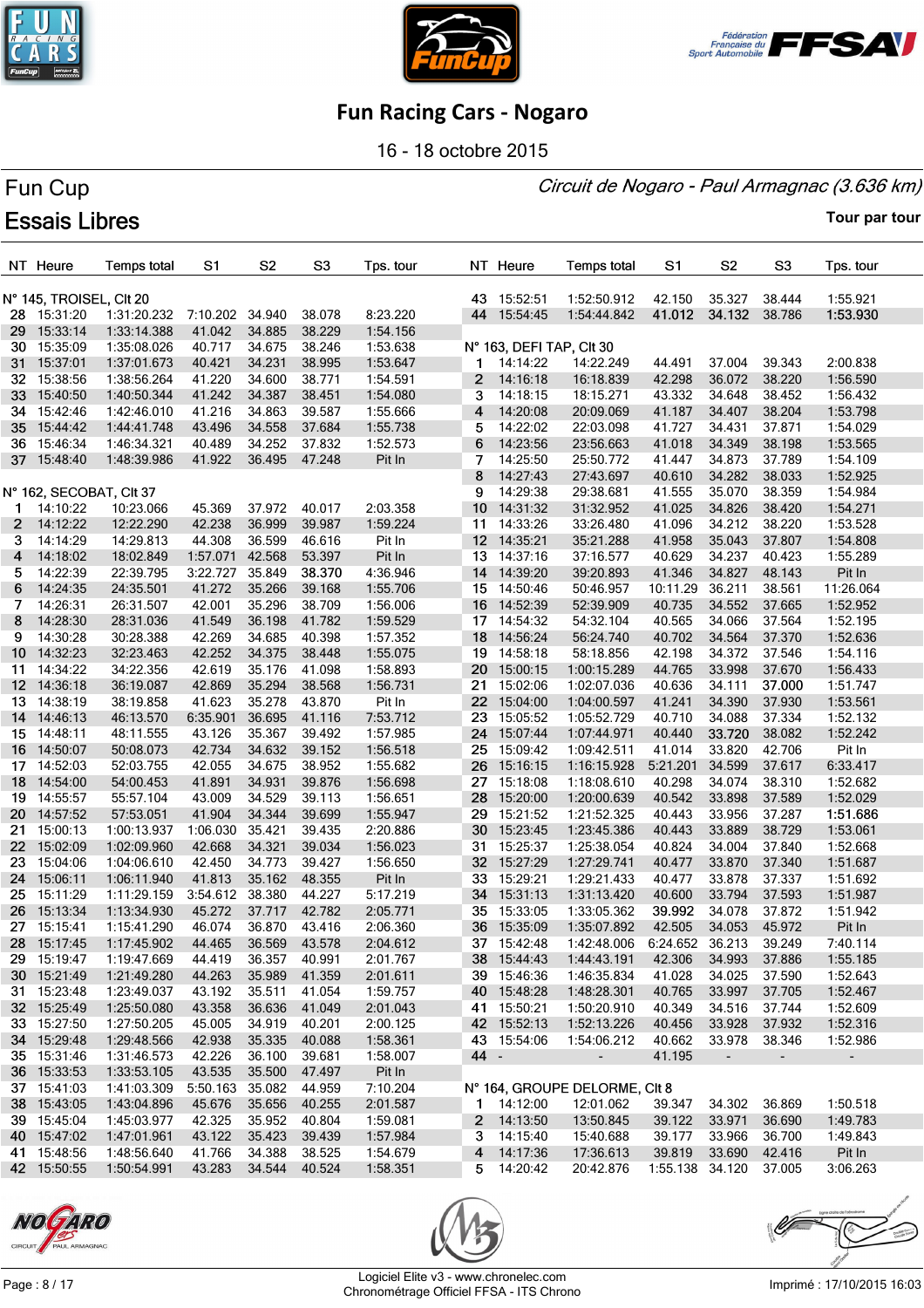# Fun Racing Cars - Nogaro

16 - 18 octobre 2015

## Fun Cup

*Circuit de Nogaro - Paul Armagnac (3.636 km)*

## Essais Libres

**Tour par tour**

| NT | Heure | Temps total | S1 | S2 | S3 | Tps. tour |
|---|---|---|---|---|---|---|
| **N° 145, TROISEL, Clt 20** | | | | | | |
| 28 | 15:31:20 | 1:31:20.232 | 7:10.202 | 34.940 | 38.078 | 8:23.220 |
| 29 | 15:33:14 | 1:33:14.388 | 41.042 | 34.885 | 38.229 | 1:54.156 |
| 30 | 15:35:09 | 1:35:08.026 | 40.717 | 34.675 | 38.246 | 1:53.638 |
| 31 | 15:37:01 | 1:37:01.673 | 40.421 | 34.231 | 38.995 | 1:53.647 |
| 32 | 15:38:56 | 1:38:56.264 | 41.220 | 34.600 | 38.771 | 1:54.591 |
| 33 | 15:40:50 | 1:40:50.344 | 41.242 | 34.387 | 38.451 | 1:54.080 |
| 34 | 15:42:46 | 1:42:46.010 | 41.216 | 34.863 | 39.587 | 1:55.666 |
| 35 | 15:44:42 | 1:44:41.748 | 43.496 | 34.558 | 37.684 | 1:55.738 |
| 36 | 15:46:34 | 1:46:34.321 | 40.489 | 34.252 | 37.832 | 1:52.573 |
| 37 | 15:48:40 | 1:48:39.986 | 41.922 | 36.495 | 47.248 | Pit In |
| **N° 162, SECOBAT, Clt 37** | | | | | | |
| 1 | 14:10:22 | 10:23.066 | 45.369 | 37.972 | 40.017 | 2:03.358 |
| 2 | 14:12:22 | 12:22.290 | 42.238 | 36.999 | 39.987 | 1:59.224 |
| 3 | 14:14:29 | 14:29.813 | 44.308 | 36.599 | 46.616 | Pit In |
| 4 | 14:18:02 | 18:02.849 | 1:57.071 | 42.568 | 53.397 | Pit In |
| 5 | 14:22:39 | 22:39.795 | 3:22.727 | 35.849 | **38.370** | 4:36.946 |
| 6 | 14:24:35 | 24:35.501 | 41.272 | 35.266 | 39.168 | 1:55.706 |
| 7 | 14:26:31 | 26:31.507 | 42.001 | 35.296 | 38.709 | 1:56.006 |
| 8 | 14:28:30 | 28:31.036 | 41.549 | 36.198 | 41.782 | 1:59.529 |
| 9 | 14:30:28 | 30:28.388 | 42.269 | 34.685 | 40.398 | 1:57.352 |
| 10 | 14:32:23 | 32:23.463 | 42.252 | 34.375 | 38.448 | 1:55.075 |
| 11 | 14:34:22 | 34:22.356 | 42.619 | 35.176 | 41.098 | 1:58.893 |
| 12 | 14:36:18 | 36:19.087 | 42.869 | 35.294 | 38.568 | 1:56.731 |
| 13 | 14:38:19 | 38:19.858 | 41.623 | 35.278 | 43.870 | Pit In |
| 14 | 14:46:13 | 46:13.570 | 6:35.901 | 36.695 | 41.116 | 7:53.712 |
| 15 | 14:48:11 | 48:11.555 | 43.126 | 35.367 | 39.492 | 1:57.985 |
| 16 | 14:50:07 | 50:08.073 | 42.734 | 34.632 | 39.152 | 1:56.518 |
| 17 | 14:52:03 | 52:03.755 | 42.055 | 34.675 | 38.952 | 1:55.682 |
| 18 | 14:54:00 | 54:00.453 | 41.891 | 34.931 | 39.876 | 1:56.698 |
| 19 | 14:55:57 | 55:57.104 | 43.009 | 34.529 | 39.113 | 1:56.651 |
| 20 | 14:57:52 | 57:53.051 | 41.904 | 34.344 | 39.699 | 1:55.947 |
| 21 | 15:00:13 | 1:00:13.937 | 1:06.030 | 35.421 | 39.435 | 2:20.886 |
| 22 | 15:02:09 | 1:02:09.960 | 42.668 | 34.321 | 39.034 | 1:56.023 |
| 23 | 15:04:06 | 1:04:06.610 | 42.450 | 34.773 | 39.427 | 1:56.650 |
| 24 | 15:06:11 | 1:06:11.940 | 41.813 | 35.162 | 48.355 | Pit In |
| 25 | 15:11:29 | 1:11:29.159 | 3:54.612 | 38.380 | 44.227 | 5:17.219 |
| 26 | 15:13:34 | 1:13:34.930 | 45.272 | 37.717 | 42.782 | 2:05.771 |
| 27 | 15:15:41 | 1:15:41.290 | 46.074 | 36.870 | 43.416 | 2:06.360 |
| 28 | 15:17:45 | 1:17:45.902 | 44.465 | 36.569 | 43.578 | 2:04.612 |
| 29 | 15:19:47 | 1:19:47.669 | 44.419 | 36.357 | 40.991 | 2:01.767 |
| 30 | 15:21:49 | 1:21:49.280 | 44.263 | 35.989 | 41.359 | 2:01.611 |
| 31 | 15:23:48 | 1:23:49.037 | 43.192 | 35.511 | 41.054 | 1:59.757 |
| 32 | 15:25:49 | 1:25:50.080 | 43.358 | 36.636 | 41.049 | 2:01.043 |
| 33 | 15:27:50 | 1:27:50.205 | 45.005 | 34.919 | 40.201 | 2:00.125 |
| 34 | 15:29:48 | 1:29:48.566 | 42.938 | 35.335 | 40.088 | 1:58.361 |
| 35 | 15:31:46 | 1:31:46.573 | 42.226 | 36.100 | 39.681 | 1:58.007 |
| 36 | 15:33:53 | 1:33:53.105 | 43.535 | 35.500 | 47.497 | Pit In |
| 37 | 15:41:03 | 1:41:03.309 | 5:50.163 | 35.082 | 44.959 | 7:10.204 |
| 38 | 15:43:05 | 1:43:04.896 | 45.676 | 35.656 | 40.255 | 2:01.587 |
| 39 | 15:45:04 | 1:45:03.977 | 42.325 | 35.952 | 40.804 | 1:59.081 |
| 40 | 15:47:02 | 1:47:01.961 | 43.122 | 35.423 | 39.439 | 1:57.984 |
| 41 | 15:48:56 | 1:48:56.640 | 41.766 | 34.388 | 38.525 | 1:54.679 |
| 42 | 15:50:55 | 1:50:54.991 | 43.283 | 34.544 | 40.524 | 1:58.351 |
| 43 | 15:52:51 | 1:52:50.912 | 42.150 | 35.327 | 38.444 | 1:55.921 |
| 44 | 15:54:45 | 1:54:44.842 | **41.012** | **34.132** | 38.786 | **1:53.930** |
| **N° 163, DEFI TAP, Clt 30** | | | | | | |
| 1 | 14:14:22 | 14:22.249 | 44.491 | 37.004 | 39.343 | 2:00.838 |
| 2 | 14:16:18 | 16:18.839 | 42.298 | 36.072 | 38.220 | 1:56.590 |
| 3 | 14:18:15 | 18:15.271 | 43.332 | 34.648 | 38.452 | 1:56.432 |
| 4 | 14:20:08 | 20:09.069 | 41.187 | 34.407 | 38.204 | 1:53.798 |
| 5 | 14:22:02 | 22:03.098 | 41.727 | 34.431 | 37.871 | 1:54.029 |
| 6 | 14:23:56 | 23:56.663 | 41.018 | 34.349 | 38.198 | 1:53.565 |
| 7 | 14:25:50 | 25:50.772 | 41.447 | 34.873 | 37.789 | 1:54.109 |
| 8 | 14:27:43 | 27:43.697 | 40.610 | 34.282 | 38.033 | 1:52.925 |
| 9 | 14:29:38 | 29:38.681 | 41.555 | 35.070 | 38.359 | 1:54.984 |
| 10 | 14:31:32 | 31:32.952 | 41.025 | 34.826 | 38.420 | 1:54.271 |
| 11 | 14:33:26 | 33:26.480 | 41.096 | 34.212 | 38.220 | 1:53.528 |
| 12 | 14:35:21 | 35:21.288 | 41.958 | 35.043 | 37.807 | 1:54.808 |
| 13 | 14:37:16 | 37:16.577 | 40.629 | 34.237 | 40.423 | 1:55.289 |
| 14 | 14:39:20 | 39:20.893 | 41.346 | 34.827 | 48.143 | Pit In |
| 15 | 14:50:46 | 50:46.957 | 10:11.29 | 36.211 | 38.561 | 11:26.064 |
| 16 | 14:52:39 | 52:39.909 | 40.735 | 34.552 | 37.665 | 1:52.952 |
| 17 | 14:54:32 | 54:32.104 | 40.565 | 34.066 | 37.564 | 1:52.195 |
| 18 | 14:56:24 | 56:24.740 | 40.702 | 34.564 | 37.370 | 1:52.636 |
| 19 | 14:58:18 | 58:18.856 | 42.198 | 34.372 | 37.546 | 1:54.116 |
| 20 | 15:00:15 | 1:00:15.289 | 44.765 | 33.998 | 37.670 | 1:56.433 |
| 21 | 15:02:06 | 1:02:07.036 | 40.636 | 34.111 | **37.000** | 1:51.747 |
| 22 | 15:04:00 | 1:04:00.597 | 41.241 | 34.390 | 37.930 | 1:53.561 |
| 23 | 15:05:52 | 1:05:52.729 | 40.710 | 34.088 | 37.334 | 1:52.132 |
| 24 | 15:07:44 | 1:07:44.971 | 40.440 | **33.720** | 38.082 | 1:52.242 |
| 25 | 15:09:42 | 1:09:42.511 | 41.014 | 33.820 | 42.706 | Pit In |
| 26 | 15:16:15 | 1:16:15.928 | 5:21.201 | 34.599 | 37.617 | 6:33.417 |
| 27 | 15:18:08 | 1:18:08.610 | 40.298 | 34.074 | 38.310 | 1:52.682 |
| 28 | 15:20:00 | 1:20:00.639 | 40.542 | 33.898 | 37.589 | 1:52.029 |
| 29 | 15:21:52 | 1:21:52.325 | 40.443 | 33.956 | 37.287 | **1:51.686** |
| 30 | 15:23:45 | 1:23:45.386 | 40.443 | 33.889 | 38.729 | 1:53.061 |
| 31 | 15:25:37 | 1:25:38.054 | 40.824 | 34.004 | 37.840 | 1:52.668 |
| 32 | 15:27:29 | 1:27:29.741 | 40.477 | 33.870 | 37.340 | 1:51.687 |
| 33 | 15:29:21 | 1:29:21.433 | 40.477 | 33.878 | 37.337 | 1:51.692 |
| 34 | 15:31:13 | 1:31:13.420 | 40.600 | 33.794 | 37.593 | 1:51.987 |
| 35 | 15:33:05 | 1:33:05.362 | **39.992** | 34.078 | 37.872 | 1:51.942 |
| 36 | 15:35:09 | 1:35:07.892 | 42.505 | 34.053 | 45.972 | Pit In |
| 37 | 15:42:48 | 1:42:48.006 | 6:24.652 | 36.213 | 39.249 | 7:40.114 |
| 38 | 15:44:43 | 1:44:43.191 | 42.306 | 34.993 | 37.886 | 1:55.185 |
| 39 | 15:46:36 | 1:46:35.834 | 41.028 | 34.025 | 37.590 | 1:52.643 |
| 40 | 15:48:28 | 1:48:28.301 | 40.765 | 33.997 | 37.705 | 1:52.467 |
| 41 | 15:50:21 | 1:50:20.910 | 40.349 | 34.516 | 37.744 | 1:52.609 |
| 42 | 15:52:13 | 1:52:13.226 | 40.456 | 33.928 | 37.932 | 1:52.316 |
| 43 | 15:54:06 | 1:54:06.212 | 40.662 | 33.978 | 38.346 | 1:52.986 |
| 44 | - | - | 41.195 | - | - | - |
| **N° 164, GROUPE DELORME, Clt 8** | | | | | | |
| 1 | 14:12:00 | 12:01.062 | 39.347 | 34.302 | 36.869 | 1:50.518 |
| 2 | 14:13:50 | 13:50.845 | 39.122 | 33.971 | 36.690 | 1:49.783 |
| 3 | 14:15:40 | 15:40.688 | 39.177 | 33.966 | 36.700 | 1:49.843 |
| 4 | 14:17:36 | 17:36.613 | 39.819 | 33.690 | 42.416 | Pit In |
| 5 | 14:20:42 | 20:42.876 | 1:55.138 | 34.120 | 37.005 | 3:06.263 |

Logiciel Elite v3 - www.chronelec.com
Chronométrage Officiel FFSA - ITS Chrono

Imprimé : 17/10/2015 16:03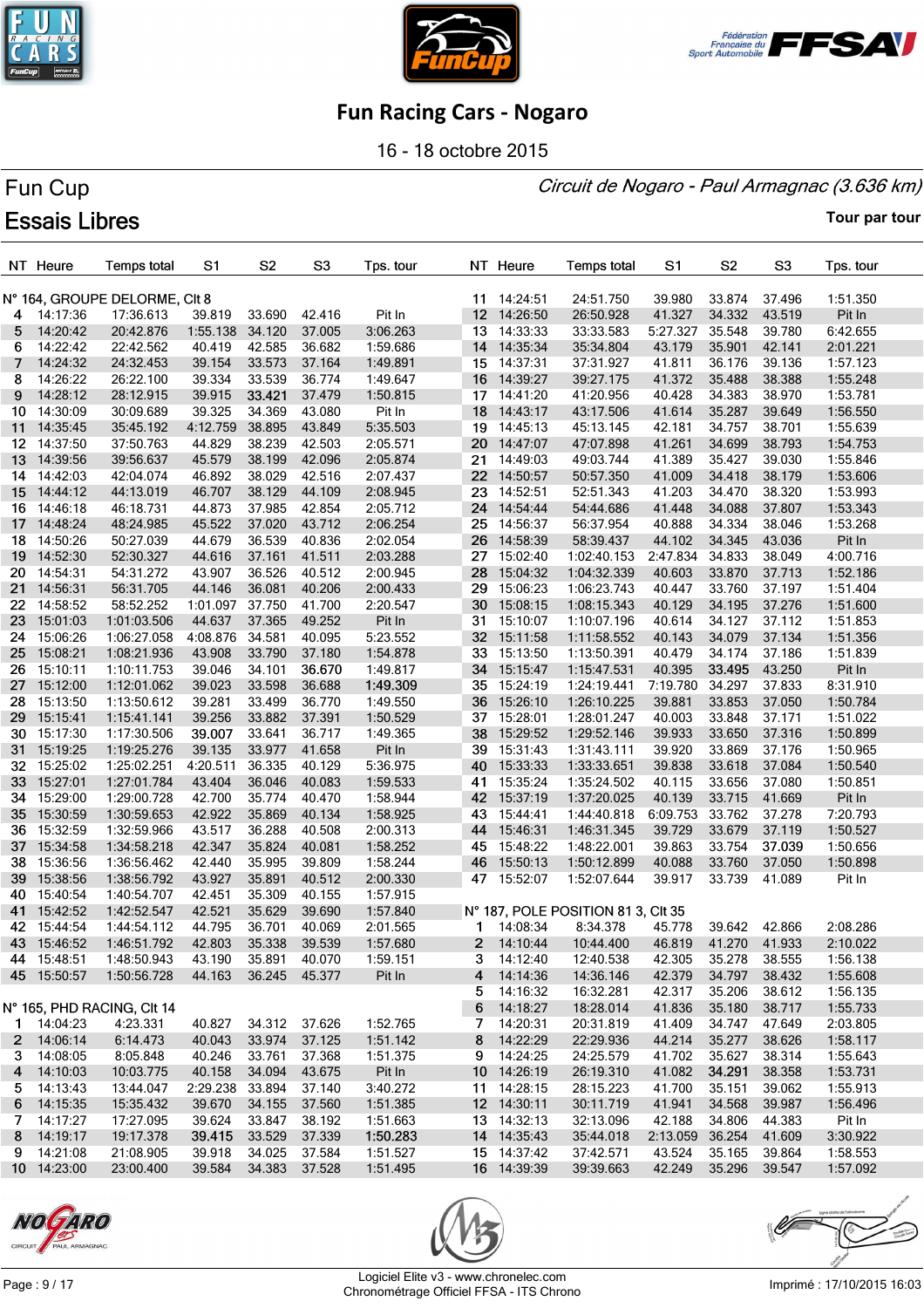# Fun Racing Cars - Nogaro

16 - 18 octobre 2015

## Fun Cup

*Circuit de Nogaro - Paul Armagnac (3.636 km)*

## Essais Libres

**Tour par tour**

### N° 164, GROUPE DELORME, Clt 8

| NT | Heure | Temps total | S1 | S2 | S3 | Tps. tour |
|---|---|---|---|---|---|---|
| 4 | 14:17:36 | 17:36.613 | 39.819 | 33.690 | 42.416 | Pit In |
| 5 | 14:20:42 | 20:42.876 | 1:55.138 | 34.120 | 37.005 | 3:06.263 |
| 6 | 14:22:42 | 22:42.562 | 40.419 | 42.585 | 36.682 | 1:59.686 |
| 7 | 14:24:32 | 24:32.453 | 39.154 | 33.573 | 37.164 | 1:49.891 |
| 8 | 14:26:22 | 26:22.100 | 39.334 | 33.539 | 36.774 | 1:49.647 |
| 9 | 14:28:12 | 28:12.915 | 39.915 | 33.421 | 37.479 | 1:50.815 |
| 10 | 14:30:09 | 30:09.689 | 39.325 | 34.369 | 43.080 | Pit In |
| 11 | 14:35:45 | 35:45.192 | 4:12.759 | 38.895 | 43.849 | 5:35.503 |
| 12 | 14:37:50 | 37:50.763 | 44.829 | 38.239 | 42.503 | 2:05.571 |
| 13 | 14:39:56 | 39:56.637 | 45.579 | 38.199 | 42.096 | 2:05.874 |
| 14 | 14:42:03 | 42:04.074 | 46.892 | 38.029 | 42.516 | 2:07.437 |
| 15 | 14:44:12 | 44:13.019 | 46.707 | 38.129 | 44.109 | 2:08.945 |
| 16 | 14:46:18 | 46:18.731 | 44.873 | 37.985 | 42.854 | 2:05.712 |
| 17 | 14:48:24 | 48:24.985 | 45.522 | 37.020 | 43.712 | 2:06.254 |
| 18 | 14:50:26 | 50:27.039 | 44.679 | 36.539 | 40.836 | 2:02.054 |
| 19 | 14:52:30 | 52:30.327 | 44.616 | 37.161 | 41.511 | 2:03.288 |
| 20 | 14:54:31 | 54:31.272 | 43.907 | 36.526 | 40.512 | 2:00.945 |
| 21 | 14:56:31 | 56:31.705 | 44.146 | 36.081 | 40.206 | 2:00.433 |
| 22 | 14:58:52 | 58:52.252 | 1:01.097 | 37.750 | 41.700 | 2:20.547 |
| 23 | 15:01:03 | 1:01:03.506 | 44.637 | 37.365 | 49.252 | Pit In |
| 24 | 15:06:26 | 1:06:27.058 | 4:08.876 | 34.581 | 40.095 | 5:23.552 |
| 25 | 15:08:21 | 1:08:21.936 | 43.908 | 33.790 | 37.180 | 1:54.878 |
| 26 | 15:10:11 | 1:10:11.753 | 39.046 | 34.101 | 36.670 | 1:49.817 |
| 27 | 15:12:00 | 1:12:01.062 | 39.023 | 33.598 | 36.688 | 1:49.309 |
| 28 | 15:13:50 | 1:13:50.612 | 39.281 | 33.499 | 36.770 | 1:49.550 |
| 29 | 15:15:41 | 1:15:41.141 | 39.256 | 33.882 | 37.391 | 1:50.529 |
| 30 | 15:17:30 | 1:17:30.506 | 39.007 | 33.641 | 36.717 | 1:49.365 |
| 31 | 15:19:25 | 1:19:25.276 | 39.135 | 33.977 | 41.658 | Pit In |
| 32 | 15:25:02 | 1:25:02.251 | 4:20.511 | 36.335 | 40.129 | 5:36.975 |
| 33 | 15:27:01 | 1:27:01.784 | 43.404 | 36.046 | 40.083 | 1:59.533 |
| 34 | 15:29:00 | 1:29:00.728 | 42.700 | 35.774 | 40.470 | 1:58.944 |
| 35 | 15:30:59 | 1:30:59.653 | 42.922 | 35.869 | 40.134 | 1:58.925 |
| 36 | 15:32:59 | 1:32:59.966 | 43.517 | 36.288 | 40.508 | 2:00.313 |
| 37 | 15:34:58 | 1:34:58.218 | 42.347 | 35.824 | 40.081 | 1:58.252 |
| 38 | 15:36:56 | 1:36:56.462 | 42.440 | 35.995 | 39.809 | 1:58.244 |
| 39 | 15:38:56 | 1:38:56.792 | 43.927 | 35.891 | 40.512 | 2:00.330 |
| 40 | 15:40:54 | 1:40:54.707 | 42.451 | 35.309 | 40.155 | 1:57.915 |
| 41 | 15:42:52 | 1:42:52.547 | 42.521 | 35.629 | 39.690 | 1:57.840 |
| 42 | 15:44:54 | 1:44:54.112 | 44.795 | 36.701 | 40.069 | 2:01.565 |
| 43 | 15:46:52 | 1:46:51.792 | 42.803 | 35.338 | 39.539 | 1:57.680 |
| 44 | 15:48:51 | 1:48:50.943 | 43.190 | 35.891 | 40.070 | 1:59.151 |
| 45 | 15:50:57 | 1:50:56.728 | 44.163 | 36.245 | 45.377 | Pit In |

### N° 165, PHD RACING, Clt 14

| NT | Heure | Temps total | S1 | S2 | S3 | Tps. tour |
|---|---|---|---|---|---|---|
| 1 | 14:04:23 | 4:23.331 | 40.827 | 34.312 | 37.626 | 1:52.765 |
| 2 | 14:06:14 | 6:14.473 | 40.043 | 33.974 | 37.125 | 1:51.142 |
| 3 | 14:08:05 | 8:05.848 | 40.246 | 33.761 | 37.368 | 1:51.375 |
| 4 | 14:10:03 | 10:03.775 | 40.158 | 34.094 | 43.675 | Pit In |
| 5 | 14:13:43 | 13:44.047 | 2:29.238 | 33.894 | 37.140 | 3:40.272 |
| 6 | 14:15:35 | 15:35.432 | 39.670 | 34.155 | 37.560 | 1:51.385 |
| 7 | 14:17:27 | 17:27.095 | 39.624 | 33.847 | 38.192 | 1:51.663 |
| 8 | 14:19:17 | 19:17.378 | 39.415 | 33.529 | 37.339 | 1:50.283 |
| 9 | 14:21:08 | 21:08.905 | 39.918 | 34.025 | 37.584 | 1:51.527 |
| 10 | 14:23:00 | 23:00.400 | 39.584 | 34.383 | 37.528 | 1:51.495 |
| 11 | 14:24:51 | 24:51.750 | 39.980 | 33.874 | 37.496 | 1:51.350 |
| 12 | 14:26:50 | 26:50.928 | 41.327 | 34.332 | 43.519 | Pit In |
| 13 | 14:33:33 | 33:33.583 | 5:27.327 | 35.548 | 39.780 | 6:42.655 |
| 14 | 14:35:34 | 35:34.804 | 43.179 | 35.901 | 42.141 | 2:01.221 |
| 15 | 14:37:31 | 37:31.927 | 41.811 | 36.176 | 39.136 | 1:57.123 |
| 16 | 14:39:27 | 39:27.175 | 41.372 | 35.488 | 38.388 | 1:55.248 |
| 17 | 14:41:20 | 41:20.956 | 40.428 | 34.383 | 38.970 | 1:53.781 |
| 18 | 14:43:17 | 43:17.506 | 41.614 | 35.287 | 39.649 | 1:56.550 |
| 19 | 14:45:13 | 45:13.145 | 42.181 | 34.757 | 38.701 | 1:55.639 |
| 20 | 14:47:07 | 47:07.898 | 41.261 | 34.699 | 38.793 | 1:54.753 |
| 21 | 14:49:03 | 49:03.744 | 41.389 | 35.427 | 39.030 | 1:55.846 |
| 22 | 14:50:57 | 50:57.350 | 41.009 | 34.418 | 38.179 | 1:53.606 |
| 23 | 14:52:51 | 52:51.343 | 41.203 | 34.470 | 38.320 | 1:53.993 |
| 24 | 14:54:44 | 54:44.686 | 41.448 | 34.088 | 37.807 | 1:53.343 |
| 25 | 14:56:37 | 56:37.954 | 40.888 | 34.334 | 38.046 | 1:53.268 |
| 26 | 14:58:39 | 58:39.497 | 44.102 | 34.345 | 43.036 | Pit In |
| 27 | 15:02:40 | 1:02:40.153 | 2:47.834 | 34.833 | 38.049 | 4:00.716 |
| 28 | 15:04:32 | 1:04:32.339 | 40.603 | 33.870 | 37.713 | 1:52.186 |
| 29 | 15:06:23 | 1:06:23.743 | 40.447 | 33.760 | 37.197 | 1:51.404 |
| 30 | 15:08:15 | 1:08:15.343 | 40.129 | 34.195 | 37.276 | 1:51.600 |
| 31 | 15:10:07 | 1:10:07.196 | 40.614 | 34.127 | 37.112 | 1:51.853 |
| 32 | 15:11:58 | 1:11:58.552 | 40.143 | 34.079 | 37.134 | 1:51.356 |
| 33 | 15:13:50 | 1:13:50.391 | 40.479 | 34.174 | 37.186 | 1:51.839 |
| 34 | 15:15:47 | 1:15:47.531 | 40.395 | 33.495 | 43.250 | Pit In |
| 35 | 15:24:19 | 1:24:19.441 | 7:19.780 | 34.297 | 37.833 | 8:31.910 |
| 36 | 15:26:10 | 1:26:10.225 | 39.881 | 33.853 | 37.050 | 1:50.784 |
| 37 | 15:28:01 | 1:28:01.247 | 40.003 | 33.848 | 37.171 | 1:51.022 |
| 38 | 15:29:52 | 1:29:52.146 | 39.933 | 33.650 | 37.316 | 1:50.899 |
| 39 | 15:31:43 | 1:31:43.111 | 39.920 | 33.869 | 37.176 | 1:50.965 |
| 40 | 15:33:33 | 1:33:33.651 | 39.838 | 33.618 | 37.084 | 1:50.540 |
| 41 | 15:35:24 | 1:35:24.502 | 40.115 | 33.656 | 37.080 | 1:50.851 |
| 42 | 15:37:19 | 1:37:20.025 | 40.139 | 33.715 | 41.669 | Pit In |
| 43 | 15:44:41 | 1:44:40.818 | 6:09.753 | 33.762 | 37.278 | 7:20.793 |
| 44 | 15:46:31 | 1:46:31.345 | 39.729 | 33.679 | 37.119 | 1:50.527 |
| 45 | 15:48:22 | 1:48:22.001 | 39.863 | 33.754 | 37.039 | 1:50.656 |
| 46 | 15:50:13 | 1:50:12.899 | 40.088 | 33.760 | 37.050 | 1:50.898 |
| 47 | 15:52:07 | 1:52:07.644 | 39.917 | 33.739 | 41.089 | Pit In |

### N° 187, POLE POSITION 81 3, Clt 35

| NT | Heure | Temps total | S1 | S2 | S3 | Tps. tour |
|---|---|---|---|---|---|---|
| 1 | 14:08:34 | 8:34.378 | 45.778 | 39.642 | 42.866 | 2:08.286 |
| 2 | 14:10:44 | 10:44.400 | 46.819 | 41.270 | 41.933 | 2:10.022 |
| 3 | 14:12:40 | 12:40.538 | 42.305 | 35.278 | 38.555 | 1:56.138 |
| 4 | 14:14:36 | 14:36.146 | 42.379 | 34.797 | 38.432 | 1:55.608 |
| 5 | 14:16:32 | 16:32.281 | 42.317 | 35.206 | 38.612 | 1:56.135 |
| 6 | 14:18:27 | 18:28.014 | 41.836 | 35.180 | 38.717 | 1:55.733 |
| 7 | 14:20:31 | 20:31.819 | 41.409 | 34.747 | 47.649 | 2:03.805 |
| 8 | 14:22:29 | 22:29.936 | 44.214 | 35.277 | 38.626 | 1:58.117 |
| 9 | 14:24:25 | 24:25.579 | 41.702 | 35.627 | 38.314 | 1:55.643 |
| 10 | 14:26:19 | 26:19.310 | 41.082 | 34.291 | 38.358 | 1:53.731 |
| 11 | 14:28:15 | 28:15.223 | 41.700 | 35.151 | 39.062 | 1:55.913 |
| 12 | 14:30:11 | 30:11.719 | 41.941 | 34.568 | 39.987 | 1:56.496 |
| 13 | 14:32:13 | 32:13.096 | 42.188 | 34.806 | 44.383 | Pit In |
| 14 | 14:35:43 | 35:44.018 | 2:13.059 | 36.254 | 41.609 | 3:30.922 |
| 15 | 14:37:42 | 37:42.571 | 43.524 | 35.165 | 39.864 | 1:58.553 |
| 16 | 14:39:39 | 39:39.663 | 42.249 | 35.296 | 39.547 | 1:57.092 |

Logiciel Elite v3 - www.chronelec.com
Chronométrage Officiel FFSA - ITS Chrono

Imprimé : 17/10/2015 16:03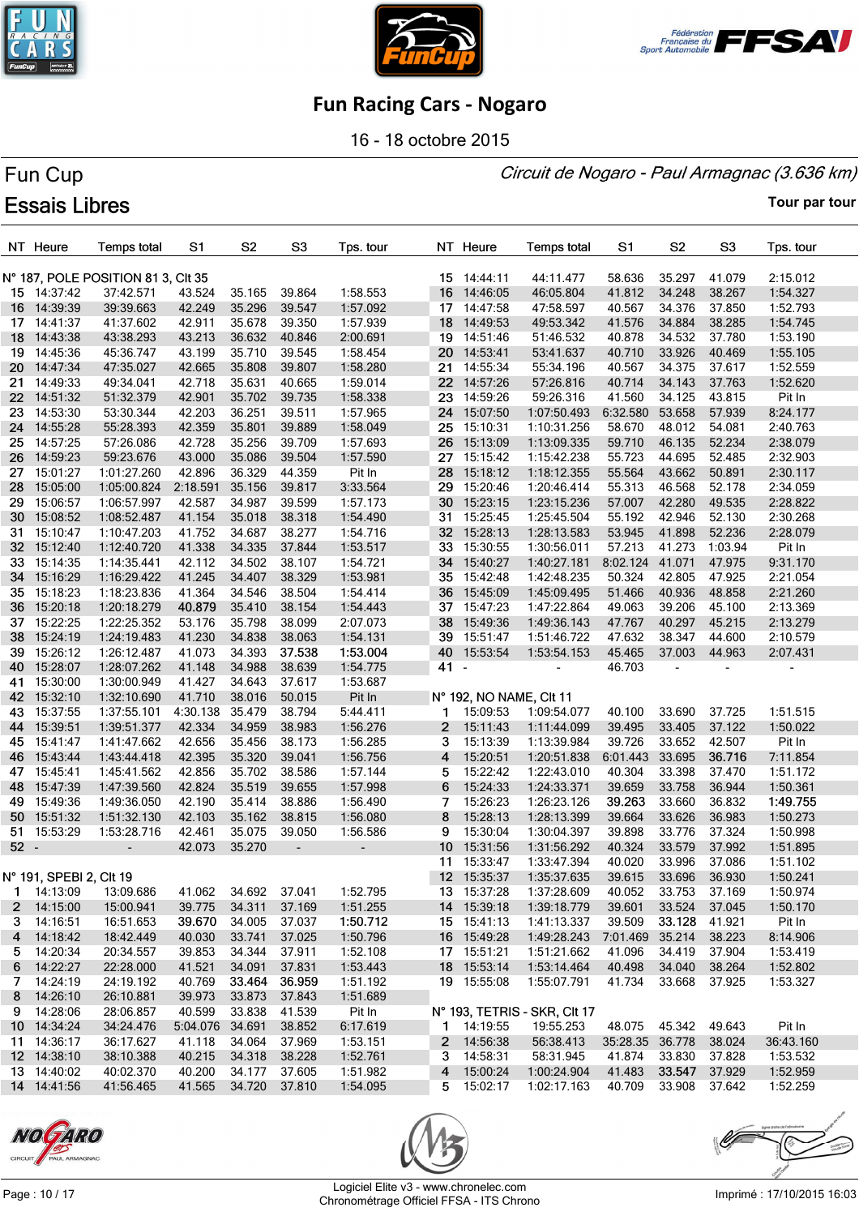# Fun Racing Cars - Nogaro

16 - 18 octobre 2015

## Fun Cup

*Circuit de Nogaro - Paul Armagnac (3.636 km)*

## Essais Libres

**Tour par tour**

| NT | Heure | Temps total | S1 | S2 | S3 | Tps. tour |
|---|---|---|---|---|---|---|
| **N° 187, POLE POSITION 81 3, Clt 35** | | | | | | |
| 15 | 14:37:42 | 37:42.571 | 43.524 | 35.165 | 39.864 | 1:58.553 |
| 16 | 14:39:39 | 39:39.663 | 42.249 | 35.296 | 39.547 | 1:57.092 |
| 17 | 14:41:37 | 41:37.602 | 42.911 | 35.678 | 39.350 | 1:57.939 |
| 18 | 14:43:38 | 43:38.293 | 43.213 | 36.632 | 40.846 | 2:00.691 |
| 19 | 14:45:36 | 45:36.747 | 43.199 | 35.710 | 39.545 | 1:58.454 |
| 20 | 14:47:34 | 47:35.027 | 42.665 | 35.808 | 39.807 | 1:58.280 |
| 21 | 14:49:33 | 49:34.041 | 42.718 | 35.631 | 40.665 | 1:59.014 |
| 22 | 14:51:32 | 51:32.379 | 42.901 | 35.702 | 39.735 | 1:58.338 |
| 23 | 14:53:30 | 53:30.344 | 42.203 | 36.251 | 39.511 | 1:57.965 |
| 24 | 14:55:28 | 55:28.393 | 42.359 | 35.801 | 39.889 | 1:58.049 |
| 25 | 14:57:25 | 57:26.086 | 42.728 | 35.256 | 39.709 | 1:57.693 |
| 26 | 14:59:23 | 59:23.676 | 43.000 | 35.086 | 39.504 | 1:57.590 |
| 27 | 15:01:27 | 1:01:27.260 | 42.896 | 36.329 | 44.359 | Pit In |
| 28 | 15:05:00 | 1:05:00.824 | 2:18.591 | 35.156 | 39.817 | 3:33.564 |
| 29 | 15:06:57 | 1:06:57.997 | 42.587 | 34.987 | 39.599 | 1:57.173 |
| 30 | 15:08:52 | 1:08:52.487 | 41.154 | 35.018 | 38.318 | 1:54.490 |
| 31 | 15:10:47 | 1:10:47.203 | 41.752 | 34.687 | 38.277 | 1:54.716 |
| 32 | 15:12:40 | 1:12:40.720 | 41.338 | 34.335 | 37.844 | 1:53.517 |
| 33 | 15:14:35 | 1:14:35.441 | 42.112 | 34.502 | 38.107 | 1:54.721 |
| 34 | 15:16:29 | 1:16:29.422 | 41.245 | 34.407 | 38.329 | 1:53.981 |
| 35 | 15:18:23 | 1:18:23.836 | 41.364 | 34.546 | 38.504 | 1:54.414 |
| 36 | 15:20:18 | 1:20:18.279 | 40.879 | 35.410 | 38.154 | 1:54.443 |
| 37 | 15:22:25 | 1:22:25.352 | 53.176 | 35.798 | 38.099 | 2:07.073 |
| 38 | 15:24:19 | 1:24:19.483 | 41.230 | 34.838 | 38.063 | 1:54.131 |
| 39 | 15:26:12 | 1:26:12.487 | 41.073 | 34.393 | 37.538 | 1:53.004 |
| 40 | 15:28:07 | 1:28:07.262 | 41.148 | 34.988 | 38.639 | 1:54.775 |
| 41 | 15:30:00 | 1:30:00.949 | 41.427 | 34.643 | 37.617 | 1:53.687 |
| 42 | 15:32:10 | 1:32:10.690 | 41.710 | 38.016 | 50.015 | Pit In |
| 43 | 15:37:55 | 1:37:55.101 | 4:30.138 | 35.479 | 38.794 | 5:44.411 |
| 44 | 15:39:51 | 1:39:51.377 | 42.334 | 34.959 | 38.983 | 1:56.276 |
| 45 | 15:41:47 | 1:41:47.662 | 42.656 | 35.456 | 38.173 | 1:56.285 |
| 46 | 15:43:44 | 1:43:44.418 | 42.395 | 35.320 | 39.041 | 1:56.756 |
| 47 | 15:45:41 | 1:45:41.562 | 42.856 | 35.702 | 38.586 | 1:57.144 |
| 48 | 15:47:39 | 1:47:39.560 | 42.824 | 35.519 | 39.655 | 1:57.998 |
| 49 | 15:49:36 | 1:49:36.050 | 42.190 | 35.414 | 38.886 | 1:56.490 |
| 50 | 15:51:32 | 1:51:32.130 | 42.103 | 35.162 | 38.815 | 1:56.080 |
| 51 | 15:53:29 | 1:53:28.716 | 42.461 | 35.075 | 39.050 | 1:56.586 |
| 52 | - | - | 42.073 | 35.270 | - | - |
| **N° 191, SPEBI 2, Clt 19** | | | | | | |
| 1 | 14:13:09 | 13:09.686 | 41.062 | 34.692 | 37.041 | 1:52.795 |
| 2 | 14:15:00 | 15:00.941 | 39.775 | 34.311 | 37.169 | 1:51.255 |
| 3 | 14:16:51 | 16:51.653 | 39.670 | 34.005 | 37.037 | 1:50.712 |
| 4 | 14:18:42 | 18:42.449 | 40.030 | 33.741 | 37.025 | 1:50.796 |
| 5 | 14:20:34 | 20:34.557 | 39.853 | 34.344 | 37.911 | 1:52.108 |
| 6 | 14:22:27 | 22:28.000 | 41.521 | 34.091 | 37.831 | 1:53.443 |
| 7 | 14:24:19 | 24:19.192 | 40.769 | 33.464 | 36.959 | 1:51.192 |
| 8 | 14:26:10 | 26:10.881 | 39.973 | 33.873 | 37.843 | 1:51.689 |
| 9 | 14:28:06 | 28:06.857 | 40.599 | 33.838 | 41.539 | Pit In |
| 10 | 14:34:24 | 34:24.476 | 5:04.076 | 34.691 | 38.852 | 6:17.619 |
| 11 | 14:36:17 | 36:17.627 | 41.118 | 34.064 | 37.969 | 1:53.151 |
| 12 | 14:38:10 | 38:10.388 | 40.215 | 34.318 | 38.228 | 1:52.761 |
| 13 | 14:40:02 | 40:02.370 | 40.200 | 34.177 | 37.605 | 1:51.982 |
| 14 | 14:41:56 | 41:56.465 | 41.565 | 34.720 | 37.810 | 1:54.095 |
| 15 | 14:44:11 | 44:11.477 | 58.636 | 35.297 | 41.079 | 2:15.012 |
| 16 | 14:46:05 | 46:05.804 | 41.812 | 34.248 | 38.267 | 1:54.327 |
| 17 | 14:47:58 | 47:58.597 | 40.567 | 34.376 | 37.850 | 1:52.793 |
| 18 | 14:49:53 | 49:53.342 | 41.576 | 34.884 | 38.285 | 1:54.745 |
| 19 | 14:51:46 | 51:46.532 | 40.878 | 34.532 | 37.780 | 1:53.190 |
| 20 | 14:53:41 | 53:41.637 | 40.710 | 33.926 | 40.469 | 1:55.105 |
| 21 | 14:55:34 | 55:34.196 | 40.567 | 34.375 | 37.617 | 1:52.559 |
| 22 | 14:57:26 | 57:26.816 | 40.714 | 34.143 | 37.763 | 1:52.620 |
| 23 | 14:59:26 | 59:26.316 | 41.560 | 34.125 | 43.815 | Pit In |
| 24 | 15:07:50 | 1:07:50.493 | 6:32.580 | 53.658 | 57.939 | 8:24.177 |
| 25 | 15:10:31 | 1:10:31.256 | 58.670 | 48.012 | 54.081 | 2:40.763 |
| 26 | 15:13:09 | 1:13:09.335 | 59.710 | 46.135 | 52.234 | 2:38.079 |
| 27 | 15:15:42 | 1:15:42.238 | 55.723 | 44.695 | 52.485 | 2:32.903 |
| 28 | 15:18:12 | 1:18:12.355 | 55.564 | 43.662 | 50.891 | 2:30.117 |
| 29 | 15:20:46 | 1:20:46.414 | 55.313 | 46.568 | 52.178 | 2:34.059 |
| 30 | 15:23:15 | 1:23:15.236 | 57.007 | 42.280 | 49.535 | 2:28.822 |
| 31 | 15:25:45 | 1:25:45.504 | 55.192 | 42.946 | 52.130 | 2:30.268 |
| 32 | 15:28:13 | 1:28:13.583 | 53.945 | 41.898 | 52.236 | 2:28.079 |
| 33 | 15:30:55 | 1:30:56.011 | 57.213 | 41.273 | 1:03.94 | Pit In |
| 34 | 15:40:27 | 1:40:27.181 | 8:02.124 | 41.071 | 47.975 | 9:31.170 |
| 35 | 15:42:48 | 1:42:48.235 | 50.324 | 42.805 | 47.925 | 2:21.054 |
| 36 | 15:45:09 | 1:45:09.495 | 51.466 | 40.936 | 48.858 | 2:21.260 |
| 37 | 15:47:23 | 1:47:22.864 | 49.063 | 39.206 | 45.100 | 2:13.369 |
| 38 | 15:49:36 | 1:49:36.143 | 47.767 | 40.297 | 45.215 | 2:13.279 |
| 39 | 15:51:47 | 1:51:46.722 | 47.632 | 38.347 | 44.600 | 2:10.579 |
| 40 | 15:53:54 | 1:53:54.153 | 45.465 | 37.003 | 44.963 | 2:07.431 |
| 41 | - | - | 46.703 | - | - | - |
| **N° 192, NO NAME, Clt 11** | | | | | | |
| 1 | 15:09:53 | 1:09:54.077 | 40.100 | 33.690 | 37.725 | 1:51.515 |
| 2 | 15:11:43 | 1:11:44.099 | 39.495 | 33.405 | 37.122 | 1:50.022 |
| 3 | 15:13:39 | 1:13:39.984 | 39.726 | 33.652 | 42.507 | Pit In |
| 4 | 15:20:51 | 1:20:51.838 | 6:01.443 | 33.695 | 36.716 | 7:11.854 |
| 5 | 15:22:42 | 1:22:43.010 | 40.304 | 33.398 | 37.470 | 1:51.172 |
| 6 | 15:24:33 | 1:24:33.371 | 39.659 | 33.758 | 36.944 | 1:50.361 |
| 7 | 15:26:23 | 1:26:23.126 | 39.263 | 33.660 | 36.832 | 1:49.755 |
| 8 | 15:28:13 | 1:28:13.399 | 39.664 | 33.626 | 36.983 | 1:50.273 |
| 9 | 15:30:04 | 1:30:04.397 | 39.898 | 33.776 | 37.324 | 1:50.998 |
| 10 | 15:31:56 | 1:31:56.292 | 40.324 | 33.579 | 37.992 | 1:51.895 |
| 11 | 15:33:47 | 1:33:47.394 | 40.020 | 33.996 | 37.086 | 1:51.102 |
| 12 | 15:35:37 | 1:35:37.635 | 39.615 | 33.696 | 36.930 | 1:50.241 |
| 13 | 15:37:28 | 1:37:28.609 | 40.052 | 33.753 | 37.169 | 1:50.974 |
| 14 | 15:39:18 | 1:39:18.779 | 39.601 | 33.524 | 37.045 | 1:50.170 |
| 15 | 15:41:13 | 1:41:13.337 | 39.509 | 33.128 | 41.921 | Pit In |
| 16 | 15:49:28 | 1:49:28.243 | 7:01.469 | 35.214 | 38.223 | 8:14.906 |
| 17 | 15:51:21 | 1:51:21.662 | 41.096 | 34.419 | 37.904 | 1:53.419 |
| 18 | 15:53:14 | 1:53:14.464 | 40.498 | 34.040 | 38.264 | 1:52.802 |
| 19 | 15:55:08 | 1:55:07.791 | 41.734 | 33.668 | 37.925 | 1:53.327 |
| **N° 193, TETRIS - SKR, Clt 17** | | | | | | |
| 1 | 14:19:55 | 19:55.253 | 48.075 | 45.342 | 49.643 | Pit In |
| 2 | 14:56:38 | 56:38.413 | 35:28.35 | 36.778 | 38.024 | 36:43.160 |
| 3 | 14:58:31 | 58:31.945 | 41.874 | 33.830 | 37.828 | 1:53.532 |
| 4 | 15:00:24 | 1:00:24.904 | 41.483 | 33.547 | 37.929 | 1:52.959 |
| 5 | 15:02:17 | 1:02:17.163 | 40.709 | 33.908 | 37.642 | 1:52.259 |

Logiciel Elite v3 - www.chronelec.com
Chronométrage Officiel FFSA - ITS Chrono

Imprimé : 17/10/2015 16:03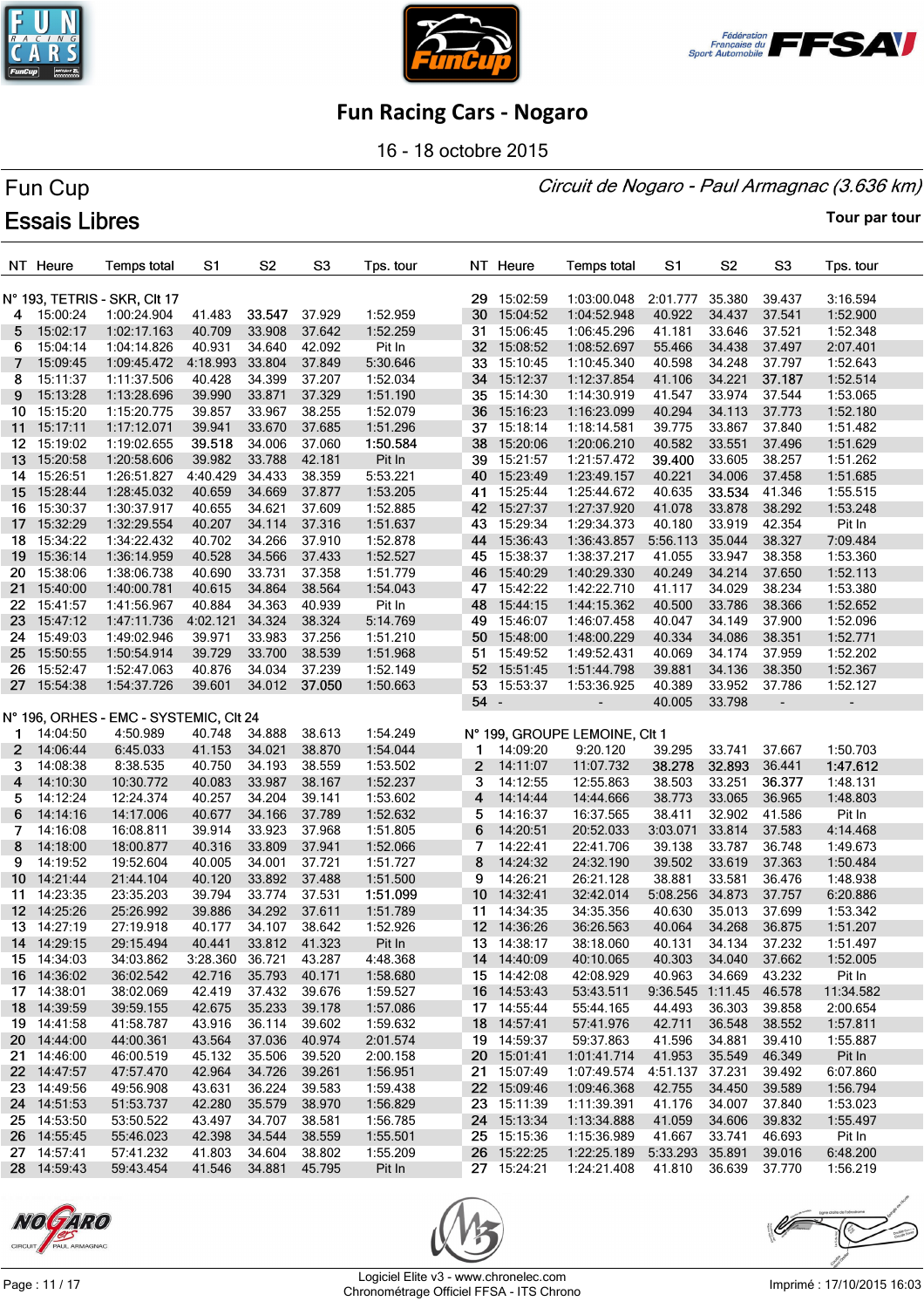# Fun Racing Cars - Nogaro

16 - 18 octobre 2015

## Fun Cup

*Circuit de Nogaro - Paul Armagnac (3.636 km)*

## Essais Libres

**Tour par tour**

### N° 193, TETRIS - SKR, Clt 17

| NT | Heure | Temps total | S1 | S2 | S3 | Tps. tour |
|---|---|---|---|---|---|---|
| 4 | 15:00:24 | 1:00:24.904 | 41.483 | 33.547 | 37.929 | 1:52.959 |
| 5 | 15:02:17 | 1:02:17.163 | 40.709 | 33.908 | 37.642 | 1:52.259 |
| 6 | 15:04:14 | 1:04:14.826 | 40.931 | 34.640 | 42.092 | Pit In |
| 7 | 15:09:45 | 1:09:45.472 | 4:18.993 | 33.804 | 37.849 | 5:30.646 |
| 8 | 15:11:37 | 1:11:37.506 | 40.428 | 34.399 | 37.207 | 1:52.034 |
| 9 | 15:13:28 | 1:13:28.696 | 39.990 | 33.871 | 37.329 | 1:51.190 |
| 10 | 15:15:20 | 1:15:20.775 | 39.857 | 33.967 | 38.255 | 1:52.079 |
| 11 | 15:17:11 | 1:17:12.071 | 39.941 | 33.670 | 37.685 | 1:51.296 |
| 12 | 15:19:02 | 1:19:02.655 | 39.518 | 34.006 | 37.060 | 1:50.584 |
| 13 | 15:20:58 | 1:20:58.606 | 39.982 | 33.788 | 42.181 | Pit In |
| 14 | 15:26:51 | 1:26:51.827 | 4:40.429 | 34.433 | 38.359 | 5:53.221 |
| 15 | 15:28:44 | 1:28:45.032 | 40.659 | 34.669 | 37.877 | 1:53.205 |
| 16 | 15:30:37 | 1:30:37.917 | 40.655 | 34.621 | 37.609 | 1:52.885 |
| 17 | 15:32:29 | 1:32:29.554 | 40.207 | 34.114 | 37.316 | 1:51.637 |
| 18 | 15:34:22 | 1:34:22.432 | 40.702 | 34.266 | 37.910 | 1:52.878 |
| 19 | 15:36:14 | 1:36:14.959 | 40.528 | 34.566 | 37.433 | 1:52.527 |
| 20 | 15:38:06 | 1:38:06.738 | 40.690 | 33.731 | 37.358 | 1:51.779 |
| 21 | 15:40:00 | 1:40:00.781 | 40.615 | 34.864 | 38.564 | 1:54.043 |
| 22 | 15:41:57 | 1:41:56.967 | 40.884 | 34.363 | 40.939 | Pit In |
| 23 | 15:47:12 | 1:47:11.736 | 4:02.121 | 34.324 | 38.324 | 5:14.769 |
| 24 | 15:49:03 | 1:49:02.946 | 39.971 | 33.983 | 37.256 | 1:51.210 |
| 25 | 15:50:55 | 1:50:54.914 | 39.729 | 33.700 | 38.539 | 1:51.968 |
| 26 | 15:52:47 | 1:52:47.063 | 40.876 | 34.034 | 37.239 | 1:52.149 |
| 27 | 15:54:38 | 1:54:37.726 | 39.601 | 34.012 | 37.050 | 1:50.663 |

### N° 196, ORHES - EMC - SYSTEMIC, Clt 24

| NT | Heure | Temps total | S1 | S2 | S3 | Tps. tour |
|---|---|---|---|---|---|---|
| 1 | 14:04:50 | 4:50.989 | 40.748 | 34.888 | 38.613 | 1:54.249 |
| 2 | 14:06:44 | 6:45.033 | 41.153 | 34.021 | 38.870 | 1:54.044 |
| 3 | 14:08:38 | 8:38.535 | 40.750 | 34.193 | 38.559 | 1:53.502 |
| 4 | 14:10:30 | 10:30.772 | 40.083 | 33.987 | 38.167 | 1:52.237 |
| 5 | 14:12:24 | 12:24.374 | 40.257 | 34.204 | 39.141 | 1:53.602 |
| 6 | 14:14:16 | 14:17.006 | 40.677 | 34.166 | 37.789 | 1:52.632 |
| 7 | 14:16:08 | 16:08.811 | 39.914 | 33.923 | 37.968 | 1:51.805 |
| 8 | 14:18:00 | 18:00.877 | 40.316 | 33.809 | 37.941 | 1:52.066 |
| 9 | 14:19:52 | 19:52.604 | 40.005 | 34.001 | 37.721 | 1:51.727 |
| 10 | 14:21:44 | 21:44.104 | 40.120 | 33.892 | 37.488 | 1:51.500 |
| 11 | 14:23:35 | 23:35.203 | 39.794 | 33.774 | 37.531 | 1:51.099 |
| 12 | 14:25:26 | 25:26.992 | 39.886 | 34.292 | 37.611 | 1:51.789 |
| 13 | 14:27:19 | 27:19.918 | 40.177 | 34.107 | 38.642 | 1:52.926 |
| 14 | 14:29:15 | 29:15.494 | 40.441 | 33.812 | 41.323 | Pit In |
| 15 | 14:34:03 | 34:03.862 | 3:28.360 | 36.721 | 43.287 | 4:48.368 |
| 16 | 14:36:02 | 36:02.542 | 42.716 | 35.793 | 40.171 | 1:58.680 |
| 17 | 14:38:01 | 38:02.069 | 42.419 | 37.432 | 39.676 | 1:59.527 |
| 18 | 14:39:59 | 39:59.155 | 42.675 | 35.233 | 39.178 | 1:57.086 |
| 19 | 14:41:58 | 41:58.787 | 43.916 | 36.114 | 39.602 | 1:59.632 |
| 20 | 14:44:00 | 44:00.361 | 43.564 | 37.036 | 40.974 | 2:01.574 |
| 21 | 14:46:00 | 46:00.519 | 45.132 | 35.506 | 39.520 | 2:00.158 |
| 22 | 14:47:57 | 47:57.470 | 42.964 | 34.726 | 39.261 | 1:56.951 |
| 23 | 14:49:56 | 49:56.908 | 43.631 | 36.224 | 39.583 | 1:59.438 |
| 24 | 14:51:53 | 51:53.737 | 42.280 | 35.579 | 38.970 | 1:56.829 |
| 25 | 14:53:50 | 53:50.522 | 43.497 | 34.707 | 38.581 | 1:56.785 |
| 26 | 14:55:45 | 55:46.023 | 42.398 | 34.544 | 38.559 | 1:55.501 |
| 27 | 14:57:41 | 57:41.232 | 41.803 | 34.604 | 38.802 | 1:55.209 |
| 28 | 14:59:43 | 59:43.454 | 41.546 | 34.881 | 45.795 | Pit In |
| 29 | 15:02:59 | 1:03:00.048 | 2:01.777 | 35.380 | 39.437 | 3:16.594 |
| 30 | 15:04:52 | 1:04:52.948 | 40.922 | 34.437 | 37.541 | 1:52.900 |
| 31 | 15:06:45 | 1:06:45.296 | 41.181 | 33.646 | 37.521 | 1:52.348 |
| 32 | 15:08:52 | 1:08:52.697 | 55.466 | 34.438 | 37.497 | 2:07.401 |
| 33 | 15:10:45 | 1:10:45.340 | 40.598 | 34.248 | 37.797 | 1:52.643 |
| 34 | 15:12:37 | 1:12:37.854 | 41.106 | 34.221 | 37.187 | 1:52.514 |
| 35 | 15:14:30 | 1:14:30.919 | 41.547 | 33.974 | 37.544 | 1:53.065 |
| 36 | 15:16:23 | 1:16:23.099 | 40.294 | 34.113 | 37.773 | 1:52.180 |
| 37 | 15:18:14 | 1:18:14.581 | 39.775 | 33.867 | 37.840 | 1:51.482 |
| 38 | 15:20:06 | 1:20:06.210 | 40.582 | 33.551 | 37.496 | 1:51.629 |
| 39 | 15:21:57 | 1:21:57.472 | 39.400 | 33.605 | 38.257 | 1:51.262 |
| 40 | 15:23:49 | 1:23:49.157 | 40.221 | 34.006 | 37.458 | 1:51.685 |
| 41 | 15:25:44 | 1:25:44.672 | 40.635 | 33.534 | 41.346 | 1:55.515 |
| 42 | 15:27:37 | 1:27:37.920 | 41.078 | 33.878 | 38.292 | 1:53.248 |
| 43 | 15:29:34 | 1:29:34.373 | 40.180 | 33.919 | 42.354 | Pit In |
| 44 | 15:36:43 | 1:36:43.857 | 5:56.113 | 35.044 | 38.327 | 7:09.484 |
| 45 | 15:38:37 | 1:38:37.217 | 41.055 | 33.947 | 38.358 | 1:53.360 |
| 46 | 15:40:29 | 1:40:29.330 | 40.249 | 34.214 | 37.650 | 1:52.113 |
| 47 | 15:42:22 | 1:42:22.710 | 41.117 | 34.029 | 38.234 | 1:53.380 |
| 48 | 15:44:15 | 1:44:15.362 | 40.500 | 33.786 | 38.366 | 1:52.652 |
| 49 | 15:46:07 | 1:46:07.458 | 40.047 | 34.149 | 37.900 | 1:52.096 |
| 50 | 15:48:00 | 1:48:00.229 | 40.334 | 34.086 | 38.351 | 1:52.771 |
| 51 | 15:49:52 | 1:49:52.431 | 40.069 | 34.174 | 37.959 | 1:52.202 |
| 52 | 15:51:45 | 1:51:44.798 | 39.881 | 34.136 | 38.350 | 1:52.367 |
| 53 | 15:53:37 | 1:53:36.925 | 40.389 | 33.952 | 37.786 | 1:52.127 |
| 54 | - | - | 40.005 | 33.798 | - | - |

### N° 199, GROUPE LEMOINE, Clt 1

| NT | Heure | Temps total | S1 | S2 | S3 | Tps. tour |
|---|---|---|---|---|---|---|
| 1 | 14:09:20 | 9:20.120 | 39.295 | 33.741 | 37.667 | 1:50.703 |
| 2 | 14:11:07 | 11:07.732 | 38.278 | 32.893 | 36.441 | 1:47.612 |
| 3 | 14:12:55 | 12:55.863 | 38.503 | 33.251 | 36.377 | 1:48.131 |
| 4 | 14:14:44 | 14:44.666 | 38.773 | 33.065 | 36.965 | 1:48.803 |
| 5 | 14:16:37 | 16:37.565 | 38.411 | 32.902 | 41.586 | Pit In |
| 6 | 14:20:51 | 20:52.033 | 3:03.071 | 33.814 | 37.583 | 4:14.468 |
| 7 | 14:22:41 | 22:41.706 | 39.138 | 33.787 | 36.748 | 1:49.673 |
| 8 | 14:24:32 | 24:32.190 | 39.502 | 33.619 | 37.363 | 1:50.484 |
| 9 | 14:26:21 | 26:21.128 | 38.881 | 33.581 | 36.476 | 1:48.938 |
| 10 | 14:32:41 | 32:42.014 | 5:08.256 | 34.873 | 37.757 | 6:20.886 |
| 11 | 14:34:35 | 34:35.356 | 40.630 | 33.013 | 37.699 | 1:53.342 |
| 12 | 14:36:26 | 36:26.563 | 40.064 | 34.268 | 36.875 | 1:51.207 |
| 13 | 14:38:17 | 38:18.060 | 40.131 | 34.134 | 37.232 | 1:51.497 |
| 14 | 14:40:09 | 40:10.065 | 40.303 | 34.040 | 37.662 | 1:52.005 |
| 15 | 14:42:08 | 42:08.929 | 40.963 | 34.669 | 43.232 | Pit In |
| 16 | 14:53:43 | 53:43.511 | 9:36.545 | 1:11.45 | 46.578 | 11:34.582 |
| 17 | 14:55:44 | 55:44.165 | 44.493 | 36.303 | 39.858 | 2:00.654 |
| 18 | 14:57:41 | 57:41.976 | 42.711 | 36.548 | 38.552 | 1:57.811 |
| 19 | 14:59:37 | 59:37.863 | 41.596 | 34.881 | 39.410 | 1:55.887 |
| 20 | 15:01:41 | 1:01:41.714 | 41.953 | 35.549 | 46.349 | Pit In |
| 21 | 15:07:49 | 1:07:49.574 | 4:51.137 | 37.231 | 39.492 | 6:07.860 |
| 22 | 15:09:46 | 1:09:46.368 | 42.755 | 34.450 | 39.589 | 1:56.794 |
| 23 | 15:11:39 | 1:11:39.391 | 41.176 | 34.007 | 37.840 | 1:53.023 |
| 24 | 15:13:34 | 1:13:34.888 | 41.059 | 34.606 | 39.832 | 1:55.497 |
| 25 | 15:15:36 | 1:15:36.989 | 41.667 | 33.741 | 46.693 | Pit In |
| 26 | 15:22:25 | 1:22:25.189 | 5:33.293 | 35.891 | 39.016 | 6:48.200 |
| 27 | 15:24:21 | 1:24:21.408 | 41.810 | 36.639 | 37.770 | 1:56.219 |

Logiciel Elite v3 - www.chronelec.com
Chronométrage Officiel FFSA - ITS Chrono

Imprimé : 17/10/2015 16:03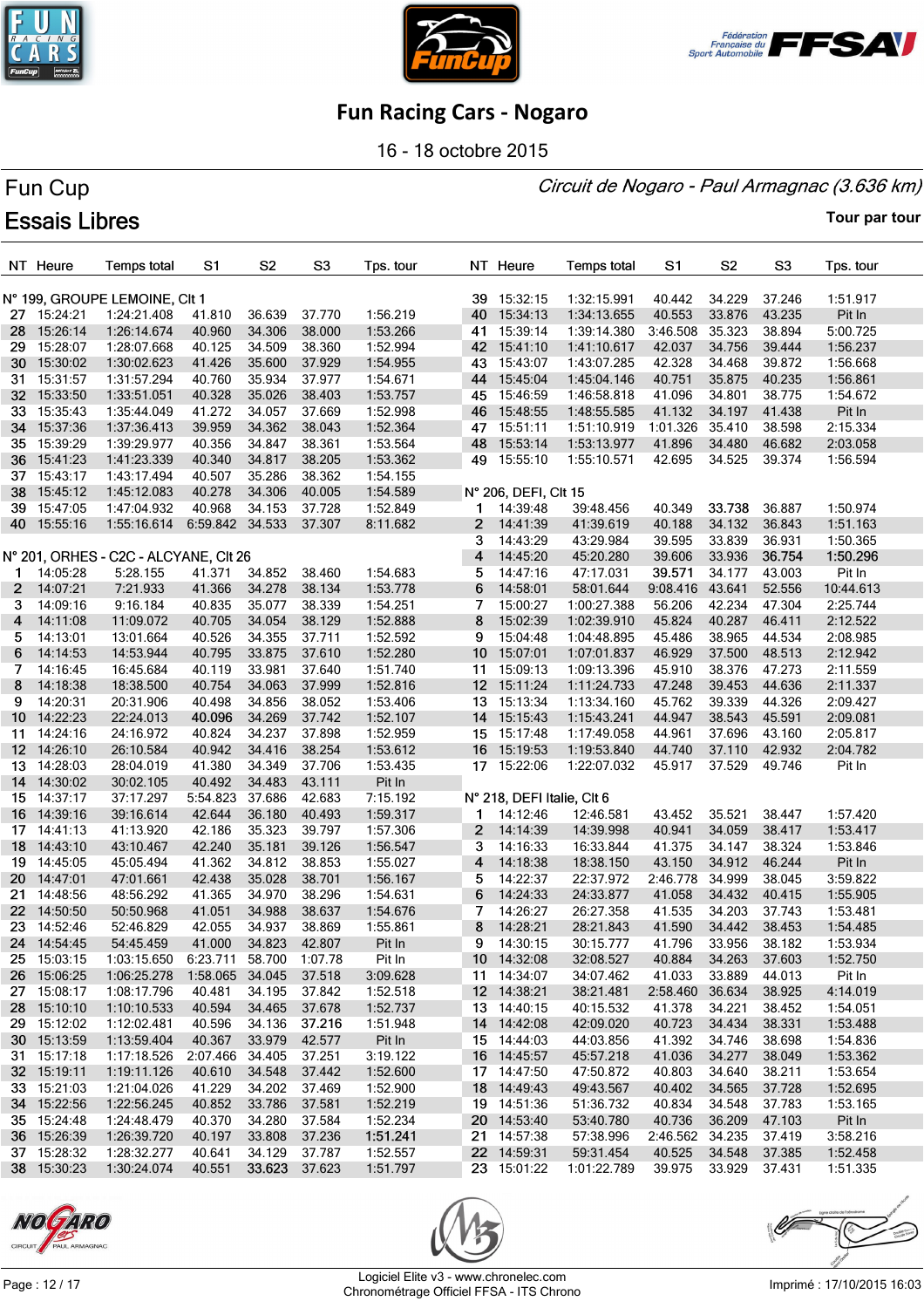# Fun Racing Cars - Nogaro

16 - 18 octobre 2015

## Fun Cup

*Circuit de Nogaro - Paul Armagnac (3.636 km)*

## Essais Libres

**Tour par tour**

| NT | Heure | Temps total | S1 | S2 | S3 | Tps. tour |
|---|---|---|---|---|---|---|
| **N° 199, GROUPE LEMOINE, Clt 1** | | | | | | |
| 27 | 15:24:21 | 1:24:21.408 | 41.810 | 36.639 | 37.770 | 1:56.219 |
| 28 | 15:26:14 | 1:26:14.674 | 40.960 | 34.306 | 38.000 | 1:53.266 |
| 29 | 15:28:07 | 1:28:07.668 | 40.125 | 34.509 | 38.360 | 1:52.994 |
| 30 | 15:30:02 | 1:30:02.623 | 41.426 | 35.600 | 37.929 | 1:54.955 |
| 31 | 15:31:57 | 1:31:57.294 | 40.760 | 35.934 | 37.977 | 1:54.671 |
| 32 | 15:33:50 | 1:33:51.051 | 40.328 | 35.026 | 38.403 | 1:53.757 |
| 33 | 15:35:43 | 1:35:44.049 | 41.272 | 34.057 | 37.669 | 1:52.998 |
| 34 | 15:37:36 | 1:37:36.413 | 39.959 | 34.362 | 38.043 | 1:52.364 |
| 35 | 15:39:29 | 1:39:29.977 | 40.356 | 34.847 | 38.361 | 1:53.564 |
| 36 | 15:41:23 | 1:41:23.339 | 40.340 | 34.817 | 38.205 | 1:53.362 |
| 37 | 15:43:17 | 1:43:17.494 | 40.507 | 35.286 | 38.362 | 1:54.155 |
| 38 | 15:45:12 | 1:45:12.083 | 40.278 | 34.306 | 40.005 | 1:54.589 |
| 39 | 15:47:05 | 1:47:04.932 | 40.968 | 34.153 | 37.728 | 1:52.849 |
| 40 | 15:55:16 | 1:55:16.614 | 6:59.842 | 34.533 | 37.307 | 8:11.682 |
| **N° 201, ORHES - C2C - ALCYANE, Clt 26** | | | | | | |
| 1 | 14:05:28 | 5:28.155 | 41.371 | 34.852 | 38.460 | 1:54.683 |
| 2 | 14:07:21 | 7:21.933 | 41.366 | 34.278 | 38.134 | 1:53.778 |
| 3 | 14:09:16 | 9:16.184 | 40.835 | 35.077 | 38.339 | 1:54.251 |
| 4 | 14:11:08 | 11:09.072 | 40.705 | 34.054 | 38.129 | 1:52.888 |
| 5 | 14:13:01 | 13:01.664 | 40.526 | 34.355 | 37.711 | 1:52.592 |
| 6 | 14:14:53 | 14:53.944 | 40.795 | 33.875 | 37.610 | 1:52.280 |
| 7 | 14:16:45 | 16:45.684 | 40.119 | 33.981 | 37.640 | 1:51.740 |
| 8 | 14:18:38 | 18:38.500 | 40.754 | 34.063 | 37.999 | 1:52.816 |
| 9 | 14:20:31 | 20:31.906 | 40.498 | 34.856 | 38.052 | 1:53.406 |
| 10 | 14:22:23 | 22:24.013 | **40.096** | 34.269 | 37.742 | 1:52.107 |
| 11 | 14:24:16 | 24:16.972 | 40.824 | 34.237 | 37.898 | 1:52.959 |
| 12 | 14:26:10 | 26:10.584 | 40.942 | 34.416 | 38.254 | 1:53.612 |
| 13 | 14:28:03 | 28:04.019 | 41.380 | 34.349 | 37.706 | 1:53.435 |
| 14 | 14:30:02 | 30:02.105 | 40.492 | 34.483 | 43.111 | Pit In |
| 15 | 14:37:17 | 37:17.297 | 5:54.823 | 37.686 | 42.683 | 7:15.192 |
| 16 | 14:39:16 | 39:16.614 | 42.644 | 36.180 | 40.493 | 1:59.317 |
| 17 | 14:41:13 | 41:13.920 | 42.186 | 35.323 | 39.797 | 1:57.306 |
| 18 | 14:43:10 | 43:10.467 | 42.240 | 35.181 | 39.126 | 1:56.547 |
| 19 | 14:45:05 | 45:05.494 | 41.362 | 34.812 | 38.853 | 1:55.027 |
| 20 | 14:47:01 | 47:01.661 | 42.438 | 35.028 | 38.701 | 1:56.167 |
| 21 | 14:48:56 | 48:56.292 | 41.365 | 34.970 | 38.296 | 1:54.631 |
| 22 | 14:50:50 | 50:50.968 | 41.051 | 34.988 | 38.637 | 1:54.676 |
| 23 | 14:52:46 | 52:46.829 | 42.055 | 34.937 | 38.869 | 1:55.861 |
| 24 | 14:54:45 | 54:45.459 | 41.000 | 34.823 | 42.807 | Pit In |
| 25 | 15:03:15 | 1:03:15.650 | 6:23.711 | 58.700 | 1:07.78 | Pit In |
| 26 | 15:06:25 | 1:06:25.278 | 1:58.065 | 34.045 | 37.518 | 3:09.628 |
| 27 | 15:08:17 | 1:08:17.796 | 40.481 | 34.195 | 37.842 | 1:52.518 |
| 28 | 15:10:10 | 1:10:10.533 | 40.594 | 34.465 | 37.678 | 1:52.737 |
| 29 | 15:12:02 | 1:12:02.481 | 40.596 | 34.136 | **37.216** | 1:51.948 |
| 30 | 15:13:59 | 1:13:59.404 | 40.367 | 33.979 | 42.577 | Pit In |
| 31 | 15:17:18 | 1:17:18.526 | 2:07.466 | 34.405 | 37.251 | 3:19.122 |
| 32 | 15:19:11 | 1:19:11.126 | 40.610 | 34.548 | 37.442 | 1:52.600 |
| 33 | 15:21:03 | 1:21:04.026 | 41.229 | 34.202 | 37.469 | 1:52.900 |
| 34 | 15:22:56 | 1:22:56.245 | 40.852 | 33.786 | 37.581 | 1:52.219 |
| 35 | 15:24:48 | 1:24:48.479 | 40.370 | 34.280 | 37.584 | 1:52.234 |
| 36 | 15:26:39 | 1:26:39.720 | 40.197 | 33.808 | 37.236 | **1:51.241** |
| 37 | 15:28:32 | 1:28:32.277 | 40.641 | 34.129 | 37.787 | 1:52.557 |
| 38 | 15:30:23 | 1:30:24.074 | 40.551 | **33.623** | 37.623 | 1:51.797 |
| 39 | 15:32:15 | 1:32:15.991 | 40.442 | 34.229 | 37.246 | 1:51.917 |
| 40 | 15:34:13 | 1:34:13.655 | 40.553 | 33.876 | 43.235 | Pit In |
| 41 | 15:39:14 | 1:39:14.380 | 3:46.508 | 35.323 | 38.894 | 5:00.725 |
| 42 | 15:41:10 | 1:41:10.617 | 42.037 | 34.756 | 39.444 | 1:56.237 |
| 43 | 15:43:07 | 1:43:07.285 | 42.328 | 34.468 | 39.872 | 1:56.668 |
| 44 | 15:45:04 | 1:45:04.146 | 40.751 | 35.875 | 40.235 | 1:56.861 |
| 45 | 15:46:59 | 1:46:58.818 | 41.096 | 34.801 | 38.775 | 1:54.672 |
| 46 | 15:48:55 | 1:48:55.585 | 41.132 | 34.197 | 41.438 | Pit In |
| 47 | 15:51:11 | 1:51:10.919 | 1:01.326 | 35.410 | 38.598 | 2:15.334 |
| 48 | 15:53:14 | 1:53:13.977 | 41.896 | 34.480 | 46.682 | 2:03.058 |
| 49 | 15:55:10 | 1:55:10.571 | 42.695 | 34.525 | 39.374 | 1:56.594 |
| **N° 206, DEFI, Clt 15** | | | | | | |
| 1 | 14:39:48 | 39:48.456 | 40.349 | **33.738** | 36.887 | 1:50.974 |
| 2 | 14:41:39 | 41:39.619 | 40.188 | 34.132 | 36.843 | 1:51.163 |
| 3 | 14:43:29 | 43:29.984 | 39.595 | 33.839 | 36.931 | 1:50.365 |
| 4 | 14:45:20 | 45:20.280 | 39.606 | 33.936 | **36.754** | **1:50.296** |
| 5 | 14:47:16 | 47:17.031 | **39.571** | 34.177 | 43.003 | Pit In |
| 6 | 14:58:01 | 58:01.644 | 9:08.416 | 43.641 | 52.556 | 10:44.613 |
| 7 | 15:00:27 | 1:00:27.388 | 56.206 | 42.234 | 47.304 | 2:25.744 |
| 8 | 15:02:39 | 1:02:39.910 | 45.824 | 40.287 | 46.411 | 2:12.522 |
| 9 | 15:04:48 | 1:04:48.895 | 45.486 | 38.965 | 44.534 | 2:08.985 |
| 10 | 15:07:01 | 1:07:01.837 | 46.929 | 37.500 | 48.513 | 2:12.942 |
| 11 | 15:09:13 | 1:09:13.396 | 45.910 | 38.376 | 47.273 | 2:11.559 |
| 12 | 15:11:24 | 1:11:24.733 | 47.248 | 39.453 | 44.636 | 2:11.337 |
| 13 | 15:13:34 | 1:13:34.160 | 45.762 | 39.339 | 44.326 | 2:09.427 |
| 14 | 15:15:43 | 1:15:43.241 | 44.947 | 38.543 | 45.591 | 2:09.081 |
| 15 | 15:17:48 | 1:17:49.058 | 44.961 | 37.696 | 43.160 | 2:05.817 |
| 16 | 15:19:53 | 1:19:53.840 | 44.740 | 37.110 | 42.932 | 2:04.782 |
| 17 | 15:22:06 | 1:22:07.032 | 45.917 | 37.529 | 49.746 | Pit In |
| **N° 218, DEFI Italie, Clt 6** | | | | | | |
| 1 | 14:12:46 | 12:46.581 | 43.452 | 35.521 | 38.447 | 1:57.420 |
| 2 | 14:14:39 | 14:39.998 | 40.941 | 34.059 | 38.417 | 1:53.417 |
| 3 | 14:16:33 | 16:33.844 | 41.375 | 34.147 | 38.324 | 1:53.846 |
| 4 | 14:18:38 | 18:38.150 | 43.150 | 34.912 | 46.244 | Pit In |
| 5 | 14:22:37 | 22:37.972 | 2:46.778 | 34.999 | 38.045 | 3:59.822 |
| 6 | 14:24:33 | 24:33.877 | 41.058 | 34.432 | 40.415 | 1:55.905 |
| 7 | 14:26:27 | 26:27.358 | 41.535 | 34.203 | 37.743 | 1:53.481 |
| 8 | 14:28:21 | 28:21.843 | 41.590 | 34.442 | 38.453 | 1:54.485 |
| 9 | 14:30:15 | 30:15.777 | 41.796 | 33.956 | 38.182 | 1:53.934 |
| 10 | 14:32:08 | 32:08.527 | 40.884 | 34.263 | 37.603 | 1:52.750 |
| 11 | 14:34:07 | 34:07.462 | 41.033 | 33.889 | 44.013 | Pit In |
| 12 | 14:38:21 | 38:21.481 | 2:58.460 | 36.634 | 38.925 | 4:14.019 |
| 13 | 14:40:15 | 40:15.532 | 41.378 | 34.221 | 38.452 | 1:54.051 |
| 14 | 14:42:08 | 42:09.020 | 40.723 | 34.434 | 38.331 | 1:53.488 |
| 15 | 14:44:03 | 44:03.856 | 41.392 | 34.746 | 38.698 | 1:54.836 |
| 16 | 14:45:57 | 45:57.218 | 41.036 | 34.277 | 38.049 | 1:53.362 |
| 17 | 14:47:50 | 47:50.872 | 40.803 | 34.640 | 38.211 | 1:53.654 |
| 18 | 14:49:43 | 49:43.567 | 40.402 | 34.565 | 37.728 | 1:52.695 |
| 19 | 14:51:36 | 51:36.732 | 40.834 | 34.548 | 37.783 | 1:53.165 |
| 20 | 14:53:40 | 53:40.780 | 40.736 | 36.209 | 47.103 | Pit In |
| 21 | 14:57:38 | 57:38.996 | 2:46.562 | 34.235 | 37.419 | 3:58.216 |
| 22 | 14:59:31 | 59:31.454 | 40.525 | 34.548 | 37.385 | 1:52.458 |
| 23 | 15:01:22 | 1:01:22.789 | 39.975 | 33.929 | 37.431 | 1:51.335 |

Logiciel Elite v3 - www.chronelec.com
Chronométrage Officiel FFSA - ITS Chrono

Imprimé : 17/10/2015 16:03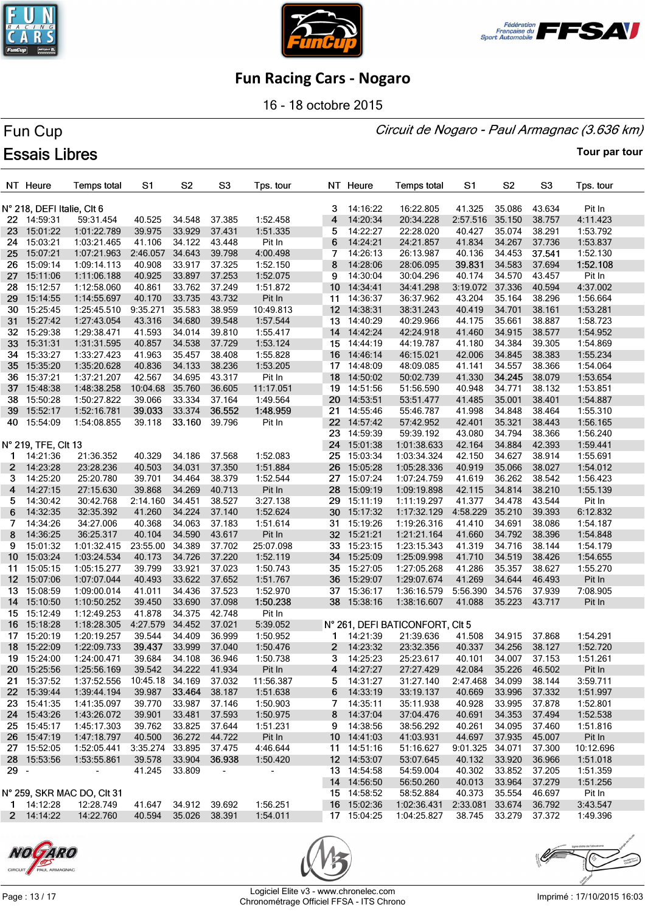# Fun Racing Cars - Nogaro

16 - 18 octobre 2015

## Fun Cup

*Circuit de Nogaro - Paul Armagnac (3.636 km)*

## Essais Libres

**Tour par tour**

| NT | Heure | Temps total | S1 | S2 | S3 | Tps. tour |
|---|---|---|---|---|---|---|
| **N° 218, DEFI Italie, Clt 6** | | | | | | |
| 22 | 14:59:31 | 59:31.454 | 40.525 | 34.548 | 37.385 | 1:52.458 |
| 23 | 15:01:22 | 1:01:22.789 | 39.975 | 33.929 | 37.431 | 1:51.335 |
| 24 | 15:03:21 | 1:03:21.465 | 41.106 | 34.122 | 43.448 | Pit In |
| 25 | 15:07:21 | 1:07:21.963 | 2:46.057 | 34.643 | 39.798 | 4:00.498 |
| 26 | 15:09:14 | 1:09:14.113 | 40.908 | 33.917 | 37.325 | 1:52.150 |
| 27 | 15:11:06 | 1:11:06.188 | 40.925 | 33.897 | 37.253 | 1:52.075 |
| 28 | 15:12:57 | 1:12:58.060 | 40.861 | 33.762 | 37.249 | 1:51.872 |
| 29 | 15:14:55 | 1:14:55.697 | 40.170 | 33.735 | 43.732 | Pit In |
| 30 | 15:25:45 | 1:25:45.510 | 9:35.271 | 35.583 | 38.959 | 10:49.813 |
| 31 | 15:27:42 | 1:27:43.054 | 43.316 | 34.680 | 39.548 | 1:57.544 |
| 32 | 15:29:38 | 1:29:38.471 | 41.593 | 34.014 | 39.810 | 1:55.417 |
| 33 | 15:31:31 | 1:31:31.595 | 40.857 | 34.538 | 37.729 | 1:53.124 |
| 34 | 15:33:27 | 1:33:27.423 | 41.963 | 35.457 | 38.408 | 1:55.828 |
| 35 | 15:35:20 | 1:35:20.628 | 40.836 | 34.133 | 38.236 | 1:53.205 |
| 36 | 15:37:21 | 1:37:21.207 | 42.567 | 34.695 | 43.317 | Pit In |
| 37 | 15:48:38 | 1:48:38.258 | 10:04.68 | 35.760 | 36.605 | 11:17.051 |
| 38 | 15:50:28 | 1:50:27.822 | 39.066 | 33.334 | 37.164 | 1:49.564 |
| 39 | 15:52:17 | 1:52:16.781 | **39.033** | 33.374 | **36.552** | **1:48.959** |
| 40 | 15:54:09 | 1:54:08.855 | 39.118 | **33.160** | 39.796 | Pit In |
| **N° 219, TFE, Clt 13** | | | | | | |
| 1 | 14:21:36 | 21:36.352 | 40.329 | 34.186 | 37.568 | 1:52.083 |
| 2 | 14:23:28 | 23:28.236 | 40.503 | 34.031 | 37.350 | 1:51.884 |
| 3 | 14:25:20 | 25:20.780 | 39.701 | 34.464 | 38.379 | 1:52.544 |
| 4 | 14:27:15 | 27:15.630 | 39.868 | 34.269 | 40.713 | Pit In |
| 5 | 14:30:42 | 30:42.768 | 2:14.160 | 34.451 | 38.527 | 3:27.138 |
| 6 | 14:32:35 | 32:35.392 | 41.260 | 34.224 | 37.140 | 1:52.624 |
| 7 | 14:34:26 | 34:27.006 | 40.368 | 34.063 | 37.183 | 1:51.614 |
| 8 | 14:36:25 | 36:25.317 | 40.104 | 34.590 | 43.617 | Pit In |
| 9 | 15:01:32 | 1:01:32.415 | 23:55.00 | 34.389 | 37.702 | 25:07.098 |
| 10 | 15:03:24 | 1:03:24.534 | 40.173 | 34.726 | 37.220 | 1:52.119 |
| 11 | 15:05:15 | 1:05:15.277 | 39.799 | 33.921 | 37.023 | 1:50.743 |
| 12 | 15:07:06 | 1:07:07.044 | 40.493 | 33.622 | 37.652 | 1:51.767 |
| 13 | 15:08:59 | 1:09:00.014 | 41.011 | 34.436 | 37.523 | 1:52.970 |
| 14 | 15:10:50 | 1:10:50.252 | 39.450 | 33.690 | 37.098 | **1:50.238** |
| 15 | 15:12:49 | 1:12:49.253 | 41.878 | 34.375 | 42.748 | Pit In |
| 16 | 15:18:28 | 1:18:28.305 | 4:27.579 | 34.452 | 37.021 | 5:39.052 |
| 17 | 15:20:19 | 1:20:19.257 | 39.544 | 34.409 | 36.999 | 1:50.952 |
| 18 | 15:22:09 | 1:22:09.733 | **39.437** | 33.999 | 37.040 | 1:50.476 |
| 19 | 15:24:00 | 1:24:00.471 | 39.684 | 34.108 | 36.946 | 1:50.738 |
| 20 | 15:25:56 | 1:25:56.169 | 39.542 | 34.222 | 41.934 | Pit In |
| 21 | 15:37:52 | 1:37:52.556 | 10:45.18 | 34.169 | 37.032 | 11:56.387 |
| 22 | 15:39:44 | 1:39:44.194 | 39.987 | **33.464** | 38.187 | 1:51.638 |
| 23 | 15:41:35 | 1:41:35.097 | 39.770 | 33.987 | 37.146 | 1:50.903 |
| 24 | 15:43:26 | 1:43:26.072 | 39.901 | 33.481 | 37.593 | 1:50.975 |
| 25 | 15:45:17 | 1:45:17.303 | 39.762 | 33.825 | 37.644 | 1:51.231 |
| 26 | 15:47:19 | 1:47:18.797 | 40.500 | 36.272 | 44.722 | Pit In |
| 27 | 15:52:05 | 1:52:05.441 | 3:35.274 | 33.895 | 37.475 | 4:46.644 |
| 28 | 15:53:56 | 1:53:55.861 | 39.578 | 33.904 | **36.938** | 1:50.420 |
| 29 | - | - | 41.245 | 33.809 | - | - |
| **N° 259, SKR MAC DO, Clt 31** | | | | | | |
| 1 | 14:12:28 | 12:28.749 | 41.647 | 34.912 | 39.692 | 1:56.251 |
| 2 | 14:14:22 | 14:22.760 | 40.594 | 35.026 | 38.391 | 1:54.011 |
| 3 | 14:16:22 | 16:22.805 | 41.325 | 35.086 | 43.634 | Pit In |
| 4 | 14:20:34 | 20:34.228 | 2:57.516 | 35.150 | 38.757 | 4:11.423 |
| 5 | 14:22:27 | 22:28.020 | 40.427 | 35.074 | 38.291 | 1:53.792 |
| 6 | 14:24:21 | 24:21.857 | 41.834 | 34.267 | 37.736 | 1:53.837 |
| 7 | 14:26:13 | 26:13.987 | 40.136 | 34.453 | **37.541** | 1:52.130 |
| 8 | 14:28:06 | 28:06.095 | **39.831** | 34.583 | 37.694 | **1:52.108** |
| 9 | 14:30:04 | 30:04.296 | 40.174 | 34.570 | 43.457 | Pit In |
| 10 | 14:34:41 | 34:41.298 | 3:19.072 | 37.336 | 40.594 | 4:37.002 |
| 11 | 14:36:37 | 36:37.962 | 43.204 | 35.164 | 38.296 | 1:56.664 |
| 12 | 14:38:31 | 38:31.243 | 40.419 | 34.701 | 38.161 | 1:53.281 |
| 13 | 14:40:29 | 40:29.966 | 44.175 | 35.661 | 38.887 | 1:58.723 |
| 14 | 14:42:24 | 42:24.918 | 41.460 | 34.915 | 38.577 | 1:54.952 |
| 15 | 14:44:19 | 44:19.787 | 41.180 | 34.384 | 39.305 | 1:54.869 |
| 16 | 14:46:14 | 46:15.021 | 42.006 | 34.845 | 38.383 | 1:55.234 |
| 17 | 14:48:09 | 48:09.085 | 41.141 | 34.557 | 38.366 | 1:54.064 |
| 18 | 14:50:02 | 50:02.739 | 41.330 | **34.245** | 38.079 | 1:53.654 |
| 19 | 14:51:56 | 51:56.590 | 40.948 | 34.771 | 38.132 | 1:53.851 |
| 20 | 14:53:51 | 53:51.477 | 41.485 | 35.001 | 38.401 | 1:54.887 |
| 21 | 14:55:46 | 55:46.787 | 41.998 | 34.848 | 38.464 | 1:55.310 |
| 22 | 14:57:42 | 57:42.952 | 42.401 | 35.321 | 38.443 | 1:56.165 |
| 23 | 14:59:39 | 59:39.192 | 43.080 | 34.794 | 38.366 | 1:56.240 |
| 24 | 15:01:38 | 1:01:38.633 | 42.164 | 34.884 | 42.393 | 1:59.441 |
| 25 | 15:03:34 | 1:03:34.324 | 42.150 | 34.627 | 38.914 | 1:55.691 |
| 26 | 15:05:28 | 1:05:28.336 | 40.919 | 35.066 | 38.027 | 1:54.012 |
| 27 | 15:07:24 | 1:07:24.759 | 41.619 | 36.262 | 38.542 | 1:56.423 |
| 28 | 15:09:19 | 1:09:19.898 | 42.115 | 34.814 | 38.210 | 1:55.139 |
| 29 | 15:11:19 | 1:11:19.297 | 41.377 | 34.478 | 43.544 | Pit In |
| 30 | 15:17:32 | 1:17:32.129 | 4:58.229 | 35.210 | 39.393 | 6:12.832 |
| 31 | 15:19:26 | 1:19:26.316 | 41.410 | 34.691 | 38.086 | 1:54.187 |
| 32 | 15:21:21 | 1:21:21.164 | 41.660 | 34.792 | 38.396 | 1:54.848 |
| 33 | 15:23:15 | 1:23:15.343 | 41.319 | 34.716 | 38.144 | 1:54.179 |
| 34 | 15:25:09 | 1:25:09.998 | 41.710 | 34.519 | 38.426 | 1:54.655 |
| 35 | 15:27:05 | 1:27:05.268 | 41.286 | 35.357 | 38.627 | 1:55.270 |
| 36 | 15:29:07 | 1:29:07.674 | 41.269 | 34.644 | 46.493 | Pit In |
| 37 | 15:36:17 | 1:36:16.579 | 5:56.390 | 34.576 | 37.939 | 7:08.905 |
| 38 | 15:38:16 | 1:38:16.607 | 41.088 | 35.223 | 43.717 | Pit In |
| **N° 261, DEFI BATICONFORT, Clt 5** | | | | | | |
| 1 | 14:21:39 | 21:39.636 | 41.508 | 34.915 | 37.868 | 1:54.291 |
| 2 | 14:23:32 | 23:32.356 | 40.337 | 34.256 | 38.127 | 1:52.720 |
| 3 | 14:25:23 | 25:23.617 | 40.101 | 34.007 | 37.153 | 1:51.261 |
| 4 | 14:27:27 | 27:27.429 | 42.084 | 35.226 | 46.502 | Pit In |
| 5 | 14:31:27 | 31:27.140 | 2:47.468 | 34.099 | 38.144 | 3:59.711 |
| 6 | 14:33:19 | 33:19.137 | 40.669 | 33.996 | 37.332 | 1:51.997 |
| 7 | 14:35:11 | 35:11.938 | 40.928 | 33.995 | 37.878 | 1:52.801 |
| 8 | 14:37:04 | 37:04.476 | 40.691 | 34.353 | 37.494 | 1:52.538 |
| 9 | 14:38:56 | 38:56.292 | 40.261 | 34.095 | 37.460 | 1:51.816 |
| 10 | 14:41:03 | 41:03.931 | 44.697 | 37.935 | 45.007 | Pit In |
| 11 | 14:51:16 | 51:16.627 | 9:01.325 | 34.071 | 37.300 | 10:12.696 |
| 12 | 14:53:07 | 53:07.645 | 40.132 | 33.920 | 36.966 | 1:51.018 |
| 13 | 14:54:58 | 54:59.004 | 40.302 | 33.852 | 37.205 | 1:51.359 |
| 14 | 14:56:50 | 56:50.260 | 40.013 | 33.964 | 37.279 | 1:51.256 |
| 15 | 14:58:52 | 58:52.884 | 40.373 | 35.554 | 46.697 | Pit In |
| 16 | 15:02:36 | 1:02:36.431 | 2:33.081 | 33.674 | 36.792 | 3:43.547 |
| 17 | 15:04:25 | 1:04:25.827 | 38.745 | 33.279 | 37.372 | 1:49.396 |

Logiciel Elite v3 - www.chronelec.com
Chronométrage Officiel FFSA - ITS Chrono

Imprimé : 17/10/2015 16:03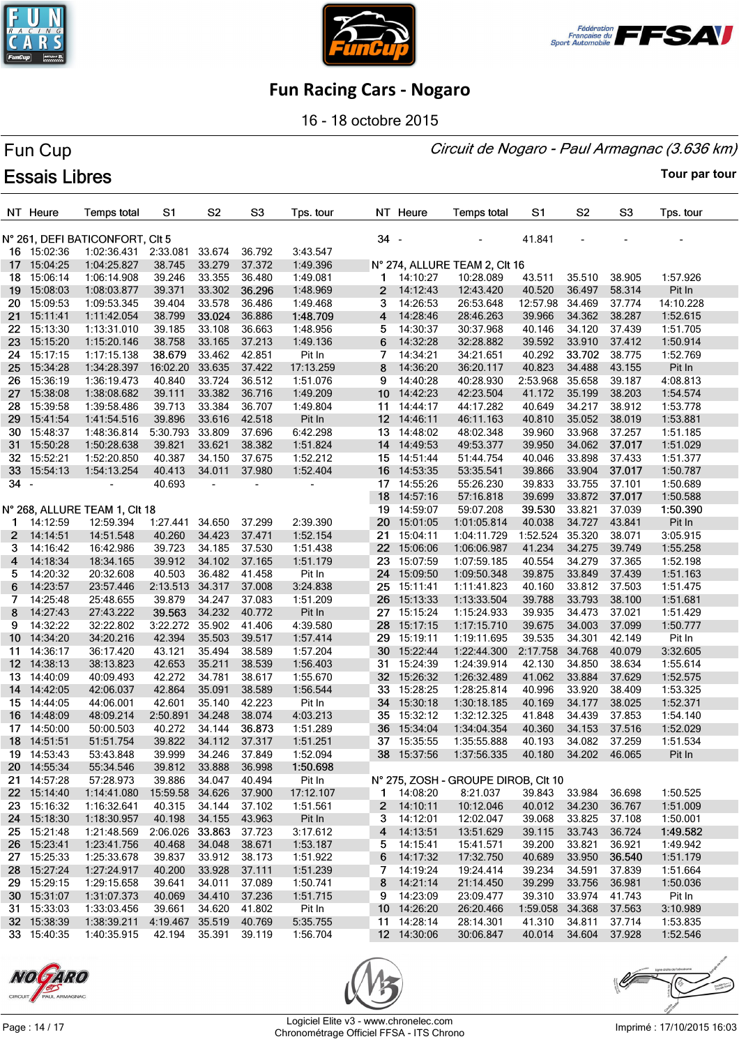# Fun Racing Cars - Nogaro

16 - 18 octobre 2015

## Fun Cup

*Circuit de Nogaro - Paul Armagnac (3.636 km)*

## Essais Libres

**Tour par tour**

### N° 261, DEFI BATICONFORT, Clt 5

| NT | Heure | Temps total | S1 | S2 | S3 | Tps. tour |
|---|---|---|---|---|---|---|
| 16 | 15:02:36 | 1:02:36.431 | 2:33.081 | 33.674 | 36.792 | 3:43.547 |
| 17 | 15:04:25 | 1:04:25.827 | 38.745 | 33.279 | 37.372 | 1:49.396 |
| 18 | 15:06:14 | 1:06:14.908 | 39.246 | 33.355 | 36.480 | 1:49.081 |
| 19 | 15:08:03 | 1:08:03.877 | 39.371 | 33.302 | **36.296** | 1:48.969 |
| 20 | 15:09:53 | 1:09:53.345 | 39.404 | 33.578 | 36.486 | 1:49.468 |
| 21 | 15:11:41 | 1:11:42.054 | 38.799 | **33.024** | 36.886 | **1:48.709** |
| 22 | 15:13:30 | 1:13:31.010 | 39.185 | 33.108 | 36.663 | 1:48.956 |
| 23 | 15:15:20 | 1:15:20.146 | 38.758 | 33.165 | 37.213 | 1:49.136 |
| 24 | 15:17:15 | 1:17:15.138 | **38.679** | 33.462 | 42.851 | Pit In |
| 25 | 15:34:28 | 1:34:28.397 | 16:02.20 | 33.635 | 37.422 | 17:13.259 |
| 26 | 15:36:19 | 1:36:19.473 | 40.840 | 33.724 | 36.512 | 1:51.076 |
| 27 | 15:38:08 | 1:38:08.682 | 39.111 | 33.382 | 36.716 | 1:49.209 |
| 28 | 15:39:58 | 1:39:58.486 | 39.713 | 33.384 | 36.707 | 1:49.804 |
| 29 | 15:41:54 | 1:41:54.516 | 39.896 | 33.616 | 42.518 | Pit In |
| 30 | 15:48:37 | 1:48:36.814 | 5:30.793 | 33.809 | 37.696 | 6:42.298 |
| 31 | 15:50:28 | 1:50:28.638 | 39.821 | 33.621 | 38.382 | 1:51.824 |
| 32 | 15:52:21 | 1:52:20.850 | 40.387 | 34.150 | 37.675 | 1:52.212 |
| 33 | 15:54:13 | 1:54:13.254 | 40.413 | 34.011 | 37.980 | 1:52.404 |
| 34 | - | - | 40.693 | - | - | - |

### N° 268, ALLURE TEAM 1, Clt 18

| NT | Heure | Temps total | S1 | S2 | S3 | Tps. tour |
|---|---|---|---|---|---|---|
| 1 | 14:12:59 | 12:59.394 | 1:27.441 | 34.650 | 37.299 | 2:39.390 |
| 2 | 14:14:51 | 14:51.548 | 40.260 | 34.423 | 37.471 | 1:52.154 |
| 3 | 14:16:42 | 16:42.986 | 39.723 | 34.185 | 37.530 | 1:51.438 |
| 4 | 14:18:34 | 18:34.165 | 39.912 | 34.102 | 37.165 | 1:51.179 |
| 5 | 14:20:32 | 20:32.608 | 40.503 | 36.482 | 41.458 | Pit In |
| 6 | 14:23:57 | 23:57.446 | 2:13.513 | 34.317 | 37.008 | 3:24.838 |
| 7 | 14:25:48 | 25:48.655 | 39.879 | 34.247 | 37.083 | 1:51.209 |
| 8 | 14:27:43 | 27:43.227 | **39.563** | 34.232 | 40.772 | Pit In |
| 9 | 14:32:22 | 32:22.802 | 3:22.272 | 35.902 | 41.406 | 4:39.580 |
| 10 | 14:34:20 | 34:20.216 | 42.394 | 35.503 | 39.517 | 1:57.414 |
| 11 | 14:36:17 | 36:17.420 | 43.121 | 35.494 | 38.589 | 1:57.204 |
| 12 | 14:38:13 | 38:13.823 | 42.653 | 35.211 | 38.539 | 1:56.403 |
| 13 | 14:40:09 | 40:09.493 | 42.272 | 34.781 | 38.617 | 1:55.670 |
| 14 | 14:42:05 | 42:06.037 | 42.864 | 35.091 | 38.589 | 1:56.544 |
| 15 | 14:44:05 | 44:06.001 | 42.601 | 35.140 | 42.223 | Pit In |
| 16 | 14:48:09 | 48:09.214 | 2:50.891 | 34.248 | 38.074 | 4:03.213 |
| 17 | 14:50:00 | 50:00.503 | 40.272 | 34.144 | **36.873** | 1:51.289 |
| 18 | 14:51:51 | 51:51.754 | 39.822 | 34.112 | 37.317 | 1:51.251 |
| 19 | 14:53:43 | 53:43.848 | 39.999 | 34.246 | 37.849 | 1:52.094 |
| 20 | 14:55:34 | 55:34.546 | 39.812 | 33.888 | 36.998 | **1:50.698** |
| 21 | 14:57:28 | 57:28.973 | 39.886 | 34.047 | 40.494 | Pit In |
| 22 | 15:14:40 | 1:14:41.080 | 15:59.58 | 34.626 | 37.900 | 17:12.107 |
| 23 | 15:16:32 | 1:16:32.641 | 40.315 | 34.144 | 37.102 | 1:51.561 |
| 24 | 15:18:30 | 1:18:30.957 | 40.198 | 34.155 | 43.963 | Pit In |
| 25 | 15:21:48 | 1:21:48.569 | 2:06.026 | **33.863** | 37.723 | 3:17.612 |
| 26 | 15:23:41 | 1:23:41.756 | 40.468 | 34.048 | 38.671 | 1:53.187 |
| 27 | 15:25:33 | 1:25:33.678 | 39.837 | 33.912 | 38.173 | 1:51.922 |
| 28 | 15:27:24 | 1:27:24.917 | 40.200 | 33.928 | 37.111 | 1:51.239 |
| 29 | 15:29:15 | 1:29:15.658 | 39.641 | 34.013 | 37.089 | 1:50.741 |
| 30 | 15:31:07 | 1:31:07.373 | 40.069 | 34.410 | 37.236 | 1:51.715 |
| 31 | 15:33:03 | 1:33:03.456 | 39.661 | 34.620 | 41.802 | Pit In |
| 32 | 15:38:39 | 1:38:39.211 | 4:19.467 | 35.519 | 40.769 | 5:35.755 |
| 33 | 15:40:35 | 1:40:35.915 | 42.194 | 35.391 | 39.119 | 1:56.704 |
| 34 | - | - | 41.841 | - | - | - |

### N° 274, ALLURE TEAM 2, Clt 16

| NT | Heure | Temps total | S1 | S2 | S3 | Tps. tour |
|---|---|---|---|---|---|---|
| 1 | 14:10:27 | 10:28.089 | 43.511 | 35.510 | 38.905 | 1:57.926 |
| 2 | 14:12:43 | 12:43.420 | 40.520 | 36.497 | 58.314 | Pit In |
| 3 | 14:26:53 | 26:53.648 | 12:57.98 | 34.469 | 37.774 | 14:10.228 |
| 4 | 14:28:46 | 28:46.263 | 39.966 | 34.362 | 38.287 | 1:52.615 |
| 5 | 14:30:37 | 30:37.968 | 40.146 | 34.120 | 37.439 | 1:51.705 |
| 6 | 14:32:28 | 32:28.882 | 39.592 | 33.910 | 37.412 | 1:50.914 |
| 7 | 14:34:21 | 34:21.651 | 40.292 | **33.702** | 38.775 | 1:52.769 |
| 8 | 14:36:20 | 36:20.117 | 40.823 | 34.488 | 43.155 | Pit In |
| 9 | 14:40:28 | 40:28.930 | 2:53.968 | 35.658 | 39.187 | 4:08.813 |
| 10 | 14:42:23 | 42:23.504 | 41.172 | 35.199 | 38.203 | 1:54.574 |
| 11 | 14:44:17 | 44:17.282 | 40.649 | 34.217 | 38.912 | 1:53.778 |
| 12 | 14:46:11 | 46:11.163 | 40.810 | 35.052 | 38.019 | 1:53.881 |
| 13 | 14:48:02 | 48:02.348 | 39.960 | 33.968 | 37.257 | 1:51.185 |
| 14 | 14:49:53 | 49:53.377 | 39.950 | 34.062 | **37.017** | 1:51.029 |
| 15 | 14:51:44 | 51:44.754 | 40.046 | 33.898 | 37.433 | 1:51.377 |
| 16 | 14:53:35 | 53:35.541 | 39.866 | 33.904 | **37.017** | 1:50.787 |
| 17 | 14:55:26 | 55:26.230 | 39.833 | 33.755 | 37.101 | 1:50.689 |
| 18 | 14:57:16 | 57:16.818 | 39.699 | 33.872 | **37.017** | 1:50.588 |
| 19 | 14:59:07 | 59:07.208 | **39.530** | 33.821 | 37.039 | **1:50.390** |
| 20 | 15:01:05 | 1:01:05.814 | 40.038 | 34.727 | 43.841 | Pit In |
| 21 | 15:04:11 | 1:04:11.729 | 1:52.524 | 35.320 | 38.071 | 3:05.915 |
| 22 | 15:06:06 | 1:06:06.987 | 41.234 | 34.275 | 39.749 | 1:55.258 |
| 23 | 15:07:59 | 1:07:59.185 | 40.554 | 34.279 | 37.365 | 1:52.198 |
| 24 | 15:09:50 | 1:09:50.348 | 39.875 | 33.849 | 37.439 | 1:51.163 |
| 25 | 15:11:41 | 1:11:41.823 | 40.160 | 33.812 | 37.503 | 1:51.475 |
| 26 | 15:13:33 | 1:13:33.504 | 39.788 | 33.793 | 38.100 | 1:51.681 |
| 27 | 15:15:24 | 1:15:24.933 | 39.935 | 34.473 | 37.021 | 1:51.429 |
| 28 | 15:17:15 | 1:17:15.710 | 39.675 | 34.003 | 37.099 | 1:50.777 |
| 29 | 15:19:11 | 1:19:11.695 | 39.535 | 34.301 | 42.149 | Pit In |
| 30 | 15:22:44 | 1:22:44.300 | 2:17.758 | 34.768 | 40.079 | 3:32.605 |
| 31 | 15:24:39 | 1:24:39.914 | 42.130 | 34.850 | 38.634 | 1:55.614 |
| 32 | 15:26:32 | 1:26:32.489 | 41.062 | 33.884 | 37.629 | 1:52.575 |
| 33 | 15:28:25 | 1:28:25.814 | 40.996 | 33.920 | 38.409 | 1:53.325 |
| 34 | 15:30:18 | 1:30:18.185 | 40.169 | 34.177 | 38.025 | 1:52.371 |
| 35 | 15:32:12 | 1:32:12.325 | 41.848 | 34.439 | 37.853 | 1:54.140 |
| 36 | 15:34:04 | 1:34:04.354 | 40.360 | 34.153 | 37.516 | 1:52.029 |
| 37 | 15:35:55 | 1:35:55.888 | 40.193 | 34.082 | 37.259 | 1:51.534 |
| 38 | 15:37:56 | 1:37:56.335 | 40.180 | 34.202 | 46.065 | Pit In |

### N° 275, ZOSH - GROUPE DIROB, Clt 10

| NT | Heure | Temps total | S1 | S2 | S3 | Tps. tour |
|---|---|---|---|---|---|---|
| 1 | 14:08:20 | 8:21.037 | 39.843 | 33.984 | 36.698 | 1:50.525 |
| 2 | 14:10:11 | 10:12.046 | 40.012 | 34.230 | 36.767 | 1:51.009 |
| 3 | 14:12:01 | 12:02.047 | 39.068 | 33.825 | 37.108 | 1:50.001 |
| 4 | 14:13:51 | 13:51.629 | 39.115 | 33.743 | 36.724 | **1:49.582** |
| 5 | 14:15:41 | 15:41.571 | 39.200 | 33.821 | 36.921 | 1:49.942 |
| 6 | 14:17:32 | 17:32.750 | 40.689 | 33.950 | **36.540** | 1:51.179 |
| 7 | 14:19:24 | 19:24.414 | 39.234 | 34.591 | 37.839 | 1:51.664 |
| 8 | 14:21:14 | 21:14.450 | 39.299 | 33.756 | 36.981 | 1:50.036 |
| 9 | 14:23:09 | 23:09.477 | 39.310 | 33.974 | 41.743 | Pit In |
| 10 | 14:26:20 | 26:20.466 | 1:59.058 | 34.368 | 37.563 | 3:10.989 |
| 11 | 14:28:14 | 28:14.301 | 41.310 | 34.811 | 37.714 | 1:53.835 |
| 12 | 14:30:06 | 30:06.847 | 40.014 | 34.604 | 37.928 | 1:52.546 |

Logiciel Elite v3 - www.chronelec.com
Chronométrage Officiel FFSA - ITS Chrono

Imprimé : 17/10/2015 16:03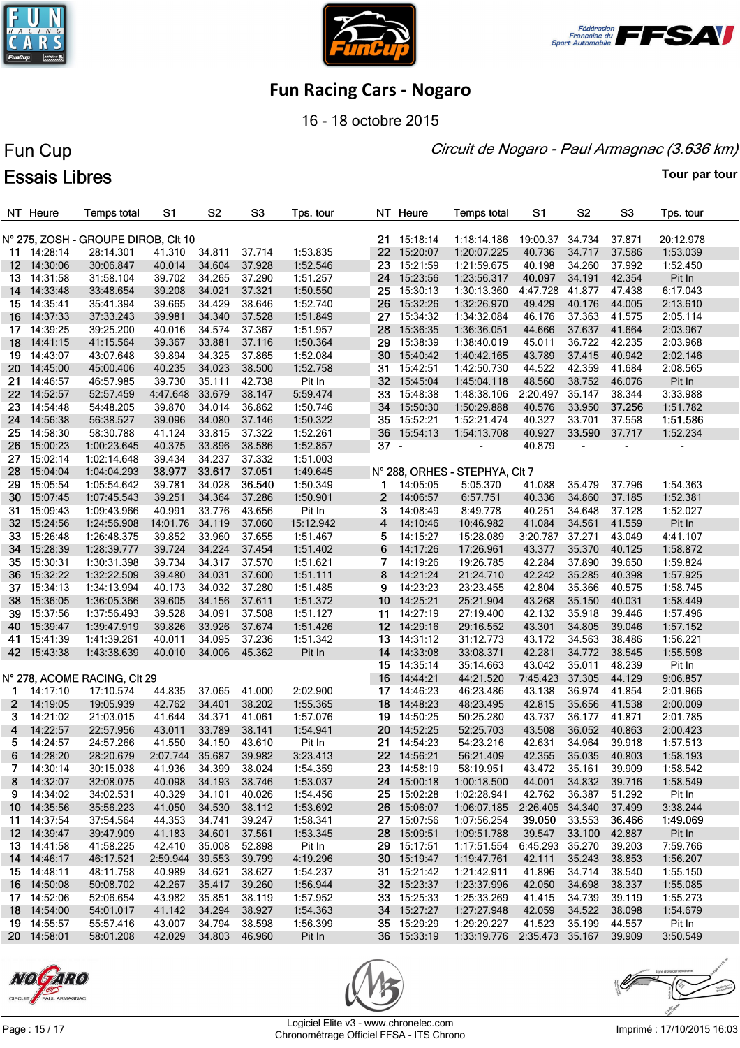# Fun Racing Cars - Nogaro

16 - 18 octobre 2015

## Fun Cup

*Circuit de Nogaro - Paul Armagnac (3.636 km)*

## Essais Libres

**Tour par tour**

### N° 275, ZOSH - GROUPE DIROB, Clt 10

| NT | Heure | Temps total | S1 | S2 | S3 | Tps. tour |
|---|---|---|---|---|---|---|
| 11 | 14:28:14 | 28:14.301 | 41.310 | 34.811 | 37.714 | 1:53.835 |
| 12 | 14:30:06 | 30:06.847 | 40.014 | 34.604 | 37.928 | 1:52.546 |
| 13 | 14:31:58 | 31:58.104 | 39.702 | 34.265 | 37.290 | 1:51.257 |
| 14 | 14:33:48 | 33:48.654 | 39.208 | 34.021 | 37.321 | 1:50.550 |
| 15 | 14:35:41 | 35:41.394 | 39.665 | 34.429 | 38.646 | 1:52.740 |
| 16 | 14:37:33 | 37:33.243 | 39.981 | 34.340 | 37.528 | 1:51.849 |
| 17 | 14:39:25 | 39:25.200 | 40.016 | 34.574 | 37.367 | 1:51.957 |
| 18 | 14:41:15 | 41:15.564 | 39.367 | 33.881 | 37.116 | 1:50.364 |
| 19 | 14:43:07 | 43:07.648 | 39.894 | 34.325 | 37.865 | 1:52.084 |
| 20 | 14:45:00 | 45:00.406 | 40.235 | 34.023 | 38.500 | 1:52.758 |
| 21 | 14:46:57 | 46:57.985 | 39.730 | 35.111 | 42.738 | Pit In |
| 22 | 14:52:57 | 52:57.459 | 4:47.648 | 33.679 | 38.147 | 5:59.474 |
| 23 | 14:54:48 | 54:48.205 | 39.870 | 34.014 | 36.862 | 1:50.746 |
| 24 | 14:56:38 | 56:38.527 | 39.096 | 34.080 | 37.146 | 1:50.322 |
| 25 | 14:58:30 | 58:30.788 | 41.124 | 33.815 | 37.322 | 1:52.261 |
| 26 | 15:00:23 | 1:00:23.645 | 40.375 | 33.896 | 38.586 | 1:52.857 |
| 27 | 15:02:14 | 1:02:14.648 | 39.434 | 34.237 | 37.332 | 1:51.003 |
| 28 | 15:04:04 | 1:04:04.293 | **38.977** | **33.617** | 37.051 | 1:49.645 |
| 29 | 15:05:54 | 1:05:54.642 | 39.781 | 34.028 | **36.540** | 1:50.349 |
| 30 | 15:07:45 | 1:07:45.543 | 39.251 | 34.364 | 37.286 | 1:50.901 |
| 31 | 15:09:43 | 1:09:43.966 | 40.991 | 33.776 | 43.656 | Pit In |
| 32 | 15:24:56 | 1:24:56.908 | 14:01.76 | 34.119 | 37.060 | 15:12.942 |
| 33 | 15:26:48 | 1:26:48.375 | 39.852 | 33.960 | 37.655 | 1:51.467 |
| 34 | 15:28:39 | 1:28:39.777 | 39.724 | 34.224 | 37.454 | 1:51.402 |
| 35 | 15:30:31 | 1:30:31.398 | 39.734 | 34.317 | 37.570 | 1:51.621 |
| 36 | 15:32:22 | 1:32:22.509 | 39.480 | 34.031 | 37.600 | 1:51.111 |
| 37 | 15:34:13 | 1:34:13.994 | 40.173 | 34.032 | 37.280 | 1:51.485 |
| 38 | 15:36:05 | 1:36:05.366 | 39.605 | 34.156 | 37.611 | 1:51.372 |
| 39 | 15:37:56 | 1:37:56.493 | 39.528 | 34.091 | 37.508 | 1:51.127 |
| 40 | 15:39:47 | 1:39:47.919 | 39.826 | 33.926 | 37.674 | 1:51.426 |
| 41 | 15:41:39 | 1:41:39.261 | 40.011 | 34.095 | 37.236 | 1:51.342 |
| 42 | 15:43:38 | 1:43:38.639 | 40.010 | 34.006 | 45.362 | Pit In |

### N° 278, ACOME RACING, Clt 29

| NT | Heure | Temps total | S1 | S2 | S3 | Tps. tour |
|---|---|---|---|---|---|---|
| 1 | 14:17:10 | 17:10.574 | 44.835 | 37.065 | 41.000 | 2:02.900 |
| 2 | 14:19:05 | 19:05.939 | 42.762 | 34.401 | 38.202 | 1:55.365 |
| 3 | 14:21:02 | 21:03.015 | 41.644 | 34.371 | 41.061 | 1:57.076 |
| 4 | 14:22:57 | 22:57.956 | 43.011 | 33.789 | 38.141 | 1:54.941 |
| 5 | 14:24:57 | 24:57.266 | 41.550 | 34.150 | 43.610 | Pit In |
| 6 | 14:28:20 | 28:20.679 | 2:07.744 | 35.687 | 39.982 | 3:23.413 |
| 7 | 14:30:14 | 30:15.038 | 41.936 | 34.399 | 38.024 | 1:54.359 |
| 8 | 14:32:07 | 32:08.075 | 40.098 | 34.193 | 38.746 | 1:53.037 |
| 9 | 14:34:02 | 34:02.531 | 40.329 | 34.101 | 40.026 | 1:54.456 |
| 10 | 14:35:56 | 35:56.223 | 41.050 | 34.530 | 38.112 | 1:53.692 |
| 11 | 14:37:54 | 37:54.564 | 44.353 | 34.741 | 39.247 | 1:58.341 |
| 12 | 14:39:47 | 39:47.909 | 41.183 | 34.601 | 37.561 | 1:53.345 |
| 13 | 14:41:58 | 41:58.225 | 42.410 | 35.008 | 52.898 | Pit In |
| 14 | 14:46:17 | 46:17.521 | 2:59.944 | 39.553 | 39.799 | 4:19.296 |
| 15 | 14:48:11 | 48:11.758 | 40.989 | 34.621 | 38.627 | 1:54.237 |
| 16 | 14:50:08 | 50:08.702 | 42.267 | 35.417 | 39.260 | 1:56.944 |
| 17 | 14:52:06 | 52:06.654 | 43.982 | 35.851 | 38.119 | 1:57.952 |
| 18 | 14:54:00 | 54:01.017 | 41.142 | 34.294 | 38.927 | 1:54.363 |
| 19 | 14:55:57 | 55:57.416 | 43.007 | 34.794 | 38.598 | 1:56.399 |
| 20 | 14:58:01 | 58:01.208 | 42.029 | 34.803 | 46.960 | Pit In |
| 21 | 15:18:14 | 1:18:14.186 | 19:00.37 | 34.734 | 37.871 | 20:12.978 |
| 22 | 15:20:07 | 1:20:07.225 | 40.736 | 34.717 | 37.586 | 1:53.039 |
| 23 | 15:21:59 | 1:21:59.675 | 40.198 | 34.260 | 37.992 | 1:52.450 |
| 24 | 15:23:56 | 1:23:56.317 | **40.097** | 34.191 | 42.354 | Pit In |
| 25 | 15:30:13 | 1:30:13.360 | 4:47.728 | 41.877 | 47.438 | 6:17.043 |
| 26 | 15:32:26 | 1:32:26.970 | 49.429 | 40.176 | 44.005 | 2:13.610 |
| 27 | 15:34:32 | 1:34:32.084 | 46.176 | 37.415 | 41.575 | 2:05.114 |
| 28 | 15:36:35 | 1:36:36.051 | 44.666 | 37.637 | 41.664 | 2:03.967 |
| 29 | 15:38:39 | 1:38:40.019 | 45.011 | 36.722 | 42.235 | 2:03.968 |
| 30 | 15:40:42 | 1:40:42.165 | 43.789 | 37.415 | 40.942 | 2:02.146 |
| 31 | 15:42:51 | 1:42:50.730 | 44.522 | 42.359 | 41.684 | 2:08.565 |
| 32 | 15:45:04 | 1:45:04.118 | 48.560 | 38.752 | 46.076 | Pit In |
| 33 | 15:48:38 | 1:48:38.106 | 2:20.497 | 35.147 | 38.344 | 3:33.988 |
| 34 | 15:50:30 | 1:50:29.888 | 40.576 | 33.950 | **37.256** | 1:51.782 |
| 35 | 15:52:21 | 1:52:21.474 | 40.327 | 33.701 | 37.558 | **1:51.586** |
| 36 | 15:54:13 | 1:54:13.708 | 40.927 | **33.590** | 37.717 | 1:52.234 |
| 37 | - | - | 40.879 | - | - | - |

### N° 288, ORHES - STEPHYA, Clt 7

| NT | Heure | Temps total | S1 | S2 | S3 | Tps. tour |
|---|---|---|---|---|---|---|
| 1 | 14:05:05 | 5:05.370 | 41.088 | 35.479 | 37.796 | 1:54.363 |
| 2 | 14:06:57 | 6:57.751 | 40.336 | 34.860 | 37.185 | 1:52.381 |
| 3 | 14:08:49 | 8:49.778 | 40.251 | 34.648 | 37.128 | 1:52.027 |
| 4 | 14:10:46 | 10:46.982 | 41.084 | 34.561 | 41.559 | Pit In |
| 5 | 14:15:27 | 15:28.089 | 3:20.787 | 37.271 | 43.049 | 4:41.107 |
| 6 | 14:17:26 | 17:26.961 | 43.377 | 35.370 | 40.125 | 1:58.872 |
| 7 | 14:19:26 | 19:26.785 | 42.284 | 37.890 | 39.650 | 1:59.824 |
| 8 | 14:21:24 | 21:24.710 | 42.242 | 35.285 | 40.398 | 1:57.925 |
| 9 | 14:23:23 | 23:23.455 | 42.804 | 35.366 | 40.575 | 1:58.745 |
| 10 | 14:25:21 | 25:21.904 | 43.268 | 35.150 | 40.031 | 1:58.449 |
| 11 | 14:27:19 | 27:19.400 | 42.132 | 35.918 | 39.446 | 1:57.496 |
| 12 | 14:29:16 | 29:16.552 | 43.301 | 34.805 | 39.046 | 1:57.152 |
| 13 | 14:31:12 | 31:12.773 | 43.172 | 34.563 | 38.486 | 1:56.221 |
| 14 | 14:33:08 | 33:08.371 | 42.281 | 34.772 | 38.545 | 1:55.598 |
| 15 | 14:35:14 | 35:14.663 | 43.042 | 35.011 | 48.239 | Pit In |
| 16 | 14:44:21 | 44:21.520 | 7:45.423 | 37.305 | 44.129 | 9:06.857 |
| 17 | 14:46:23 | 46:23.486 | 43.138 | 36.974 | 41.854 | 2:01.966 |
| 18 | 14:48:23 | 48:23.495 | 42.815 | 35.656 | 41.538 | 2:00.009 |
| 19 | 14:50:25 | 50:25.280 | 43.737 | 36.177 | 41.871 | 2:01.785 |
| 20 | 14:52:25 | 52:25.703 | 43.508 | 36.052 | 40.863 | 2:00.423 |
| 21 | 14:54:23 | 54:23.216 | 42.631 | 34.964 | 39.918 | 1:57.513 |
| 22 | 14:56:21 | 56:21.409 | 42.355 | 35.035 | 40.803 | 1:58.193 |
| 23 | 14:58:19 | 58:19.951 | 43.472 | 35.161 | 39.909 | 1:58.542 |
| 24 | 15:00:18 | 1:00:18.500 | 44.001 | 34.832 | 39.716 | 1:58.549 |
| 25 | 15:02:28 | 1:02:28.941 | 42.762 | 36.387 | 51.292 | Pit In |
| 26 | 15:06:07 | 1:06:07.185 | 2:26.405 | 34.340 | 37.499 | 3:38.244 |
| 27 | 15:07:56 | 1:07:56.254 | **39.050** | 33.553 | **36.466** | **1:49.069** |
| 28 | 15:09:51 | 1:09:51.788 | 39.547 | **33.100** | 42.887 | Pit In |
| 29 | 15:17:51 | 1:17:51.554 | 6:45.293 | 35.270 | 39.203 | 7:59.766 |
| 30 | 15:19:47 | 1:19:47.761 | 42.111 | 35.243 | 38.853 | 1:56.207 |
| 31 | 15:21:42 | 1:21:42.911 | 41.896 | 34.714 | 38.540 | 1:55.150 |
| 32 | 15:23:37 | 1:23:37.996 | 42.050 | 34.698 | 38.337 | 1:55.085 |
| 33 | 15:25:33 | 1:25:33.269 | 41.415 | 34.739 | 39.119 | 1:55.273 |
| 34 | 15:27:27 | 1:27:27.948 | 42.059 | 34.522 | 38.098 | 1:54.679 |
| 35 | 15:29:29 | 1:29:29.227 | 41.523 | 35.199 | 44.557 | Pit In |
| 36 | 15:33:19 | 1:33:19.776 | 2:35.473 | 35.167 | 39.909 | 3:50.549 |

Logiciel Elite v3 - www.chronelec.com
Chronométrage Officiel FFSA - ITS Chrono

Imprimé : 17/10/2015 16:03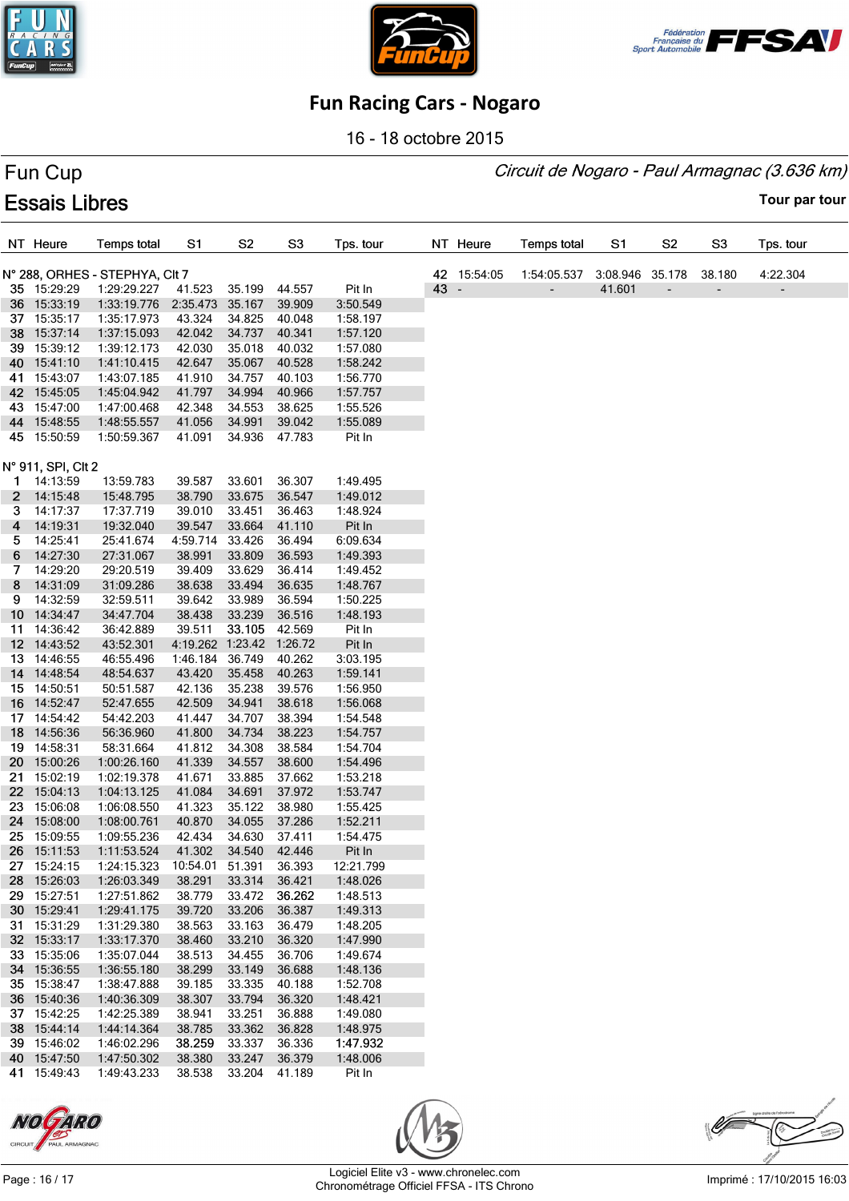# Fun Racing Cars - Nogaro

16 - 18 octobre 2015

## Fun Cup

*Circuit de Nogaro - Paul Armagnac (3.636 km)*

## Essais Libres

Tour par tour

N° 288, ORHES - STEPHYA, Clt 7

| NT | Heure | Temps total | S1 | S2 | S3 | Tps. tour |
|---|---|---|---|---|---|---|
| 35 | 15:29:29 | 1:29:29.227 | 41.523 | 35.199 | 44.557 | Pit In |
| 36 | 15:33:19 | 1:33:19.776 | 2:35.473 | 35.167 | 39.909 | 3:50.549 |
| 37 | 15:35:17 | 1:35:17.973 | 43.324 | 34.825 | 40.048 | 1:58.197 |
| 38 | 15:37:14 | 1:37:15.093 | 42.042 | 34.737 | 40.341 | 1:57.120 |
| 39 | 15:39:12 | 1:39:12.173 | 42.030 | 35.018 | 40.032 | 1:57.080 |
| 40 | 15:41:10 | 1:41:10.415 | 42.647 | 35.067 | 40.528 | 1:58.242 |
| 41 | 15:43:07 | 1:43:07.185 | 41.910 | 34.757 | 40.103 | 1:56.770 |
| 42 | 15:45:05 | 1:45:04.942 | 41.797 | 34.994 | 40.966 | 1:57.757 |
| 43 | 15:47:00 | 1:47:00.468 | 42.348 | 34.553 | 38.625 | 1:55.526 |
| 44 | 15:48:55 | 1:48:55.557 | 41.056 | 34.991 | 39.042 | 1:55.089 |
| 45 | 15:50:59 | 1:50:59.367 | 41.091 | 34.936 | 47.783 | Pit In |

N° 911, SPI, Clt 2

| NT | Heure | Temps total | S1 | S2 | S3 | Tps. tour |
|---|---|---|---|---|---|---|
| 1 | 14:13:59 | 13:59.783 | 39.587 | 33.601 | 36.307 | 1:49.495 |
| 2 | 14:15:48 | 15:48.795 | 38.790 | 33.675 | 36.547 | 1:49.012 |
| 3 | 14:17:37 | 17:37.719 | 39.010 | 33.451 | 36.463 | 1:48.924 |
| 4 | 14:19:31 | 19:32.040 | 39.547 | 33.664 | 41.110 | Pit In |
| 5 | 14:25:41 | 25:41.674 | 4:59.714 | 33.426 | 36.494 | 6:09.634 |
| 6 | 14:27:30 | 27:31.067 | 38.991 | 33.809 | 36.593 | 1:49.393 |
| 7 | 14:29:20 | 29:20.519 | 39.409 | 33.629 | 36.414 | 1:49.452 |
| 8 | 14:31:09 | 31:09.286 | 38.638 | 33.494 | 36.635 | 1:48.767 |
| 9 | 14:32:59 | 32:59.511 | 39.642 | 33.989 | 36.594 | 1:50.225 |
| 10 | 14:34:47 | 34:47.704 | 38.438 | 33.239 | 36.516 | 1:48.193 |
| 11 | 14:36:42 | 36:42.889 | 39.511 | 33.105 | 42.569 | Pit In |
| 12 | 14:43:52 | 43:52.301 | 4:19.262 | 1:23.42 | 1:26.72 | Pit In |
| 13 | 14:46:55 | 46:55.496 | 1:46.184 | 36.749 | 40.262 | 3:03.195 |
| 14 | 14:48:54 | 48:54.637 | 43.420 | 35.458 | 40.263 | 1:59.141 |
| 15 | 14:50:51 | 50:51.587 | 42.136 | 35.238 | 39.576 | 1:56.950 |
| 16 | 14:52:47 | 52:47.655 | 42.509 | 34.941 | 38.618 | 1:56.068 |
| 17 | 14:54:42 | 54:42.203 | 41.447 | 34.707 | 38.394 | 1:54.548 |
| 18 | 14:56:36 | 56:36.960 | 41.800 | 34.734 | 38.223 | 1:54.757 |
| 19 | 14:58:31 | 58:31.664 | 41.812 | 34.308 | 38.584 | 1:54.704 |
| 20 | 15:00:26 | 1:00:26.160 | 41.339 | 34.557 | 38.600 | 1:54.496 |
| 21 | 15:02:19 | 1:02:19.378 | 41.671 | 33.885 | 37.662 | 1:53.218 |
| 22 | 15:04:13 | 1:04:13.125 | 41.084 | 34.691 | 37.972 | 1:53.747 |
| 23 | 15:06:08 | 1:06:08.550 | 41.323 | 35.122 | 38.980 | 1:55.425 |
| 24 | 15:08:00 | 1:08:00.761 | 40.870 | 34.055 | 37.286 | 1:52.211 |
| 25 | 15:09:55 | 1:09:55.236 | 42.434 | 34.630 | 37.411 | 1:54.475 |
| 26 | 15:11:53 | 1:11:53.524 | 41.302 | 34.540 | 42.446 | Pit In |
| 27 | 15:24:15 | 1:24:15.323 | 10:54.01 | 51.391 | 36.393 | 12:21.799 |
| 28 | 15:26:03 | 1:26:03.349 | 38.291 | 33.314 | 36.421 | 1:48.026 |
| 29 | 15:27:51 | 1:27:51.862 | 38.779 | 33.472 | 36.262 | 1:48.513 |
| 30 | 15:29:41 | 1:29:41.175 | 39.720 | 33.206 | 36.387 | 1:49.313 |
| 31 | 15:31:29 | 1:31:29.380 | 38.563 | 33.163 | 36.479 | 1:48.205 |
| 32 | 15:33:17 | 1:33:17.370 | 38.460 | 33.210 | 36.320 | 1:47.990 |
| 33 | 15:35:06 | 1:35:07.044 | 38.513 | 34.455 | 36.706 | 1:49.674 |
| 34 | 15:36:55 | 1:36:55.180 | 38.299 | 33.149 | 36.688 | 1:48.136 |
| 35 | 15:38:47 | 1:38:47.888 | 39.185 | 33.335 | 40.188 | 1:52.708 |
| 36 | 15:40:36 | 1:40:36.309 | 38.307 | 33.794 | 36.320 | 1:48.421 |
| 37 | 15:42:25 | 1:42:25.389 | 38.941 | 33.251 | 36.888 | 1:49.080 |
| 38 | 15:44:14 | 1:44:14.364 | 38.785 | 33.362 | 36.828 | 1:48.975 |
| 39 | 15:46:02 | 1:46:02.296 | 38.259 | 33.337 | 36.336 | 1:47.932 |
| 40 | 15:47:50 | 1:47:50.302 | 38.380 | 33.247 | 36.379 | 1:48.006 |
| 41 | 15:49:43 | 1:49:43.233 | 38.538 | 33.204 | 41.189 | Pit In |
| 42 | 15:54:05 | 1:54:05.537 | 3:08.946 | 35.178 | 38.180 | 4:22.304 |
| 43 | - | - | 41.601 | - | - | - |

Logiciel Elite v3 - www.chronelec.com
Chronométrage Officiel FFSA - ITS Chrono

Imprimé : 17/10/2015 16:03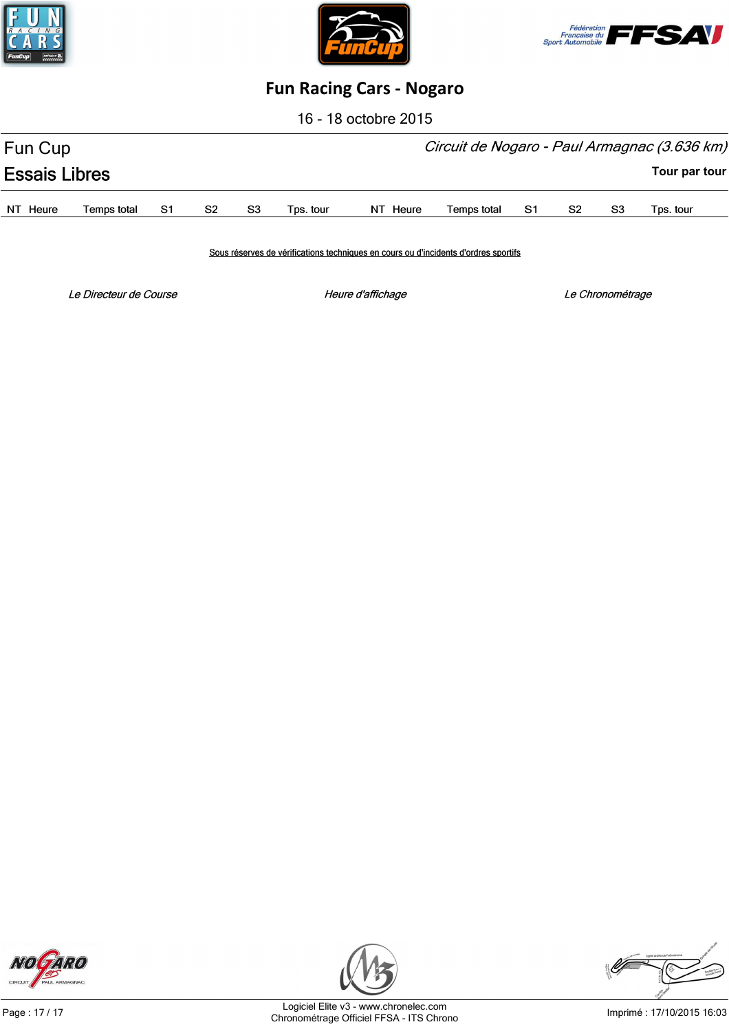# Fun Racing Cars - Nogaro

16 - 18 octobre 2015

## Fun Cup

*Circuit de Nogaro - Paul Armagnac (3.636 km)*

## Essais Libres

**Tour par tour**

| NT | Heure | Temps total | S1 | S2 | S3 | Tps. tour | NT | Heure | Temps total | S1 | S2 | S3 | Tps. tour |
|---|---|---|---|---|---|---|---|---|---|---|---|---|---|

Sous réserves de vérifications techniques en cours ou d'incidents d'ordres sportifs

*Le Directeur de Course* *Heure d'affichage* *Le Chronométrage*

Logiciel Elite v3 - www.chronelec.com
Chronométrage Officiel FFSA - ITS Chrono

Imprimé : 17/10/2015 16:03